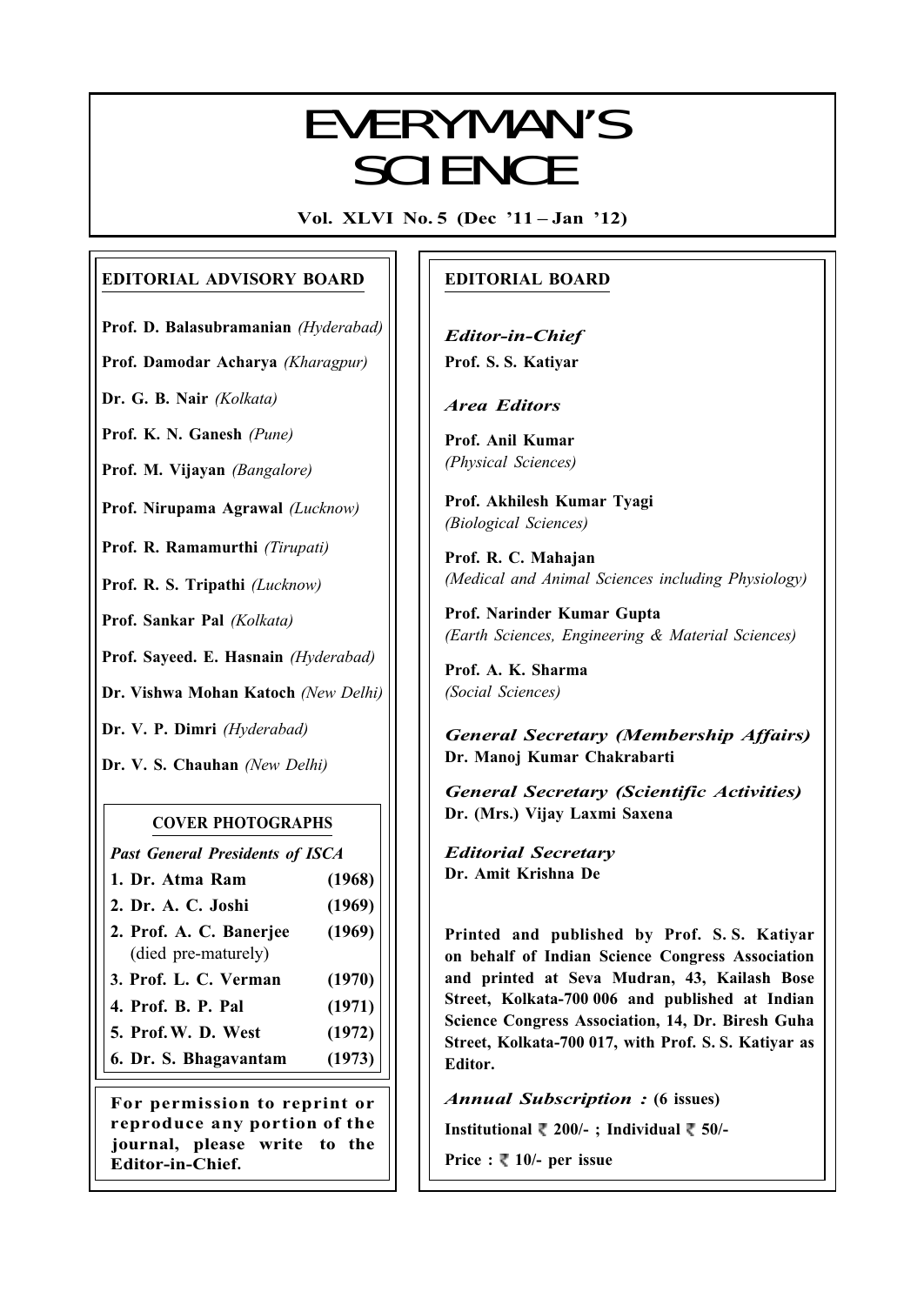# EVERYMAN'S SCIENCE

**Vol. XLVI No. 5 (Dec '11 – Jan '12)**

## EDITORIAL ADVISORY BOARD

**Prof. D. Balasubramanian** *(Hyderabad)*

**Prof. Damodar Acharya** *(Kharagpur)*

**Dr. G. B. Nair** *(Kolkata)*

**Prof. K. N. Ganesh** *(Pune)*

**Prof. M. Vijayan** *(Bangalore)*

**Prof. Nirupama Agrawal** *(Lucknow)*

**Prof. R. Ramamurthi** *(Tirupati)*

**Prof. R. S. Tripathi** *(Lucknow)*

**Prof. Sankar Pal** *(Kolkata)*

**Prof. Sayeed. E. Hasnain** *(Hyderabad)*

**Dr. Vishwa Mohan Katoch** *(New Delhi)*

**Dr. V. P. Dimri** *(Hyderabad)*

**Dr. V. S. Chauhan** *(New Delhi)*

### COVER PHOTOGRAPHS

*Past General Presidents of ISCA*

| | |
|---|---|
| **1. Dr. Atma Ram** | **(1968)** |
| **2. Dr. A. C. Joshi** | **(1969)** |
| **2. Prof. A. C. Banerjee** (died pre-maturely) | **(1969)** |
| **3. Prof. L. C. Verman** | **(1970)** |
| **4. Prof. B. P. Pal** | **(1971)** |
| **5. Prof. W. D. West** | **(1972)** |
| **6. Dr. S. Bhagavantam** | **(1973)** |

**For permission to reprint or reproduce any portion of the journal, please write to the Editor-in-Chief.**

## EDITORIAL BOARD

***Editor-in-Chief***

**Prof. S. S. Katiyar**

***Area Editors***

**Prof. Anil Kumar**
*(Physical Sciences)*

**Prof. Akhilesh Kumar Tyagi**
*(Biological Sciences)*

**Prof. R. C. Mahajan**
*(Medical and Animal Sciences including Physiology)*

**Prof. Narinder Kumar Gupta**
*(Earth Sciences, Engineering & Material Sciences)*

**Prof. A. K. Sharma**
*(Social Sciences)*

***General Secretary (Membership Affairs)***
**Dr. Manoj Kumar Chakrabarti**

***General Secretary (Scientific Activities)***
**Dr. (Mrs.) Vijay Laxmi Saxena**

***Editorial Secretary***
**Dr. Amit Krishna De**

**Printed and published by Prof. S. S. Katiyar on behalf of Indian Science Congress Association and printed at Seva Mudran, 43, Kailash Bose Street, Kolkata-700 006 and published at Indian Science Congress Association, 14, Dr. Biresh Guha Street, Kolkata-700 017, with Prof. S. S. Katiyar as Editor.**

***Annual Subscription :*** **(6 issues)**

**Institutional ₹ 200/- ; Individual ₹ 50/-**

**Price : ₹ 10/- per issue**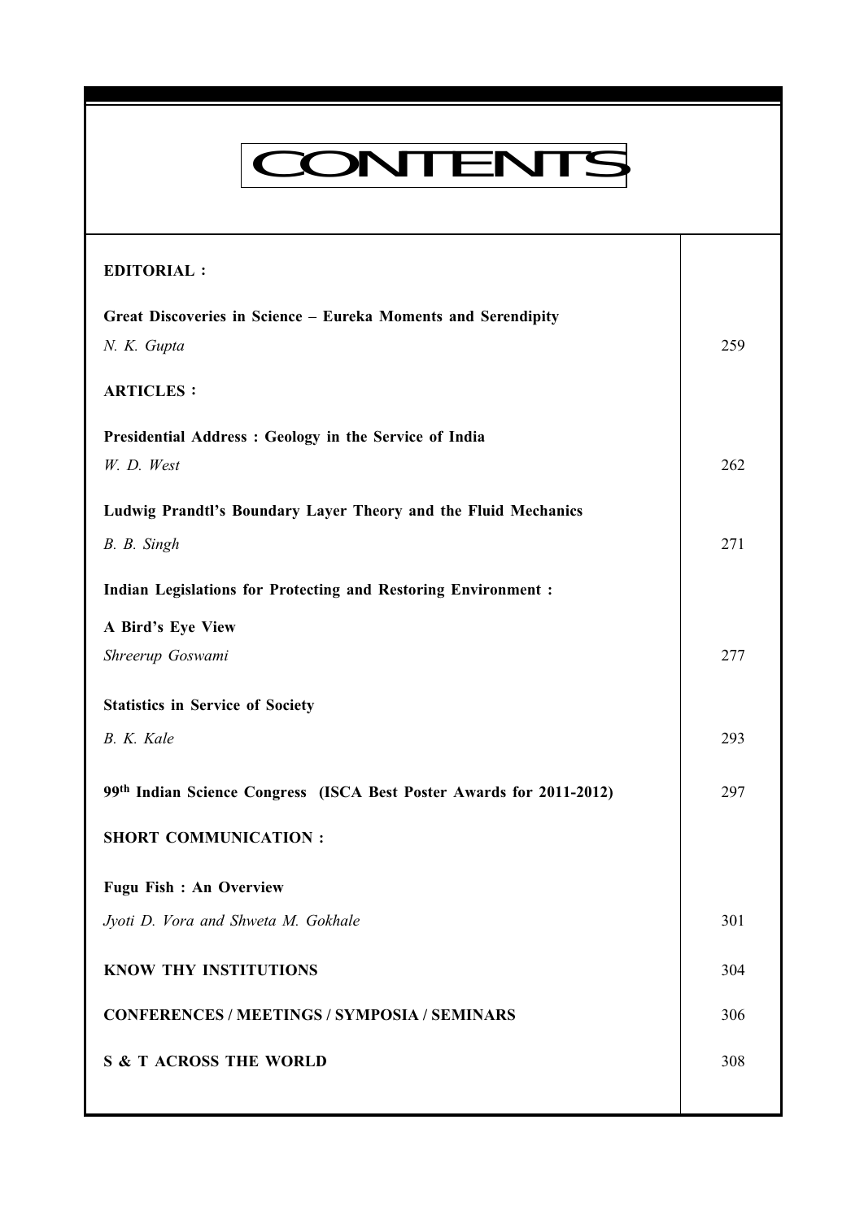# CONTENTS

| | |
|---|---|
| **EDITORIAL :** | |
| **Great Discoveries in Science – Eureka Moments and Serendipity** | |
| *N. K. Gupta* | 259 |
| **ARTICLES :** | |
| **Presidential Address : Geology in the Service of India** | |
| *W. D. West* | 262 |
| **Ludwig Prandtl's Boundary Layer Theory and the Fluid Mechanics** | |
| *B. B. Singh* | 271 |
| **Indian Legislations for Protecting and Restoring Environment : A Bird's Eye View** | |
| *Shreerup Goswami* | 277 |
| **Statistics in Service of Society** | |
| *B. K. Kale* | 293 |
| **99th Indian Science Congress (ISCA Best Poster Awards for 2011-2012)** | 297 |
| **SHORT COMMUNICATION :** | |
| **Fugu Fish : An Overview** | |
| *Jyoti D. Vora and Shweta M. Gokhale* | 301 |
| **KNOW THY INSTITUTIONS** | 304 |
| **CONFERENCES / MEETINGS / SYMPOSIA / SEMINARS** | 306 |
| **S & T ACROSS THE WORLD** | 308 |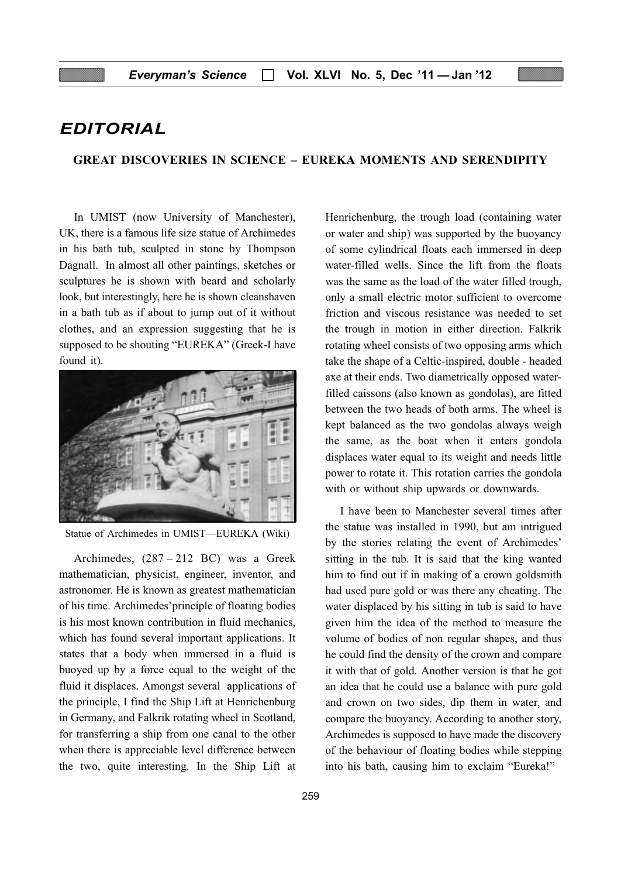# EDITORIAL

## GREAT DISCOVERIES IN SCIENCE – EUREKA MOMENTS AND SERENDIPITY

In UMIST (now University of Manchester), UK, there is a famous life size statue of Archimedes in his bath tub, sculpted in stone by Thompson Dagnall. In almost all other paintings, sketches or sculptures he is shown with beard and scholarly look, but interestingly, here he is shown cleanshaven in a bath tub as if about to jump out of it without clothes, and an expression suggesting that he is supposed to be shouting "EUREKA" (Greek-I have found it).

Statue of Archimedes in UMIST—EUREKA (Wiki)

Archimedes, (287 – 212 BC) was a Greek mathematician, physicist, engineer, inventor, and astronomer. He is known as greatest mathematician of his time. Archimedes' principle of floating bodies is his most known contribution in fluid mechanics, which has found several important applications. It states that a body when immersed in a fluid is buoyed up by a force equal to the weight of the fluid it displaces. Amongst several applications of the principle, I find the Ship Lift at Henrichenburg in Germany, and Falkrik rotating wheel in Scotland, for transferring a ship from one canal to the other when there is appreciable level difference between the two, quite interesting. In the Ship Lift at Henrichenburg, the trough load (containing water or water and ship) was supported by the buoyancy of some cylindrical floats each immersed in deep water-filled wells. Since the lift from the floats was the same as the load of the water filled trough, only a small electric motor sufficient to overcome friction and viscous resistance was needed to set the trough in motion in either direction. Falkrik rotating wheel consists of two opposing arms which take the shape of a Celtic-inspired, double - headed axe at their ends. Two diametrically opposed water-filled caissons (also known as gondolas), are fitted between the two heads of both arms. The wheel is kept balanced as the two gondolas always weigh the same, as the boat when it enters gondola displaces water equal to its weight and needs little power to rotate it. This rotation carries the gondola with or without ship upwards or downwards.

I have been to Manchester several times after the statue was installed in 1990, but am intrigued by the stories relating the event of Archimedes' sitting in the tub. It is said that the king wanted him to find out if in making of a crown goldsmith had used pure gold or was there any cheating. The water displaced by his sitting in tub is said to have given him the idea of the method to measure the volume of bodies of non regular shapes, and thus he could find the density of the crown and compare it with that of gold. Another version is that he got an idea that he could use a balance with pure gold and crown on two sides, dip them in water, and compare the buoyancy. According to another story, Archimedes is supposed to have made the discovery of the behaviour of floating bodies while stepping into his bath, causing him to exclaim "Eureka!"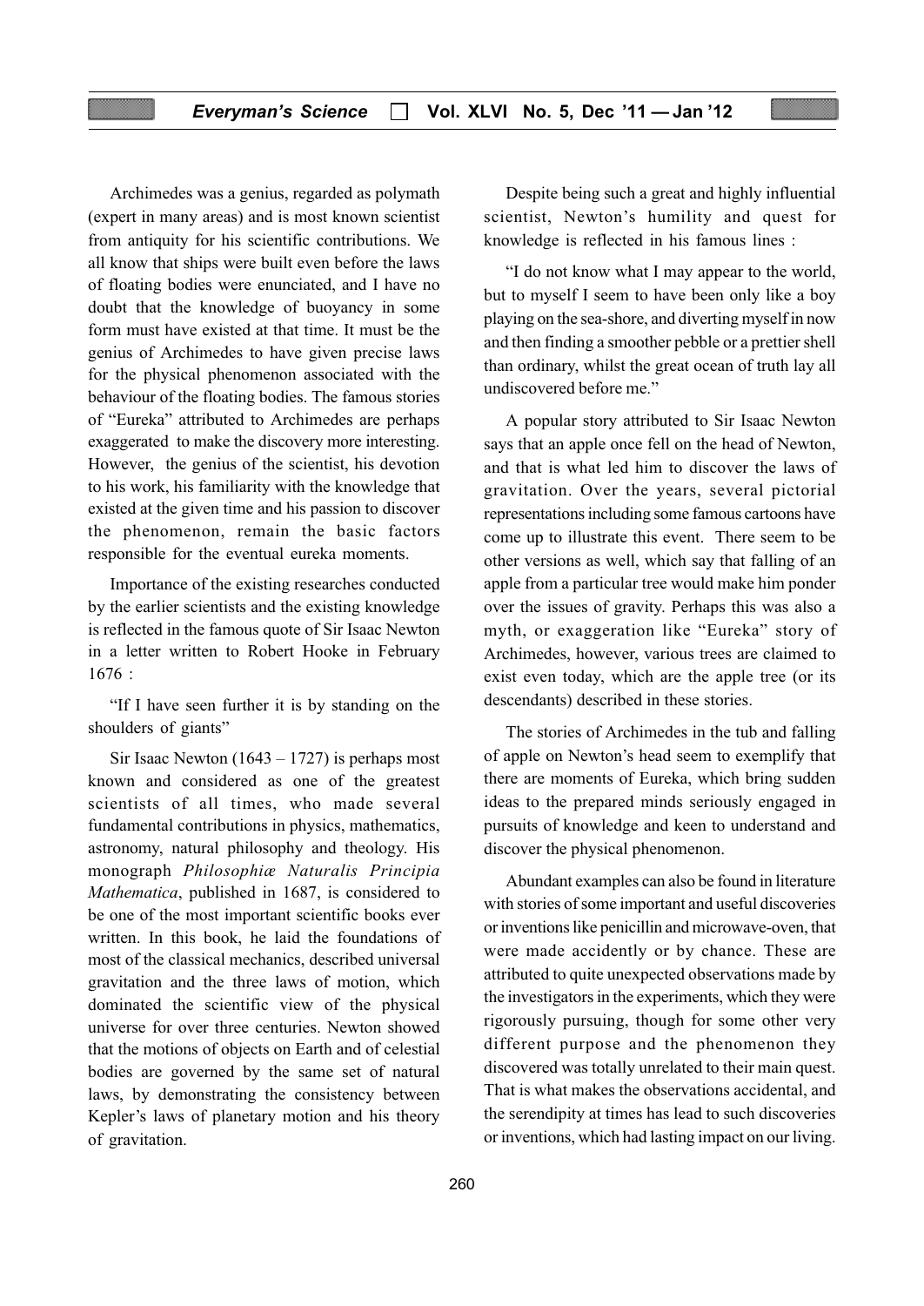Archimedes was a genius, regarded as polymath (expert in many areas) and is most known scientist from antiquity for his scientific contributions. We all know that ships were built even before the laws of floating bodies were enunciated, and I have no doubt that the knowledge of buoyancy in some form must have existed at that time. It must be the genius of Archimedes to have given precise laws for the physical phenomenon associated with the behaviour of the floating bodies. The famous stories of "Eureka" attributed to Archimedes are perhaps exaggerated to make the discovery more interesting. However, the genius of the scientist, his devotion to his work, his familiarity with the knowledge that existed at the given time and his passion to discover the phenomenon, remain the basic factors responsible for the eventual eureka moments.

Importance of the existing researches conducted by the earlier scientists and the existing knowledge is reflected in the famous quote of Sir Isaac Newton in a letter written to Robert Hooke in February 1676 :

"If I have seen further it is by standing on the shoulders of giants"

Sir Isaac Newton (1643 – 1727) is perhaps most known and considered as one of the greatest scientists of all times, who made several fundamental contributions in physics, mathematics, astronomy, natural philosophy and theology. His monograph *Philosophiæ Naturalis Principia Mathematica*, published in 1687, is considered to be one of the most important scientific books ever written. In this book, he laid the foundations of most of the classical mechanics, described universal gravitation and the three laws of motion, which dominated the scientific view of the physical universe for over three centuries. Newton showed that the motions of objects on Earth and of celestial bodies are governed by the same set of natural laws, by demonstrating the consistency between Kepler's laws of planetary motion and his theory of gravitation.

Despite being such a great and highly influential scientist, Newton's humility and quest for knowledge is reflected in his famous lines :

"I do not know what I may appear to the world, but to myself I seem to have been only like a boy playing on the sea-shore, and diverting myself in now and then finding a smoother pebble or a prettier shell than ordinary, whilst the great ocean of truth lay all undiscovered before me."

A popular story attributed to Sir Isaac Newton says that an apple once fell on the head of Newton, and that is what led him to discover the laws of gravitation. Over the years, several pictorial representations including some famous cartoons have come up to illustrate this event. There seem to be other versions as well, which say that falling of an apple from a particular tree would make him ponder over the issues of gravity. Perhaps this was also a myth, or exaggeration like "Eureka" story of Archimedes, however, various trees are claimed to exist even today, which are the apple tree (or its descendants) described in these stories.

The stories of Archimedes in the tub and falling of apple on Newton's head seem to exemplify that there are moments of Eureka, which bring sudden ideas to the prepared minds seriously engaged in pursuits of knowledge and keen to understand and discover the physical phenomenon.

Abundant examples can also be found in literature with stories of some important and useful discoveries or inventions like penicillin and microwave-oven, that were made accidently or by chance. These are attributed to quite unexpected observations made by the investigators in the experiments, which they were rigorously pursuing, though for some other very different purpose and the phenomenon they discovered was totally unrelated to their main quest. That is what makes the observations accidental, and the serendipity at times has lead to such discoveries or inventions, which had lasting impact on our living.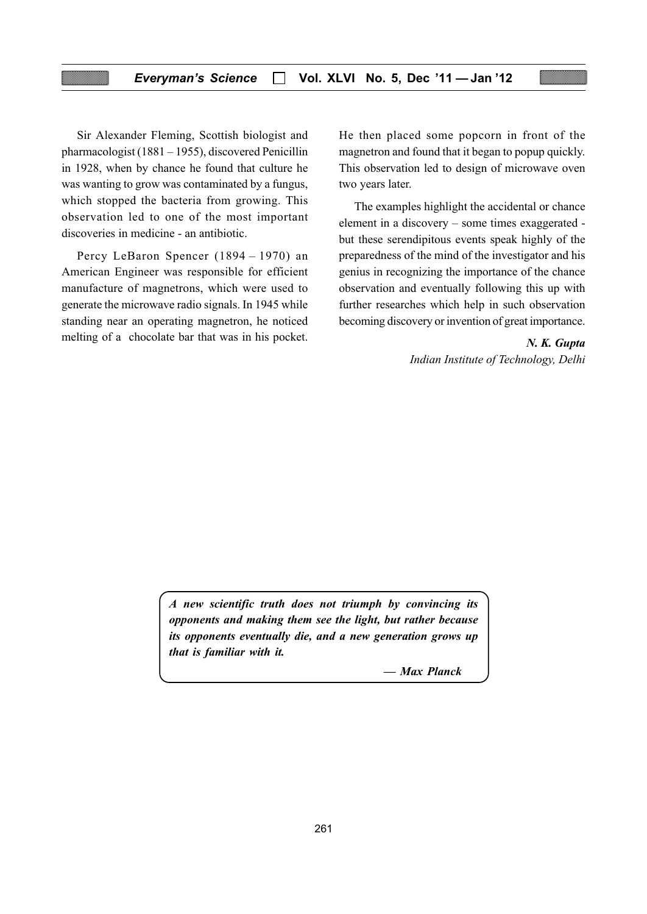Sir Alexander Fleming, Scottish biologist and pharmacologist (1881 – 1955), discovered Penicillin in 1928, when by chance he found that culture he was wanting to grow was contaminated by a fungus, which stopped the bacteria from growing. This observation led to one of the most important discoveries in medicine - an antibiotic.

Percy LeBaron Spencer (1894 – 1970) an American Engineer was responsible for efficient manufacture of magnetrons, which were used to generate the microwave radio signals. In 1945 while standing near an operating magnetron, he noticed melting of a chocolate bar that was in his pocket. He then placed some popcorn in front of the magnetron and found that it began to popup quickly. This observation led to design of microwave oven two years later.

The examples highlight the accidental or chance element in a discovery – some times exaggerated - but these serendipitous events speak highly of the preparedness of the mind of the investigator and his genius in recognizing the importance of the chance observation and eventually following this up with further researches which help in such observation becoming discovery or invention of great importance.

***N. K. Gupta***
*Indian Institute of Technology, Delhi*

> ***A new scientific truth does not triumph by convincing its opponents and making them see the light, but rather because its opponents eventually die, and a new generation grows up that is familiar with it.***
>
> ***— Max Planck***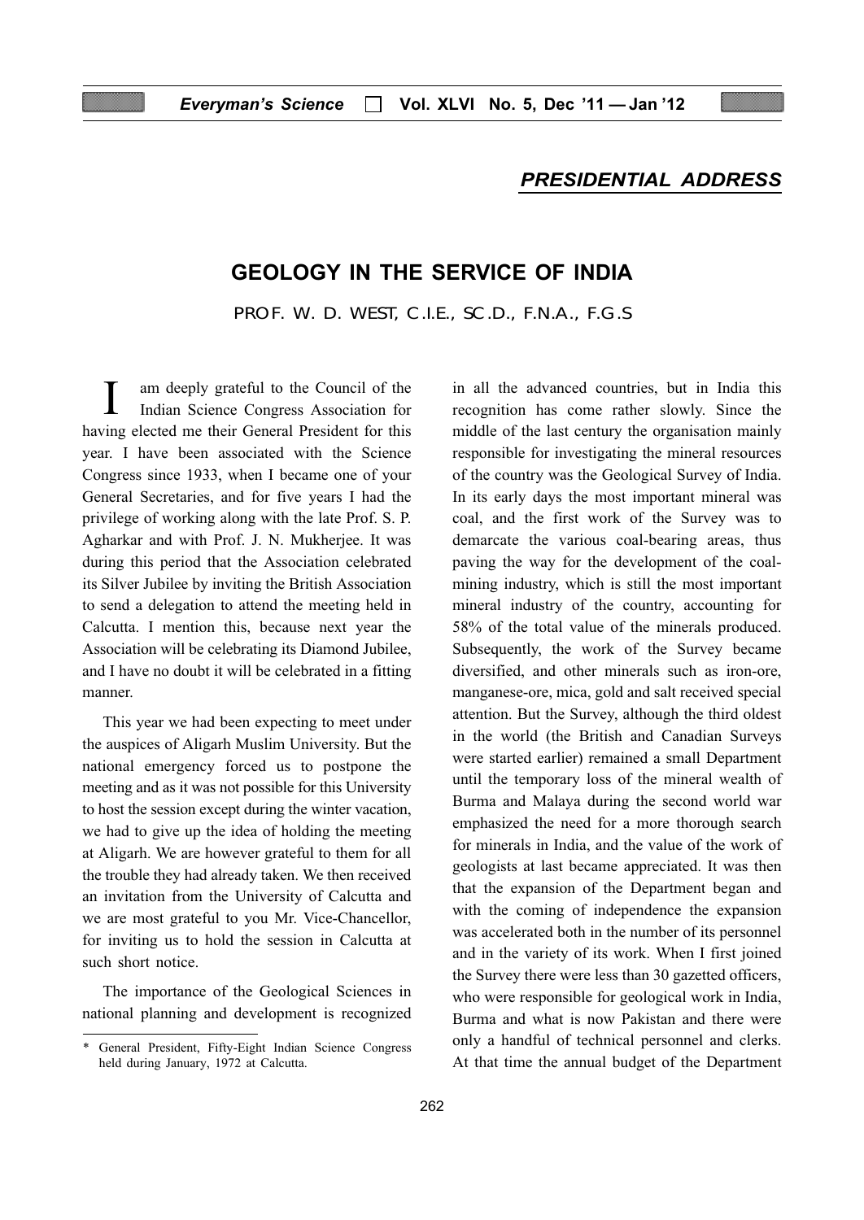## PRESIDENTIAL ADDRESS

# GEOLOGY IN THE SERVICE OF INDIA

PROF. W. D. WEST, C.I.E., SC.D., F.N.A., F.G.S

I am deeply grateful to the Council of the Indian Science Congress Association for having elected me their General President for this year. I have been associated with the Science Congress since 1933, when I became one of your General Secretaries, and for five years I had the privilege of working along with the late Prof. S. P. Agharkar and with Prof. J. N. Mukherjee. It was during this period that the Association celebrated its Silver Jubilee by inviting the British Association to send a delegation to attend the meeting held in Calcutta. I mention this, because next year the Association will be celebrating its Diamond Jubilee, and I have no doubt it will be celebrated in a fitting manner.

This year we had been expecting to meet under the auspices of Aligarh Muslim University. But the national emergency forced us to postpone the meeting and as it was not possible for this University to host the session except during the winter vacation, we had to give up the idea of holding the meeting at Aligarh. We are however grateful to them for all the trouble they had already taken. We then received an invitation from the University of Calcutta and we are most grateful to you Mr. Vice-Chancellor, for inviting us to hold the session in Calcutta at such short notice.

The importance of the Geological Sciences in national planning and development is recognized in all the advanced countries, but in India this recognition has come rather slowly. Since the middle of the last century the organisation mainly responsible for investigating the mineral resources of the country was the Geological Survey of India. In its early days the most important mineral was coal, and the first work of the Survey was to demarcate the various coal-bearing areas, thus paving the way for the development of the coal-mining industry, which is still the most important mineral industry of the country, accounting for 58% of the total value of the minerals produced. Subsequently, the work of the Survey became diversified, and other minerals such as iron-ore, manganese-ore, mica, gold and salt received special attention. But the Survey, although the third oldest in the world (the British and Canadian Surveys were started earlier) remained a small Department until the temporary loss of the mineral wealth of Burma and Malaya during the second world war emphasized the need for a more thorough search for minerals in India, and the value of the work of geologists at last became appreciated. It was then that the expansion of the Department began and with the coming of independence the expansion was accelerated both in the number of its personnel and in the variety of its work. When I first joined the Survey there were less than 30 gazetted officers, who were responsible for geological work in India, Burma and what is now Pakistan and there were only a handful of technical personnel and clerks. At that time the annual budget of the Department

\* General President, Fifty-Eight Indian Science Congress held during January, 1972 at Calcutta.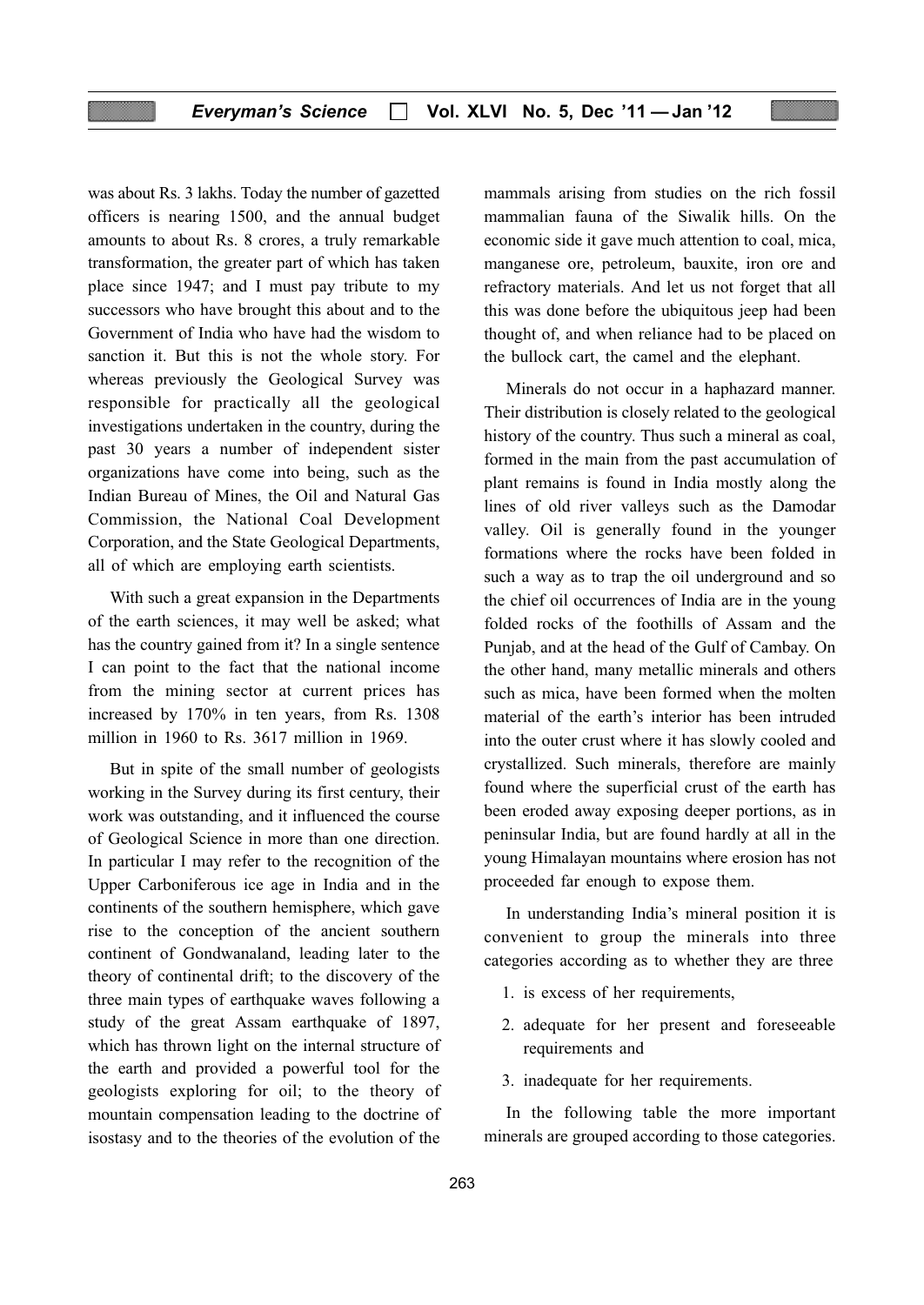was about Rs. 3 lakhs. Today the number of gazetted officers is nearing 1500, and the annual budget amounts to about Rs. 8 crores, a truly remarkable transformation, the greater part of which has taken place since 1947; and I must pay tribute to my successors who have brought this about and to the Government of India who have had the wisdom to sanction it. But this is not the whole story. For whereas previously the Geological Survey was responsible for practically all the geological investigations undertaken in the country, during the past 30 years a number of independent sister organizations have come into being, such as the Indian Bureau of Mines, the Oil and Natural Gas Commission, the National Coal Development Corporation, and the State Geological Departments, all of which are employing earth scientists.

With such a great expansion in the Departments of the earth sciences, it may well be asked; what has the country gained from it? In a single sentence I can point to the fact that the national income from the mining sector at current prices has increased by 170% in ten years, from Rs. 1308 million in 1960 to Rs. 3617 million in 1969.

But in spite of the small number of geologists working in the Survey during its first century, their work was outstanding, and it influenced the course of Geological Science in more than one direction. In particular I may refer to the recognition of the Upper Carboniferous ice age in India and in the continents of the southern hemisphere, which gave rise to the conception of the ancient southern continent of Gondwanaland, leading later to the theory of continental drift; to the discovery of the three main types of earthquake waves following a study of the great Assam earthquake of 1897, which has thrown light on the internal structure of the earth and provided a powerful tool for the geologists exploring for oil; to the theory of mountain compensation leading to the doctrine of isostasy and to the theories of the evolution of the mammals arising from studies on the rich fossil mammalian fauna of the Siwalik hills. On the economic side it gave much attention to coal, mica, manganese ore, petroleum, bauxite, iron ore and refractory materials. And let us not forget that all this was done before the ubiquitous jeep had been thought of, and when reliance had to be placed on the bullock cart, the camel and the elephant.

Minerals do not occur in a haphazard manner. Their distribution is closely related to the geological history of the country. Thus such a mineral as coal, formed in the main from the past accumulation of plant remains is found in India mostly along the lines of old river valleys such as the Damodar valley. Oil is generally found in the younger formations where the rocks have been folded in such a way as to trap the oil underground and so the chief oil occurrences of India are in the young folded rocks of the foothills of Assam and the Punjab, and at the head of the Gulf of Cambay. On the other hand, many metallic minerals and others such as mica, have been formed when the molten material of the earth's interior has been intruded into the outer crust where it has slowly cooled and crystallized. Such minerals, therefore are mainly found where the superficial crust of the earth has been eroded away exposing deeper portions, as in peninsular India, but are found hardly at all in the young Himalayan mountains where erosion has not proceeded far enough to expose them.

In understanding India's mineral position it is convenient to group the minerals into three categories according as to whether they are three

1. is excess of her requirements,
2. adequate for her present and foreseeable requirements and
3. inadequate for her requirements.

In the following table the more important minerals are grouped according to those categories.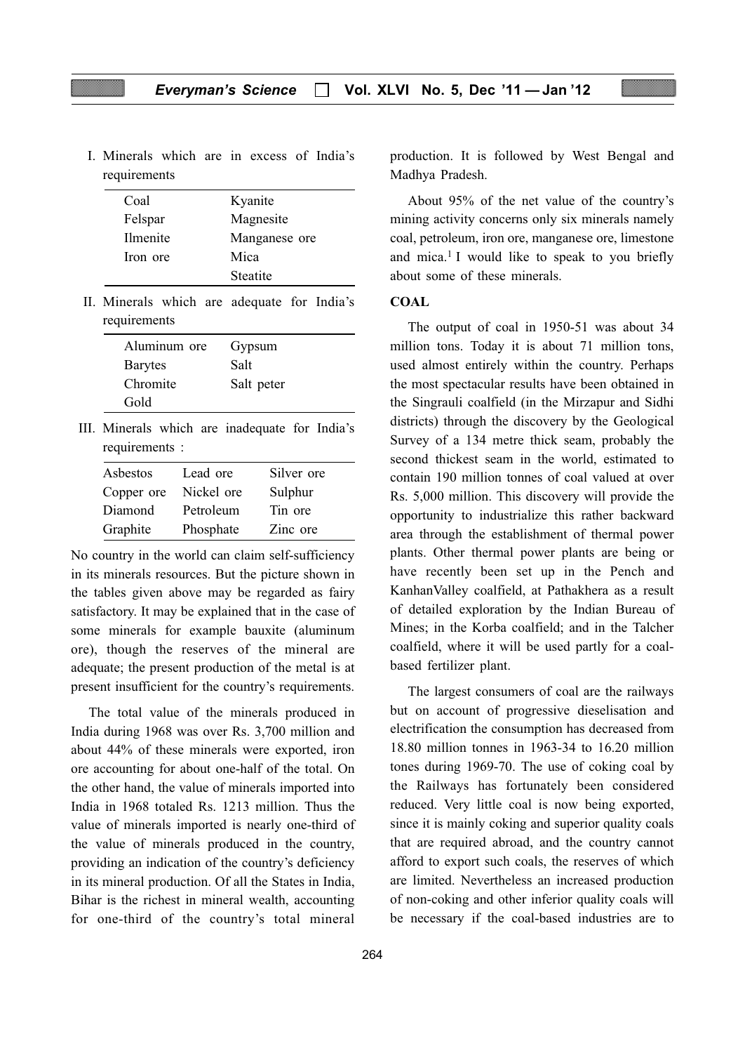I. Minerals which are in excess of India's requirements

| | |
|---|---|
| Coal | Kyanite |
| Felspar | Magnesite |
| Ilmenite | Manganese ore |
| Iron ore | Mica |
| | Steatite |

II. Minerals which are adequate for India's requirements

| | |
|---|---|
| Aluminum ore | Gypsum |
| Barytes | Salt |
| Chromite | Salt peter |
| Gold | |

III. Minerals which are inadequate for India's requirements :

| | | |
|---|---|---|
| Asbestos | Lead ore | Silver ore |
| Copper ore | Nickel ore | Sulphur |
| Diamond | Petroleum | Tin ore |
| Graphite | Phosphate | Zinc ore |

No country in the world can claim self-sufficiency in its minerals resources. But the picture shown in the tables given above may be regarded as fairy satisfactory. It may be explained that in the case of some minerals for example bauxite (aluminum ore), though the reserves of the mineral are adequate; the present production of the metal is at present insufficient for the country's requirements.

The total value of the minerals produced in India during 1968 was over Rs. 3,700 million and about 44% of these minerals were exported, iron ore accounting for about one-half of the total. On the other hand, the value of minerals imported into India in 1968 totaled Rs. 1213 million. Thus the value of minerals imported is nearly one-third of the value of minerals produced in the country, providing an indication of the country's deficiency in its mineral production. Of all the States in India, Bihar is the richest in mineral wealth, accounting for one-third of the country's total mineral production. It is followed by West Bengal and Madhya Pradesh.

About 95% of the net value of the country's mining activity concerns only six minerals namely coal, petroleum, iron ore, manganese ore, limestone and mica.[1] I would like to speak to you briefly about some of these minerals.

## COAL

The output of coal in 1950-51 was about 34 million tons. Today it is about 71 million tons, used almost entirely within the country. Perhaps the most spectacular results have been obtained in the Singrauli coalfield (in the Mirzapur and Sidhi districts) through the discovery by the Geological Survey of a 134 metre thick seam, probably the second thickest seam in the world, estimated to contain 190 million tonnes of coal valued at over Rs. 5,000 million. This discovery will provide the opportunity to industrialize this rather backward area through the establishment of thermal power plants. Other thermal power plants are being or have recently been set up in the Pench and KanhanValley coalfield, at Pathakhera as a result of detailed exploration by the Indian Bureau of Mines; in the Korba coalfield; and in the Talcher coalfield, where it will be used partly for a coal-based fertilizer plant.

The largest consumers of coal are the railways but on account of progressive dieselisation and electrification the consumption has decreased from 18.80 million tonnes in 1963-34 to 16.20 million tones during 1969-70. The use of coking coal by the Railways has fortunately been considered reduced. Very little coal is now being exported, since it is mainly coking and superior quality coals that are required abroad, and the country cannot afford to export such coals, the reserves of which are limited. Nevertheless an increased production of non-coking and other inferior quality coals will be necessary if the coal-based industries are to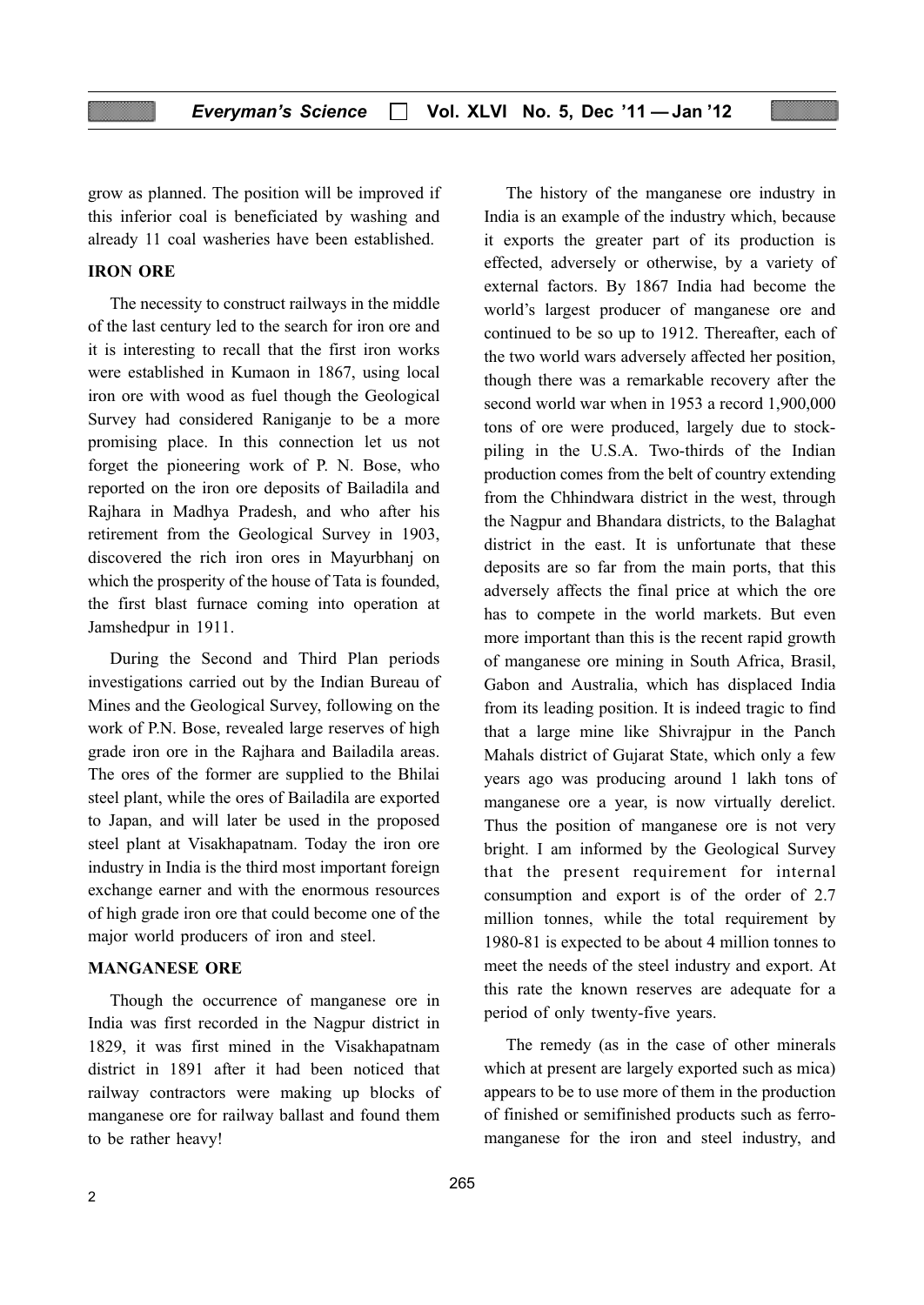grow as planned. The position will be improved if this inferior coal is beneficiated by washing and already 11 coal washeries have been established.

## IRON ORE

The necessity to construct railways in the middle of the last century led to the search for iron ore and it is interesting to recall that the first iron works were established in Kumaon in 1867, using local iron ore with wood as fuel though the Geological Survey had considered Raniganje to be a more promising place. In this connection let us not forget the pioneering work of P. N. Bose, who reported on the iron ore deposits of Bailadila and Rajhara in Madhya Pradesh, and who after his retirement from the Geological Survey in 1903, discovered the rich iron ores in Mayurbhanj on which the prosperity of the house of Tata is founded, the first blast furnace coming into operation at Jamshedpur in 1911.

During the Second and Third Plan periods investigations carried out by the Indian Bureau of Mines and the Geological Survey, following on the work of P.N. Bose, revealed large reserves of high grade iron ore in the Rajhara and Bailadila areas. The ores of the former are supplied to the Bhilai steel plant, while the ores of Bailadila are exported to Japan, and will later be used in the proposed steel plant at Visakhapatnam. Today the iron ore industry in India is the third most important foreign exchange earner and with the enormous resources of high grade iron ore that could become one of the major world producers of iron and steel.

## MANGANESE ORE

Though the occurrence of manganese ore in India was first recorded in the Nagpur district in 1829, it was first mined in the Visakhapatnam district in 1891 after it had been noticed that railway contractors were making up blocks of manganese ore for railway ballast and found them to be rather heavy!

The history of the manganese ore industry in India is an example of the industry which, because it exports the greater part of its production is effected, adversely or otherwise, by a variety of external factors. By 1867 India had become the world's largest producer of manganese ore and continued to be so up to 1912. Thereafter, each of the two world wars adversely affected her position, though there was a remarkable recovery after the second world war when in 1953 a record 1,900,000 tons of ore were produced, largely due to stock-piling in the U.S.A. Two-thirds of the Indian production comes from the belt of country extending from the Chhindwara district in the west, through the Nagpur and Bhandara districts, to the Balaghat district in the east. It is unfortunate that these deposits are so far from the main ports, that this adversely affects the final price at which the ore has to compete in the world markets. But even more important than this is the recent rapid growth of manganese ore mining in South Africa, Brasil, Gabon and Australia, which has displaced India from its leading position. It is indeed tragic to find that a large mine like Shivrajpur in the Panch Mahals district of Gujarat State, which only a few years ago was producing around 1 lakh tons of manganese ore a year, is now virtually derelict. Thus the position of manganese ore is not very bright. I am informed by the Geological Survey that the present requirement for internal consumption and export is of the order of 2.7 million tonnes, while the total requirement by 1980-81 is expected to be about 4 million tonnes to meet the needs of the steel industry and export. At this rate the known reserves are adequate for a period of only twenty-five years.

The remedy (as in the case of other minerals which at present are largely exported such as mica) appears to be to use more of them in the production of finished or semifinished products such as ferro-manganese for the iron and steel industry, and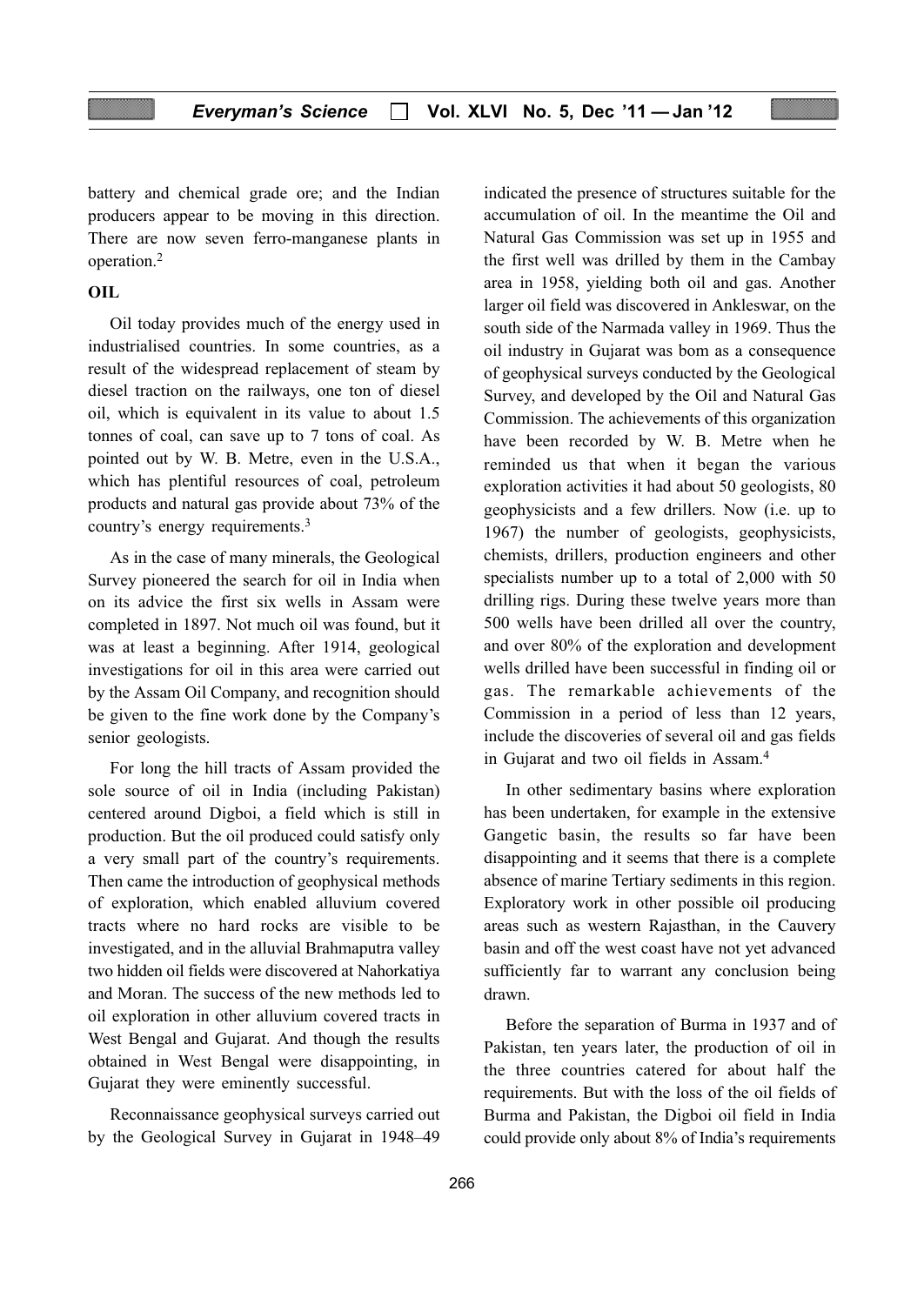battery and chemical grade ore; and the Indian producers appear to be moving in this direction. There are now seven ferro-manganese plants in operation.[2]

**OIL**

Oil today provides much of the energy used in industrialised countries. In some countries, as a result of the widespread replacement of steam by diesel traction on the railways, one ton of diesel oil, which is equivalent in its value to about 1.5 tonnes of coal, can save up to 7 tons of coal. As pointed out by W. B. Metre, even in the U.S.A., which has plentiful resources of coal, petroleum products and natural gas provide about 73% of the country's energy requirements.[3]

As in the case of many minerals, the Geological Survey pioneered the search for oil in India when on its advice the first six wells in Assam were completed in 1897. Not much oil was found, but it was at least a beginning. After 1914, geological investigations for oil in this area were carried out by the Assam Oil Company, and recognition should be given to the fine work done by the Company's senior geologists.

For long the hill tracts of Assam provided the sole source of oil in India (including Pakistan) centered around Digboi, a field which is still in production. But the oil produced could satisfy only a very small part of the country's requirements. Then came the introduction of geophysical methods of exploration, which enabled alluvium covered tracts where no hard rocks are visible to be investigated, and in the alluvial Brahmaputra valley two hidden oil fields were discovered at Nahorkatiya and Moran. The success of the new methods led to oil exploration in other alluvium covered tracts in West Bengal and Gujarat. And though the results obtained in West Bengal were disappointing, in Gujarat they were eminently successful.

Reconnaissance geophysical surveys carried out by the Geological Survey in Gujarat in 1948–49 indicated the presence of structures suitable for the accumulation of oil. In the meantime the Oil and Natural Gas Commission was set up in 1955 and the first well was drilled by them in the Cambay area in 1958, yielding both oil and gas. Another larger oil field was discovered in Ankleswar, on the south side of the Narmada valley in 1969. Thus the oil industry in Gujarat was bom as a consequence of geophysical surveys conducted by the Geological Survey, and developed by the Oil and Natural Gas Commission. The achievements of this organization have been recorded by W. B. Metre when he reminded us that when it began the various exploration activities it had about 50 geologists, 80 geophysicists and a few drillers. Now (i.e. up to 1967) the number of geologists, geophysicists, chemists, drillers, production engineers and other specialists number up to a total of 2,000 with 50 drilling rigs. During these twelve years more than 500 wells have been drilled all over the country, and over 80% of the exploration and development wells drilled have been successful in finding oil or gas. The remarkable achievements of the Commission in a period of less than 12 years, include the discoveries of several oil and gas fields in Gujarat and two oil fields in Assam.[4]

In other sedimentary basins where exploration has been undertaken, for example in the extensive Gangetic basin, the results so far have been disappointing and it seems that there is a complete absence of marine Tertiary sediments in this region. Exploratory work in other possible oil producing areas such as western Rajasthan, in the Cauvery basin and off the west coast have not yet advanced sufficiently far to warrant any conclusion being drawn.

Before the separation of Burma in 1937 and of Pakistan, ten years later, the production of oil in the three countries catered for about half the requirements. But with the loss of the oil fields of Burma and Pakistan, the Digboi oil field in India could provide only about 8% of India's requirements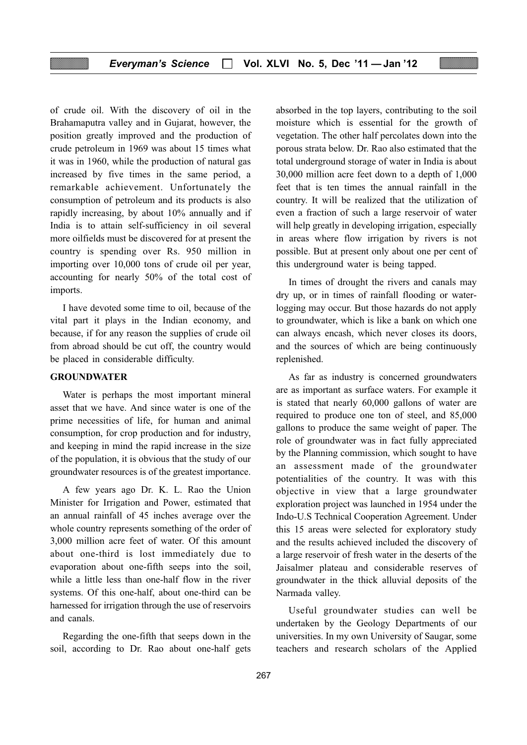of crude oil. With the discovery of oil in the Brahamaputra valley and in Gujarat, however, the position greatly improved and the production of crude petroleum in 1969 was about 15 times what it was in 1960, while the production of natural gas increased by five times in the same period, a remarkable achievement. Unfortunately the consumption of petroleum and its products is also rapidly increasing, by about 10% annually and if India is to attain self-sufficiency in oil several more oilfields must be discovered for at present the country is spending over Rs. 950 million in importing over 10,000 tons of crude oil per year, accounting for nearly 50% of the total cost of imports.

I have devoted some time to oil, because of the vital part it plays in the Indian economy, and because, if for any reason the supplies of crude oil from abroad should be cut off, the country would be placed in considerable difficulty.

## GROUNDWATER

Water is perhaps the most important mineral asset that we have. And since water is one of the prime necessities of life, for human and animal consumption, for crop production and for industry, and keeping in mind the rapid increase in the size of the population, it is obvious that the study of our groundwater resources is of the greatest importance.

A few years ago Dr. K. L. Rao the Union Minister for Irrigation and Power, estimated that an annual rainfall of 45 inches average over the whole country represents something of the order of 3,000 million acre feet of water. Of this amount about one-third is lost immediately due to evaporation about one-fifth seeps into the soil, while a little less than one-half flow in the river systems. Of this one-half, about one-third can be harnessed for irrigation through the use of reservoirs and canals.

Regarding the one-fifth that seeps down in the soil, according to Dr. Rao about one-half gets absorbed in the top layers, contributing to the soil moisture which is essential for the growth of vegetation. The other half percolates down into the porous strata below. Dr. Rao also estimated that the total underground storage of water in India is about 30,000 million acre feet down to a depth of 1,000 feet that is ten times the annual rainfall in the country. It will be realized that the utilization of even a fraction of such a large reservoir of water will help greatly in developing irrigation, especially in areas where flow irrigation by rivers is not possible. But at present only about one per cent of this underground water is being tapped.

In times of drought the rivers and canals may dry up, or in times of rainfall flooding or water-logging may occur. But those hazards do not apply to groundwater, which is like a bank on which one can always encash, which never closes its doors, and the sources of which are being continuously replenished.

As far as industry is concerned groundwaters are as important as surface waters. For example it is stated that nearly 60,000 gallons of water are required to produce one ton of steel, and 85,000 gallons to produce the same weight of paper. The role of groundwater was in fact fully appreciated by the Planning commission, which sought to have an assessment made of the groundwater potentialities of the country. It was with this objective in view that a large groundwater exploration project was launched in 1954 under the Indo-U.S Technical Cooperation Agreement. Under this 15 areas were selected for exploratory study and the results achieved included the discovery of a large reservoir of fresh water in the deserts of the Jaisalmer plateau and considerable reserves of groundwater in the thick alluvial deposits of the Narmada valley.

Useful groundwater studies can well be undertaken by the Geology Departments of our universities. In my own University of Saugar, some teachers and research scholars of the Applied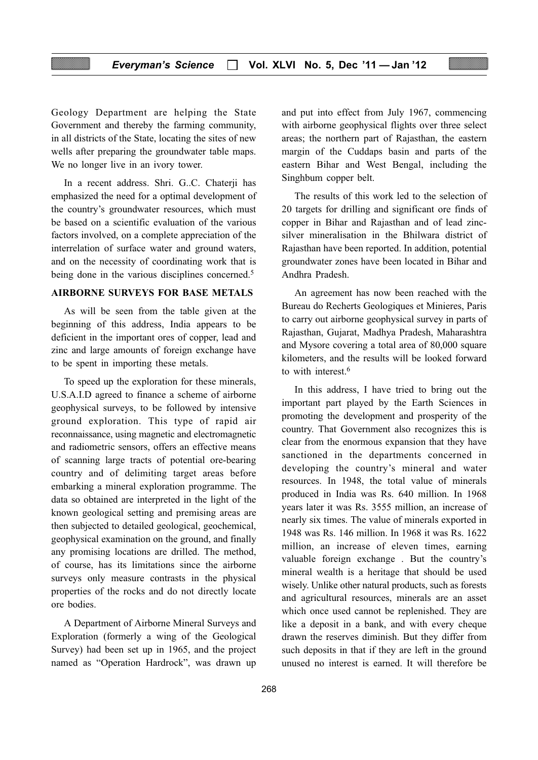Geology Department are helping the State Government and thereby the farming community, in all districts of the State, locating the sites of new wells after preparing the groundwater table maps. We no longer live in an ivory tower.

In a recent address. Shri. G..C. Chaterji has emphasized the need for a optimal development of the country's groundwater resources, which must be based on a scientific evaluation of the various factors involved, on a complete appreciation of the interrelation of surface water and ground waters, and on the necessity of coordinating work that is being done in the various disciplines concerned.[5]

## AIRBORNE SURVEYS FOR BASE METALS

As will be seen from the table given at the beginning of this address, India appears to be deficient in the important ores of copper, lead and zinc and large amounts of foreign exchange have to be spent in importing these metals.

To speed up the exploration for these minerals, U.S.A.I.D agreed to finance a scheme of airborne geophysical surveys, to be followed by intensive ground exploration. This type of rapid air reconnaissance, using magnetic and electromagnetic and radiometric sensors, offers an effective means of scanning large tracts of potential ore-bearing country and of delimiting target areas before embarking a mineral exploration programme. The data so obtained are interpreted in the light of the known geological setting and premising areas are then subjected to detailed geological, geochemical, geophysical examination on the ground, and finally any promising locations are drilled. The method, of course, has its limitations since the airborne surveys only measure contrasts in the physical properties of the rocks and do not directly locate ore bodies.

A Department of Airborne Mineral Surveys and Exploration (formerly a wing of the Geological Survey) had been set up in 1965, and the project named as "Operation Hardrock", was drawn up and put into effect from July 1967, commencing with airborne geophysical flights over three select areas; the northern part of Rajasthan, the eastern margin of the Cuddaps basin and parts of the eastern Bihar and West Bengal, including the Singhbum copper belt.

The results of this work led to the selection of 20 targets for drilling and significant ore finds of copper in Bihar and Rajasthan and of lead zinc-silver mineralisation in the Bhilwara district of Rajasthan have been reported. In addition, potential groundwater zones have been located in Bihar and Andhra Pradesh.

An agreement has now been reached with the Bureau do Recherts Geologiques et Minieres, Paris to carry out airborne geophysical survey in parts of Rajasthan, Gujarat, Madhya Pradesh, Maharashtra and Mysore covering a total area of 80,000 square kilometers, and the results will be looked forward to with interest.[6]

In this address, I have tried to bring out the important part played by the Earth Sciences in promoting the development and prosperity of the country. That Government also recognizes this is clear from the enormous expansion that they have sanctioned in the departments concerned in developing the country's mineral and water resources. In 1948, the total value of minerals produced in India was Rs. 640 million. In 1968 years later it was Rs. 3555 million, an increase of nearly six times. The value of minerals exported in 1948 was Rs. 146 million. In 1968 it was Rs. 1622 million, an increase of eleven times, earning valuable foreign exchange . But the country's mineral wealth is a heritage that should be used wisely. Unlike other natural products, such as forests and agricultural resources, minerals are an asset which once used cannot be replenished. They are like a deposit in a bank, and with every cheque drawn the reserves diminish. But they differ from such deposits in that if they are left in the ground unused no interest is earned. It will therefore be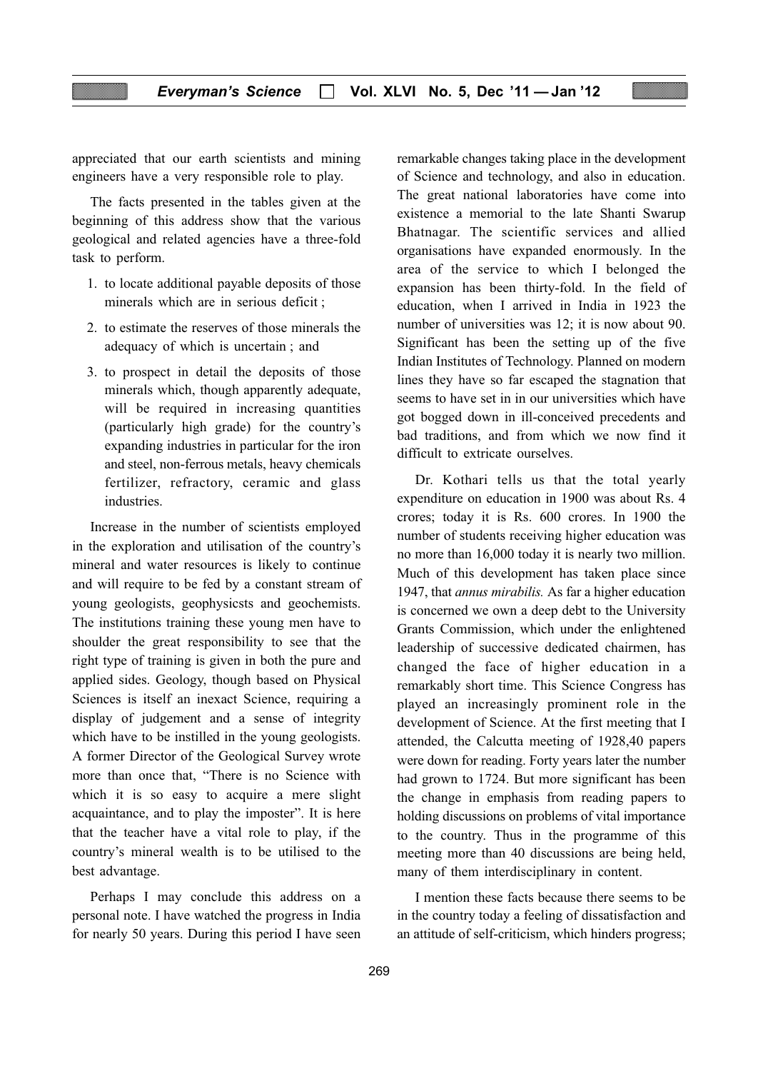appreciated that our earth scientists and mining engineers have a very responsible role to play.

The facts presented in the tables given at the beginning of this address show that the various geological and related agencies have a three-fold task to perform.

1. to locate additional payable deposits of those minerals which are in serious deficit ;
2. to estimate the reserves of those minerals the adequacy of which is uncertain ; and
3. to prospect in detail the deposits of those minerals which, though apparently adequate, will be required in increasing quantities (particularly high grade) for the country's expanding industries in particular for the iron and steel, non-ferrous metals, heavy chemicals fertilizer, refractory, ceramic and glass industries.

Increase in the number of scientists employed in the exploration and utilisation of the country's mineral and water resources is likely to continue and will require to be fed by a constant stream of young geologists, geophysicsts and geochemists. The institutions training these young men have to shoulder the great responsibility to see that the right type of training is given in both the pure and applied sides. Geology, though based on Physical Sciences is itself an inexact Science, requiring a display of judgement and a sense of integrity which have to be instilled in the young geologists. A former Director of the Geological Survey wrote more than once that, "There is no Science with which it is so easy to acquire a mere slight acquaintance, and to play the imposter". It is here that the teacher have a vital role to play, if the country's mineral wealth is to be utilised to the best advantage.

Perhaps I may conclude this address on a personal note. I have watched the progress in India for nearly 50 years. During this period I have seen remarkable changes taking place in the development of Science and technology, and also in education. The great national laboratories have come into existence a memorial to the late Shanti Swarup Bhatnagar. The scientific services and allied organisations have expanded enormously. In the area of the service to which I belonged the expansion has been thirty-fold. In the field of education, when I arrived in India in 1923 the number of universities was 12; it is now about 90. Significant has been the setting up of the five Indian Institutes of Technology. Planned on modern lines they have so far escaped the stagnation that seems to have set in in our universities which have got bogged down in ill-conceived precedents and bad traditions, and from which we now find it difficult to extricate ourselves.

Dr. Kothari tells us that the total yearly expenditure on education in 1900 was about Rs. 4 crores; today it is Rs. 600 crores. In 1900 the number of students receiving higher education was no more than 16,000 today it is nearly two million. Much of this development has taken place since 1947, that *annus mirabilis.* As far a higher education is concerned we own a deep debt to the University Grants Commission, which under the enlightened leadership of successive dedicated chairmen, has changed the face of higher education in a remarkably short time. This Science Congress has played an increasingly prominent role in the development of Science. At the first meeting that I attended, the Calcutta meeting of 1928,40 papers were down for reading. Forty years later the number had grown to 1724. But more significant has been the change in emphasis from reading papers to holding discussions on problems of vital importance to the country. Thus in the programme of this meeting more than 40 discussions are being held, many of them interdisciplinary in content.

I mention these facts because there seems to be in the country today a feeling of dissatisfaction and an attitude of self-criticism, which hinders progress;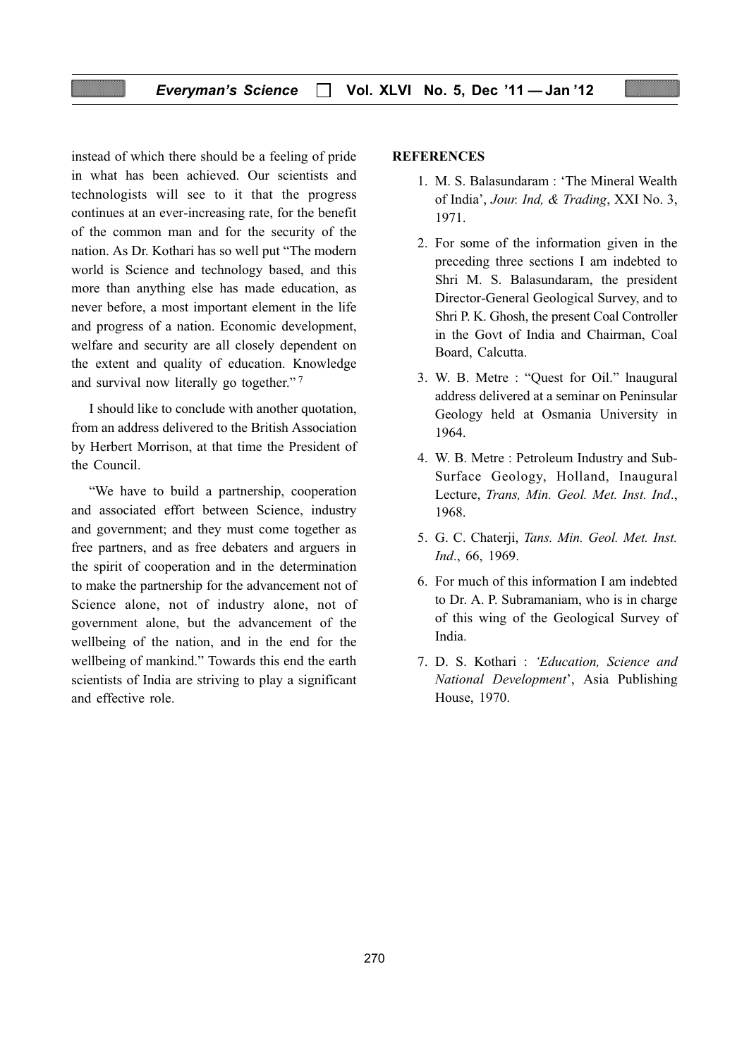instead of which there should be a feeling of pride in what has been achieved. Our scientists and technologists will see to it that the progress continues at an ever-increasing rate, for the benefit of the common man and for the security of the nation. As Dr. Kothari has so well put "The modern world is Science and technology based, and this more than anything else has made education, as never before, a most important element in the life and progress of a nation. Economic development, welfare and security are all closely dependent on the extent and quality of education. Knowledge and survival now literally go together." [7]

I should like to conclude with another quotation, from an address delivered to the British Association by Herbert Morrison, at that time the President of the Council.

"We have to build a partnership, cooperation and associated effort between Science, industry and government; and they must come together as free partners, and as free debaters and arguers in the spirit of cooperation and in the determination to make the partnership for the advancement not of Science alone, not of industry alone, not of government alone, but the advancement of the wellbeing of the nation, and in the end for the wellbeing of mankind." Towards this end the earth scientists of India are striving to play a significant and effective role.

**REFERENCES**

1. M. S. Balasundaram : 'The Mineral Wealth of India', *Jour. Ind, & Trading*, XXI No. 3, 1971.
2. For some of the information given in the preceding three sections I am indebted to Shri M. S. Balasundaram, the president Director-General Geological Survey, and to Shri P. K. Ghosh, the present Coal Controller in the Govt of India and Chairman, Coal Board, Calcutta.
3. W. B. Metre : "Quest for Oil." lnaugural address delivered at a seminar on Peninsular Geology held at Osmania University in 1964.
4. W. B. Metre : Petroleum Industry and Sub-Surface Geology, Holland, Inaugural Lecture, *Trans, Min. Geol. Met. Inst. Ind*., 1968.
5. G. C. Chaterji, *Tans. Min. Geol. Met. Inst. Ind*., 66, 1969.
6. For much of this information I am indebted to Dr. A. P. Subramaniam, who is in charge of this wing of the Geological Survey of India.
7. D. S. Kothari : *'Education, Science and National Development*', Asia Publishing House, 1970.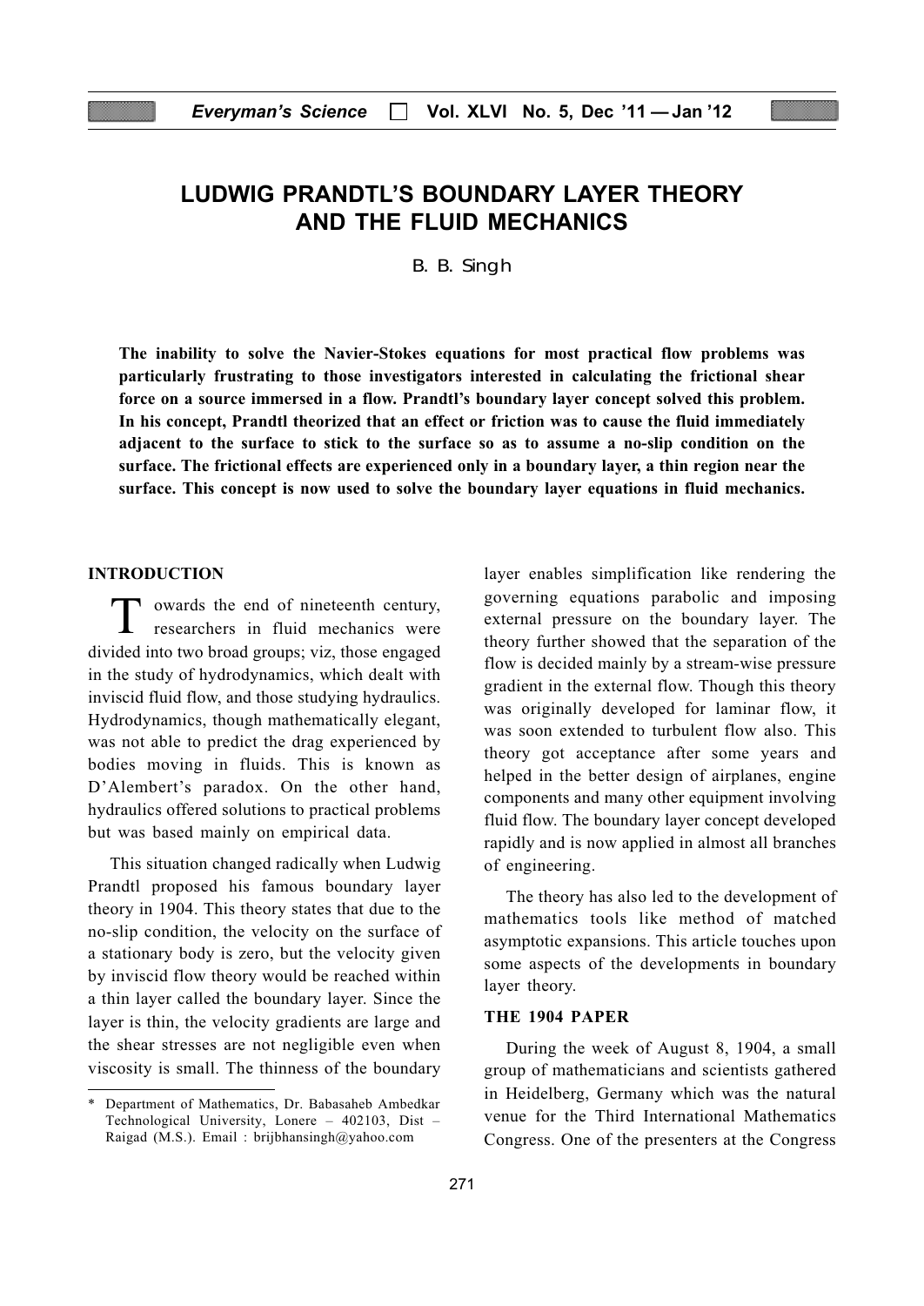# LUDWIG PRANDTL'S BOUNDARY LAYER THEORY AND THE FLUID MECHANICS

B. B. Singh*

**The inability to solve the Navier-Stokes equations for most practical flow problems was particularly frustrating to those investigators interested in calculating the frictional shear force on a source immersed in a flow. Prandtl's boundary layer concept solved this problem. In his concept, Prandtl theorized that an effect or friction was to cause the fluid immediately adjacent to the surface to stick to the surface so as to assume a no-slip condition on the surface. The frictional effects are experienced only in a boundary layer, a thin region near the surface. This concept is now used to solve the boundary layer equations in fluid mechanics.**

## INTRODUCTION

Towards the end of nineteenth century, researchers in fluid mechanics were divided into two broad groups; viz, those engaged in the study of hydrodynamics, which dealt with inviscid fluid flow, and those studying hydraulics. Hydrodynamics, though mathematically elegant, was not able to predict the drag experienced by bodies moving in fluids. This is known as D'Alembert's paradox. On the other hand, hydraulics offered solutions to practical problems but was based mainly on empirical data.

This situation changed radically when Ludwig Prandtl proposed his famous boundary layer theory in 1904. This theory states that due to the no-slip condition, the velocity on the surface of a stationary body is zero, but the velocity given by inviscid flow theory would be reached within a thin layer called the boundary layer. Since the layer is thin, the velocity gradients are large and the shear stresses are not negligible even when viscosity is small. The thinness of the boundary layer enables simplification like rendering the governing equations parabolic and imposing external pressure on the boundary layer. The theory further showed that the separation of the flow is decided mainly by a stream-wise pressure gradient in the external flow. Though this theory was originally developed for laminar flow, it was soon extended to turbulent flow also. This theory got acceptance after some years and helped in the better design of airplanes, engine components and many other equipment involving fluid flow. The boundary layer concept developed rapidly and is now applied in almost all branches of engineering.

The theory has also led to the development of mathematics tools like method of matched asymptotic expansions. This article touches upon some aspects of the developments in boundary layer theory.

## THE 1904 PAPER

During the week of August 8, 1904, a small group of mathematicians and scientists gathered in Heidelberg, Germany which was the natural venue for the Third International Mathematics Congress. One of the presenters at the Congress

---

\* Department of Mathematics, Dr. Babasaheb Ambedkar Technological University, Lonere – 402103, Dist – Raigad (M.S.). Email : brijbhansingh@yahoo.com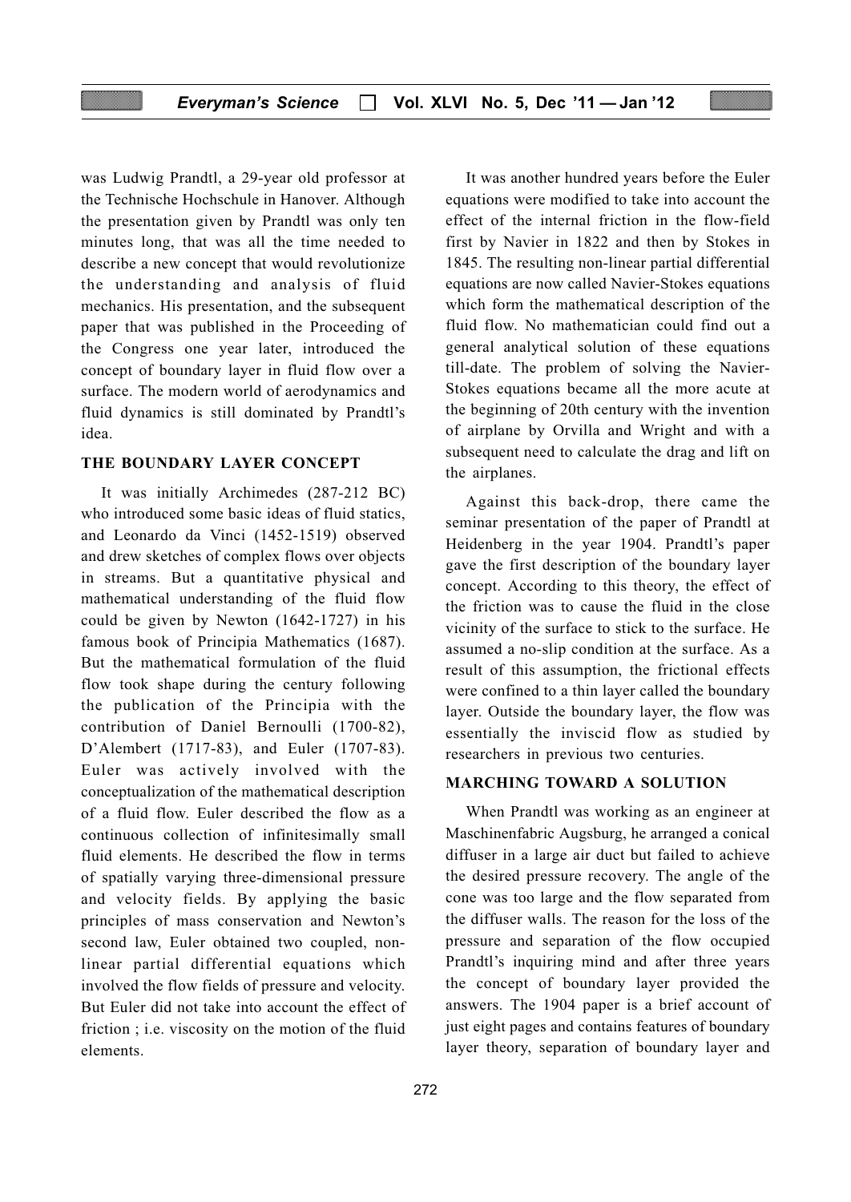was Ludwig Prandtl, a 29-year old professor at the Technische Hochschule in Hanover. Although the presentation given by Prandtl was only ten minutes long, that was all the time needed to describe a new concept that would revolutionize the understanding and analysis of fluid mechanics. His presentation, and the subsequent paper that was published in the Proceeding of the Congress one year later, introduced the concept of boundary layer in fluid flow over a surface. The modern world of aerodynamics and fluid dynamics is still dominated by Prandtl's idea.

## THE BOUNDARY LAYER CONCEPT

It was initially Archimedes (287-212 BC) who introduced some basic ideas of fluid statics, and Leonardo da Vinci (1452-1519) observed and drew sketches of complex flows over objects in streams. But a quantitative physical and mathematical understanding of the fluid flow could be given by Newton (1642-1727) in his famous book of Principia Mathematics (1687). But the mathematical formulation of the fluid flow took shape during the century following the publication of the Principia with the contribution of Daniel Bernoulli (1700-82), D'Alembert (1717-83), and Euler (1707-83). Euler was actively involved with the conceptualization of the mathematical description of a fluid flow. Euler described the flow as a continuous collection of infinitesimally small fluid elements. He described the flow in terms of spatially varying three-dimensional pressure and velocity fields. By applying the basic principles of mass conservation and Newton's second law, Euler obtained two coupled, non-linear partial differential equations which involved the flow fields of pressure and velocity. But Euler did not take into account the effect of friction ; i.e. viscosity on the motion of the fluid elements.

It was another hundred years before the Euler equations were modified to take into account the effect of the internal friction in the flow-field first by Navier in 1822 and then by Stokes in 1845. The resulting non-linear partial differential equations are now called Navier-Stokes equations which form the mathematical description of the fluid flow. No mathematician could find out a general analytical solution of these equations till-date. The problem of solving the Navier-Stokes equations became all the more acute at the beginning of 20th century with the invention of airplane by Orvilla and Wright and with a subsequent need to calculate the drag and lift on the airplanes.

Against this back-drop, there came the seminar presentation of the paper of Prandtl at Heidenberg in the year 1904. Prandtl's paper gave the first description of the boundary layer concept. According to this theory, the effect of the friction was to cause the fluid in the close vicinity of the surface to stick to the surface. He assumed a no-slip condition at the surface. As a result of this assumption, the frictional effects were confined to a thin layer called the boundary layer. Outside the boundary layer, the flow was essentially the inviscid flow as studied by researchers in previous two centuries.

## MARCHING TOWARD A SOLUTION

When Prandtl was working as an engineer at Maschinenfabric Augsburg, he arranged a conical diffuser in a large air duct but failed to achieve the desired pressure recovery. The angle of the cone was too large and the flow separated from the diffuser walls. The reason for the loss of the pressure and separation of the flow occupied Prandtl's inquiring mind and after three years the concept of boundary layer provided the answers. The 1904 paper is a brief account of just eight pages and contains features of boundary layer theory, separation of boundary layer and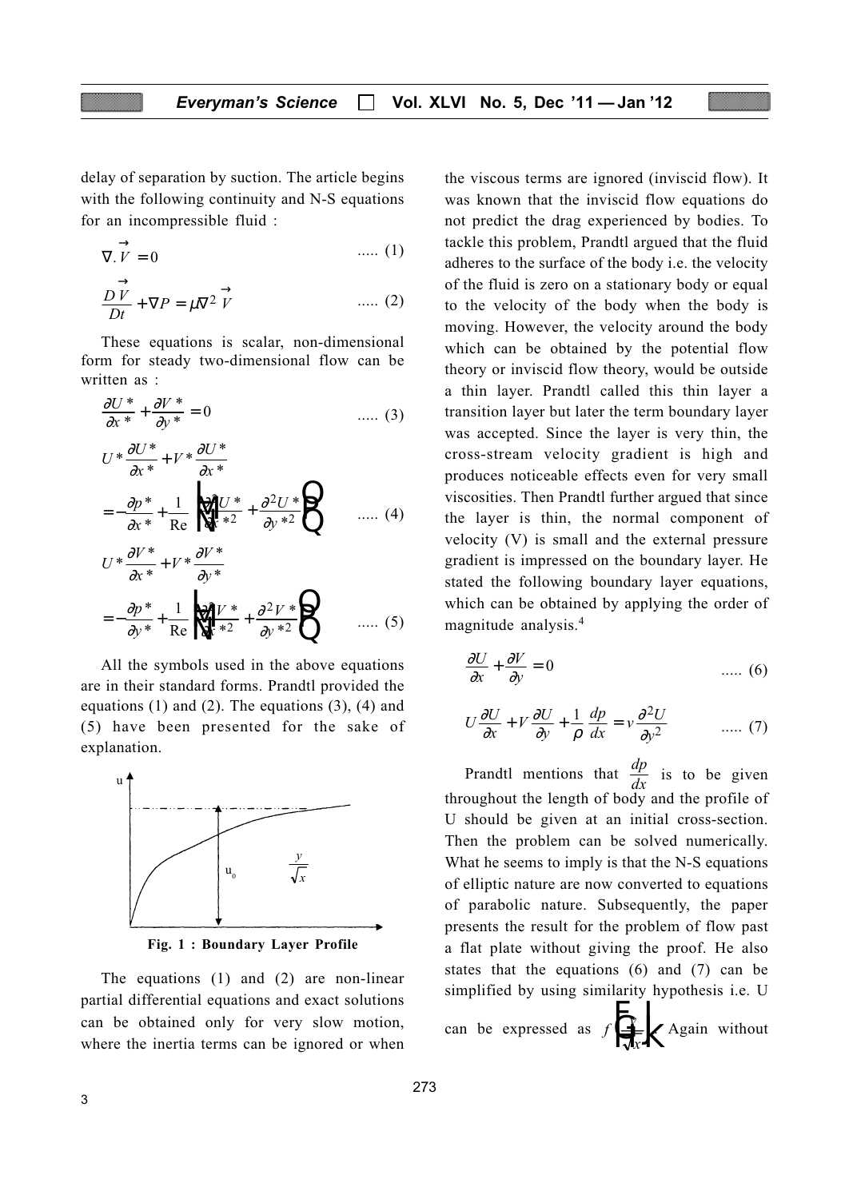delay of separation by suction. The article begins with the following continuity and N-S equations for an incompressible fluid :

$$\nabla . \vec{V} = 0 \qquad ..... (1)$$

$$\frac{D\vec{V}}{Dt} + \nabla P = \mu \nabla^2 \vec{V} \qquad ..... (2)$$

These equations is scalar, non-dimensional form for steady two-dimensional flow can be written as :

$$\frac{\partial U^*}{\partial x^*} + \frac{\partial V^*}{\partial y^*} = 0 \qquad ..... (3)$$

$$U^* \frac{\partial U^*}{\partial x^*} + V^* \frac{\partial U^*}{\partial x^*} = -\frac{\partial p^*}{\partial x^*} + \frac{1}{\text{Re}} \left( \frac{\partial^2 U^*}{\partial x^{*2}} + \frac{\partial^2 U^*}{\partial y^{*2}} \right) \qquad ..... (4)$$

$$U^* \frac{\partial V^*}{\partial x^*} + V^* \frac{\partial V^*}{\partial y^*} = -\frac{\partial p^*}{\partial y^*} + \frac{1}{\text{Re}} \left( \frac{\partial^2 V^*}{\partial x^{*2}} + \frac{\partial^2 V^*}{\partial y^{*2}} \right) \qquad ..... (5)$$

All the symbols used in the above equations are in their standard forms. Prandtl provided the equations (1) and (2). The equations (3), (4) and (5) have been presented for the sake of explanation.

Fig. 1 : Boundary Layer Profile

The equations (1) and (2) are non-linear partial differential equations and exact solutions can be obtained only for very slow motion, where the inertia terms can be ignored or when the viscous terms are ignored (inviscid flow). It was known that the inviscid flow equations do not predict the drag experienced by bodies. To tackle this problem, Prandtl argued that the fluid adheres to the surface of the body i.e. the velocity of the fluid is zero on a stationary body or equal to the velocity of the body when the body is moving. However, the velocity around the body which can be obtained by the potential flow theory or inviscid flow theory, would be outside a thin layer. Prandtl called this thin layer a transition layer but later the term boundary layer was accepted. Since the layer is very thin, the cross-stream velocity gradient is high and produces noticeable effects even for very small viscosities. Then Prandtl further argued that since the layer is thin, the normal component of velocity (V) is small and the external pressure gradient is impressed on the boundary layer. He stated the following boundary layer equations, which can be obtained by applying the order of magnitude analysis.[4]

$$\frac{\partial U}{\partial x} + \frac{\partial V}{\partial y} = 0 \qquad ..... (6)$$

$$U \frac{\partial U}{\partial x} + V \frac{\partial U}{\partial y} + \frac{1}{\rho} \frac{dp}{dx} = v \frac{\partial^2 U}{\partial y^2} \qquad ..... (7)$$

Prandtl mentions that $\frac{dp}{dx}$ is to be given throughout the length of body and the profile of U should be given at an initial cross-section. Then the problem can be solved numerically. What he seems to imply is that the N-S equations of elliptic nature are now converted to equations of parabolic nature. Subsequently, the paper presents the result for the problem of flow past a flat plate without giving the proof. He also states that the equations (6) and (7) can be simplified by using similarity hypothesis i.e. U can be expressed as $f\left(\frac{y}{\sqrt{x}}\right)$. Again without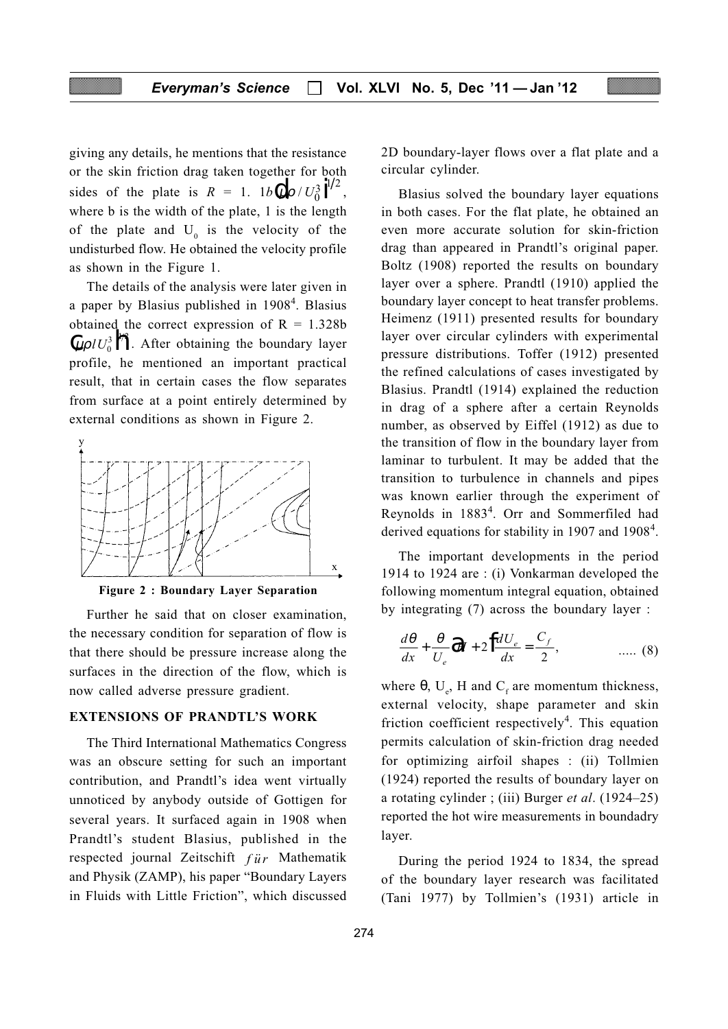giving any details, he mentions that the resistance or the skin friction drag taken together for both sides of the plate is $R = 1.1b\left(\mu\rho l U_0^3\right)^{1/2}$, where b is the width of the plate, l is the length of the plate and $U_0$ is the velocity of the undisturbed flow. He obtained the velocity profile as shown in the Figure 1.

The details of the analysis were later given in a paper by Blasius published in 1908[4]. Blasius obtained the correct expression of $R = 1.328b\left(\mu\rho l U_0^3\right)^{1/2}$. After obtaining the boundary layer profile, he mentioned an important practical result, that in certain cases the flow separates from surface at a point entirely determined by external conditions as shown in Figure 2.

**Figure 2 : Boundary Layer Separation**

Further he said that on closer examination, the necessary condition for separation of flow is that there should be pressure increase along the surfaces in the direction of the flow, which is now called adverse pressure gradient.

## EXTENSIONS OF PRANDTL'S WORK

The Third International Mathematics Congress was an obscure setting for such an important contribution, and Prandtl's idea went virtually unnoticed by anybody outside of Gottigen for several years. It surfaced again in 1908 when Prandtl's student Blasius, published in the respected journal Zeitschift *für* Mathematik and Physik (ZAMP), his paper "Boundary Layers in Fluids with Little Friction", which discussed 2D boundary-layer flows over a flat plate and a circular cylinder.

Blasius solved the boundary layer equations in both cases. For the flat plate, he obtained an even more accurate solution for skin-friction drag than appeared in Prandtl's original paper. Boltz (1908) reported the results on boundary layer over a sphere. Prandtl (1910) applied the boundary layer concept to heat transfer problems. Heimenz (1911) presented results for boundary layer over circular cylinders with experimental pressure distributions. Toffer (1912) presented the refined calculations of cases investigated by Blasius. Prandtl (1914) explained the reduction in drag of a sphere after a certain Reynolds number, as observed by Eiffel (1912) as due to the transition of flow in the boundary layer from laminar to turbulent. It may be added that the transition to turbulence in channels and pipes was known earlier through the experiment of Reynolds in 1883[4]. Orr and Sommerfiled had derived equations for stability in 1907 and 1908[4].

The important developments in the period 1914 to 1924 are : (i) Vonkarman developed the following momentum integral equation, obtained by integrating (7) across the boundary layer :

$$\frac{d\theta}{dx} + \frac{\theta}{U_e}(H+2)\frac{dU_e}{dx} = \frac{C_f}{2}, \qquad ..... (8)$$

where $\theta$, $U_e$, H and $C_f$ are momentum thickness, external velocity, shape parameter and skin friction coefficient respectively[4]. This equation permits calculation of skin-friction drag needed for optimizing airfoil shapes : (ii) Tollmien (1924) reported the results of boundary layer on a rotating cylinder ; (iii) Burger *et al*. (1924–25) reported the hot wire measurements in boundadry layer.

During the period 1924 to 1834, the spread of the boundary layer research was facilitated (Tani 1977) by Tollmien's (1931) article in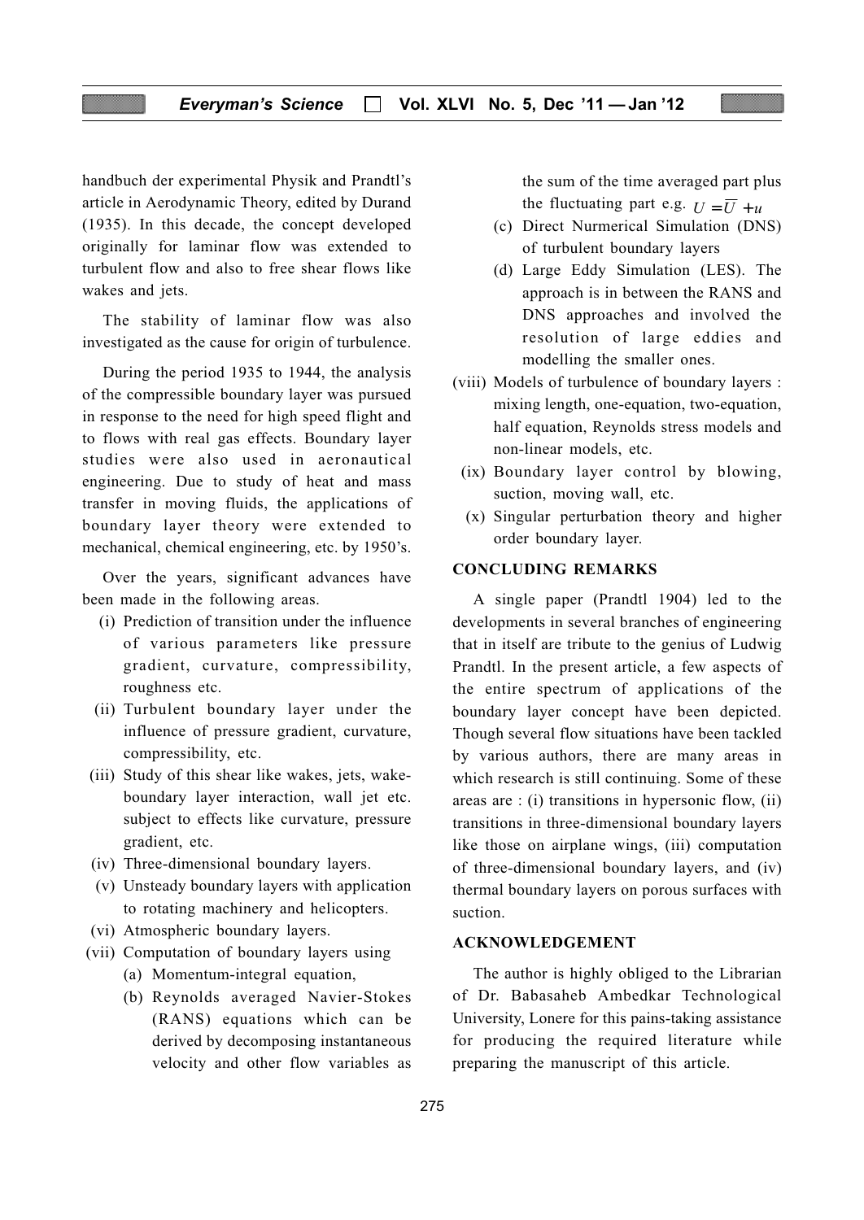handbuch der experimental Physik and Prandtl's article in Aerodynamic Theory, edited by Durand (1935). In this decade, the concept developed originally for laminar flow was extended to turbulent flow and also to free shear flows like wakes and jets.

The stability of laminar flow was also investigated as the cause for origin of turbulence.

During the period 1935 to 1944, the analysis of the compressible boundary layer was pursued in response to the need for high speed flight and to flows with real gas effects. Boundary layer studies were also used in aeronautical engineering. Due to study of heat and mass transfer in moving fluids, the applications of boundary layer theory were extended to mechanical, chemical engineering, etc. by 1950's.

Over the years, significant advances have been made in the following areas.

- (i) Prediction of transition under the influence of various parameters like pressure gradient, curvature, compressibility, roughness etc.
- (ii) Turbulent boundary layer under the influence of pressure gradient, curvature, compressibility, etc.
- (iii) Study of this shear like wakes, jets, wake-boundary layer interaction, wall jet etc. subject to effects like curvature, pressure gradient, etc.
- (iv) Three-dimensional boundary layers.
- (v) Unsteady boundary layers with application to rotating machinery and helicopters.
- (vi) Atmospheric boundary layers.
- (vii) Computation of boundary layers using
  - (a) Momentum-integral equation,
  - (b) Reynolds averaged Navier-Stokes (RANS) equations which can be derived by decomposing instantaneous velocity and other flow variables as the sum of the time averaged part plus the fluctuating part e.g. $U = \overline{U} + u$
  - (c) Direct Nurmerical Simulation (DNS) of turbulent boundary layers
  - (d) Large Eddy Simulation (LES). The approach is in between the RANS and DNS approaches and involved the resolution of large eddies and modelling the smaller ones.
- (viii) Models of turbulence of boundary layers : mixing length, one-equation, two-equation, half equation, Reynolds stress models and non-linear models, etc.
- (ix) Boundary layer control by blowing, suction, moving wall, etc.
- (x) Singular perturbation theory and higher order boundary layer.

## CONCLUDING REMARKS

A single paper (Prandtl 1904) led to the developments in several branches of engineering that in itself are tribute to the genius of Ludwig Prandtl. In the present article, a few aspects of the entire spectrum of applications of the boundary layer concept have been depicted. Though several flow situations have been tackled by various authors, there are many areas in which research is still continuing. Some of these areas are : (i) transitions in hypersonic flow, (ii) transitions in three-dimensional boundary layers like those on airplane wings, (iii) computation of three-dimensional boundary layers, and (iv) thermal boundary layers on porous surfaces with suction.

## ACKNOWLEDGEMENT

The author is highly obliged to the Librarian of Dr. Babasaheb Ambedkar Technological University, Lonere for this pains-taking assistance for producing the required literature while preparing the manuscript of this article.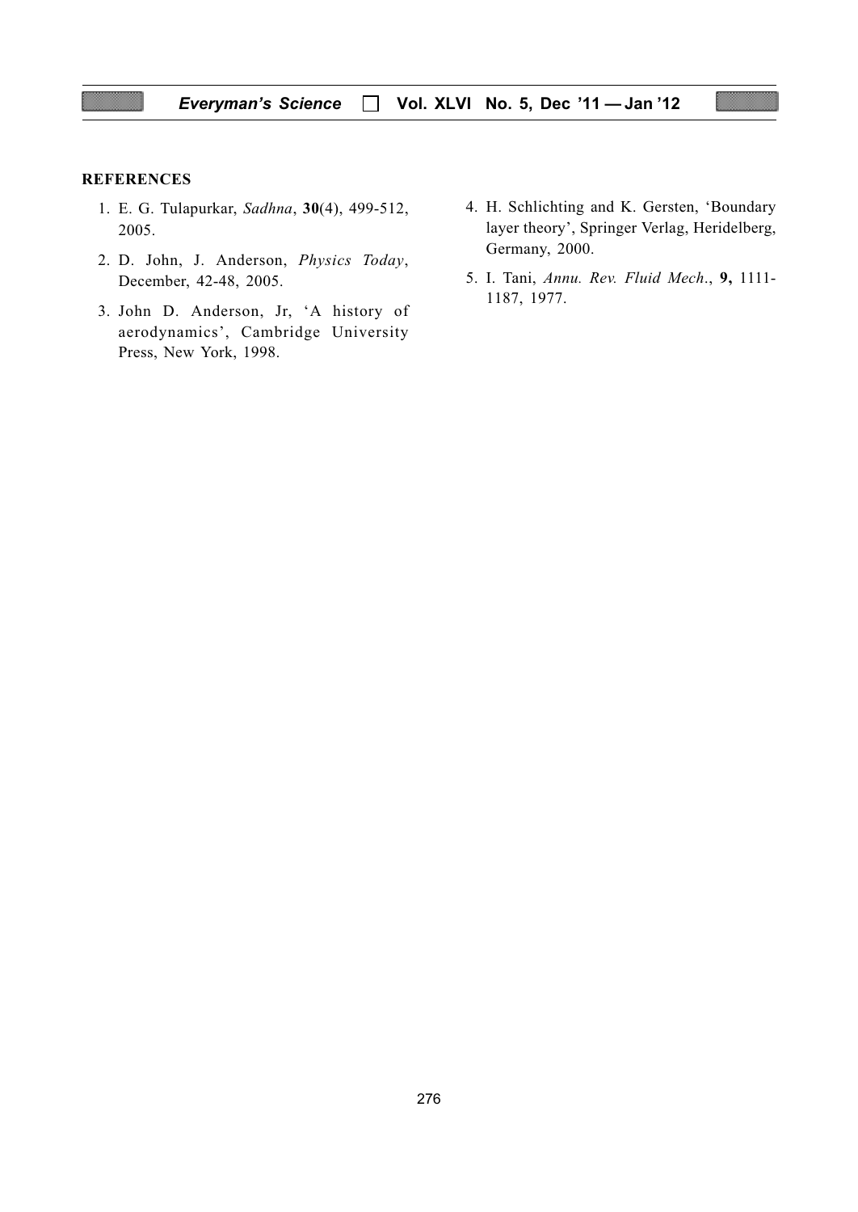## REFERENCES

1. E. G. Tulapurkar, *Sadhna*, **30**(4), 499-512, 2005.
2. D. John, J. Anderson, *Physics Today*, December, 42-48, 2005.
3. John D. Anderson, Jr, 'A history of aerodynamics', Cambridge University Press, New York, 1998.
4. H. Schlichting and K. Gersten, 'Boundary layer theory', Springer Verlag, Heridelberg, Germany, 2000.
5. I. Tani, *Annu. Rev. Fluid Mech*., **9,** 1111-1187, 1977.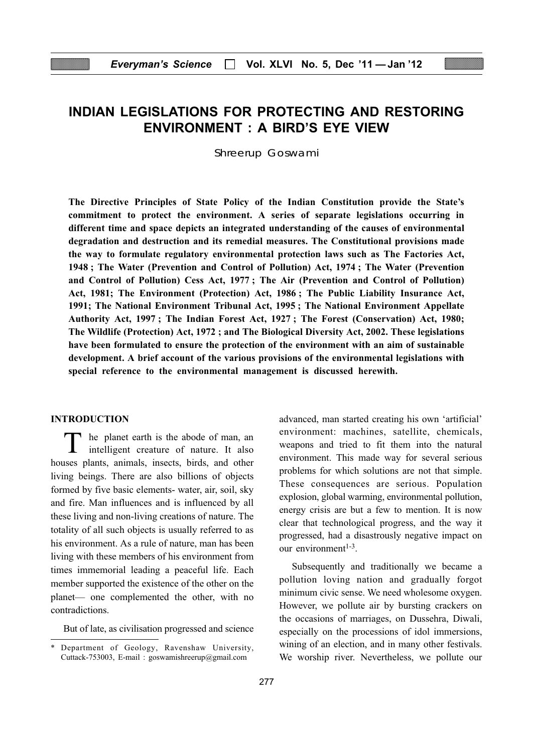# INDIAN LEGISLATIONS FOR PROTECTING AND RESTORING ENVIRONMENT : A BIRD'S EYE VIEW

Shreerup Goswami

**The Directive Principles of State Policy of the Indian Constitution provide the State's commitment to protect the environment. A series of separate legislations occurring in different time and space depicts an integrated understanding of the causes of environmental degradation and destruction and its remedial measures. The Constitutional provisions made the way to formulate regulatory environmental protection laws such as The Factories Act, 1948 ; The Water (Prevention and Control of Pollution) Act, 1974 ; The Water (Prevention and Control of Pollution) Cess Act, 1977 ; The Air (Prevention and Control of Pollution) Act, 1981; The Environment (Protection) Act, 1986 ; The Public Liability Insurance Act, 1991; The National Environment Tribunal Act, 1995 ; The National Environment Appellate Authority Act, 1997 ; The Indian Forest Act, 1927 ; The Forest (Conservation) Act, 1980; The Wildlife (Protection) Act, 1972 ; and The Biological Diversity Act, 2002. These legislations have been formulated to ensure the protection of the environment with an aim of sustainable development. A brief account of the various provisions of the environmental legislations with special reference to the environmental management is discussed herewith.**

## INTRODUCTION

The planet earth is the abode of man, an intelligent creature of nature. It also houses plants, animals, insects, birds, and other living beings. There are also billions of objects formed by five basic elements- water, air, soil, sky and fire. Man influences and is influenced by all these living and non-living creations of nature. The totality of all such objects is usually referred to as his environment. As a rule of nature, man has been living with these members of his environment from times immemorial leading a peaceful life. Each member supported the existence of the other on the planet— one complemented the other, with no contradictions.

But of late, as civilisation progressed and science advanced, man started creating his own 'artificial' environment: machines, satellite, chemicals, weapons and tried to fit them into the natural environment. This made way for several serious problems for which solutions are not that simple. These consequences are serious. Population explosion, global warming, environmental pollution, energy crisis are but a few to mention. It is now clear that technological progress, and the way it progressed, had a disastrously negative impact on our environment[1-3].

Subsequently and traditionally we became a pollution loving nation and gradually forgot minimum civic sense. We need wholesome oxygen. However, we pollute air by bursting crackers on the occasions of marriages, on Dussehra, Diwali, especially on the processions of idol immersions, wining of an election, and in many other festivals. We worship river. Nevertheless, we pollute our

---

\* Department of Geology, Ravenshaw University, Cuttack-753003, E-mail : goswamishreerup@gmail.com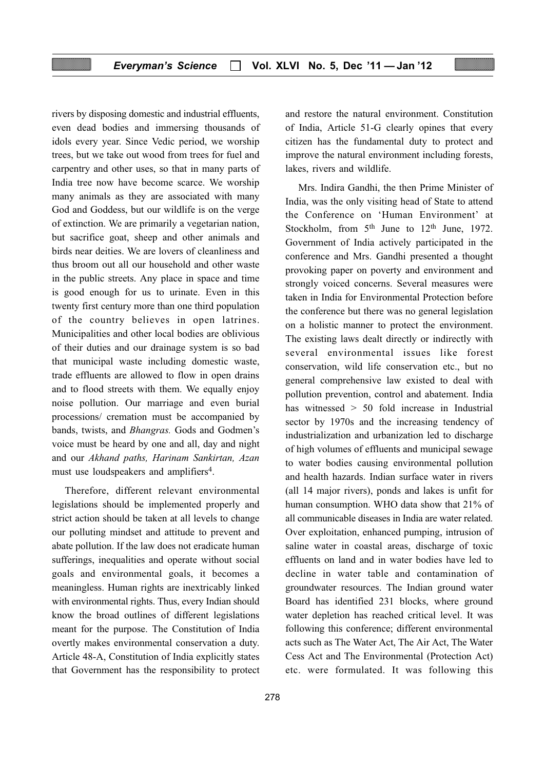rivers by disposing domestic and industrial effluents, even dead bodies and immersing thousands of idols every year. Since Vedic period, we worship trees, but we take out wood from trees for fuel and carpentry and other uses, so that in many parts of India tree now have become scarce. We worship many animals as they are associated with many God and Goddess, but our wildlife is on the verge of extinction. We are primarily a vegetarian nation, but sacrifice goat, sheep and other animals and birds near deities. We are lovers of cleanliness and thus broom out all our household and other waste in the public streets. Any place in space and time is good enough for us to urinate. Even in this twenty first century more than one third population of the country believes in open latrines. Municipalities and other local bodies are oblivious of their duties and our drainage system is so bad that municipal waste including domestic waste, trade effluents are allowed to flow in open drains and to flood streets with them. We equally enjoy noise pollution. Our marriage and even burial processions/ cremation must be accompanied by bands, twists, and *Bhangras.* Gods and Godmen's voice must be heard by one and all, day and night and our *Akhand paths, Harinam Sankirtan, Azan* must use loudspeakers and amplifiers[4].

Therefore, different relevant environmental legislations should be implemented properly and strict action should be taken at all levels to change our polluting mindset and attitude to prevent and abate pollution. If the law does not eradicate human sufferings, inequalities and operate without social goals and environmental goals, it becomes a meaningless. Human rights are inextricably linked with environmental rights. Thus, every Indian should know the broad outlines of different legislations meant for the purpose. The Constitution of India overtly makes environmental conservation a duty. Article 48-A, Constitution of India explicitly states that Government has the responsibility to protect and restore the natural environment. Constitution of India, Article 51-G clearly opines that every citizen has the fundamental duty to protect and improve the natural environment including forests, lakes, rivers and wildlife.

Mrs. Indira Gandhi, the then Prime Minister of India, was the only visiting head of State to attend the Conference on 'Human Environment' at Stockholm, from 5th June to 12th June, 1972. Government of India actively participated in the conference and Mrs. Gandhi presented a thought provoking paper on poverty and environment and strongly voiced concerns. Several measures were taken in India for Environmental Protection before the conference but there was no general legislation on a holistic manner to protect the environment. The existing laws dealt directly or indirectly with several environmental issues like forest conservation, wild life conservation etc., but no general comprehensive law existed to deal with pollution prevention, control and abatement. India has witnessed > 50 fold increase in Industrial sector by 1970s and the increasing tendency of industrialization and urbanization led to discharge of high volumes of effluents and municipal sewage to water bodies causing environmental pollution and health hazards. Indian surface water in rivers (all 14 major rivers), ponds and lakes is unfit for human consumption. WHO data show that 21% of all communicable diseases in India are water related. Over exploitation, enhanced pumping, intrusion of saline water in coastal areas, discharge of toxic effluents on land and in water bodies have led to decline in water table and contamination of groundwater resources. The Indian ground water Board has identified 231 blocks, where ground water depletion has reached critical level. It was following this conference; different environmental acts such as The Water Act, The Air Act, The Water Cess Act and The Environmental (Protection Act) etc. were formulated. It was following this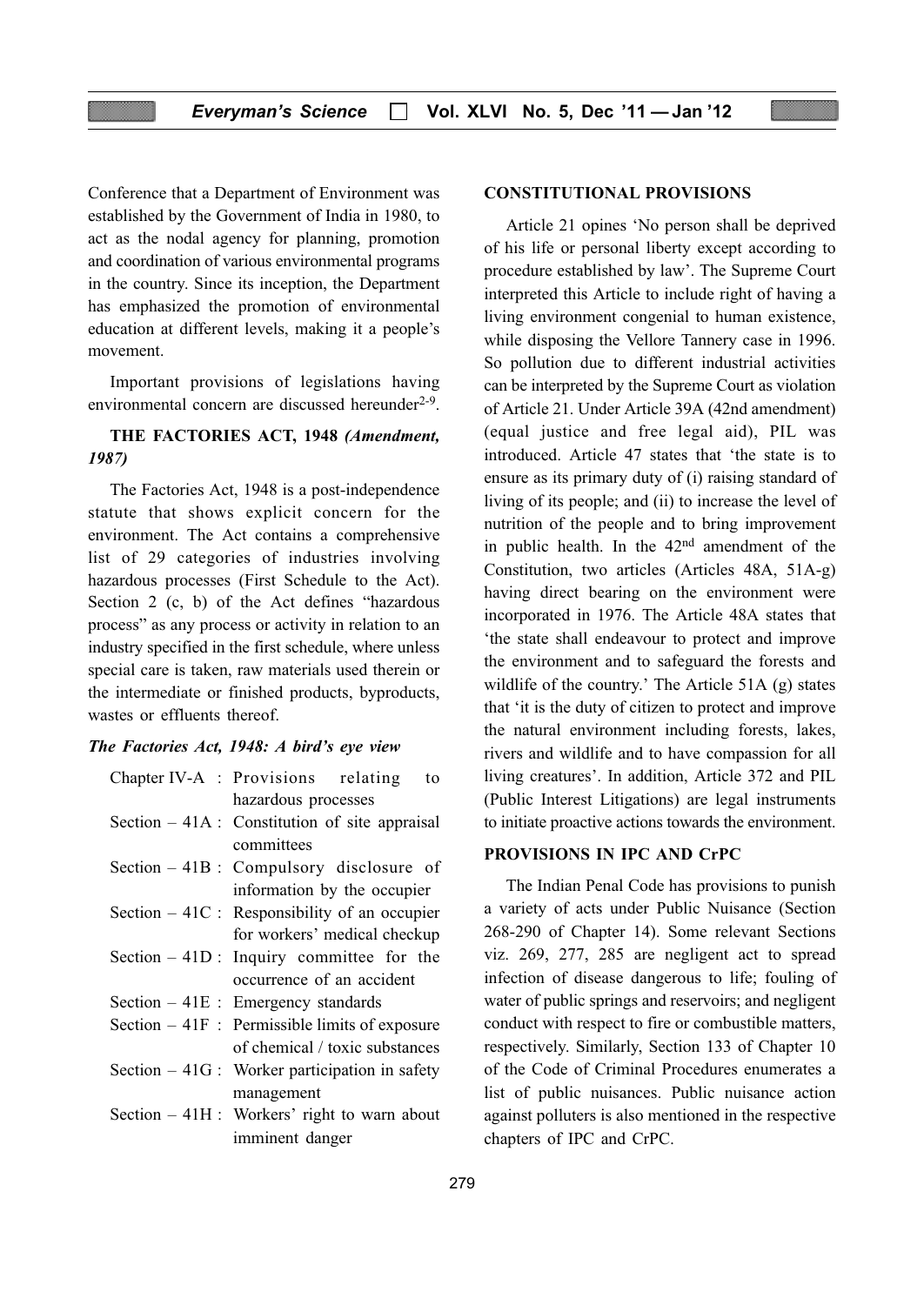Conference that a Department of Environment was established by the Government of India in 1980, to act as the nodal agency for planning, promotion and coordination of various environmental programs in the country. Since its inception, the Department has emphasized the promotion of environmental education at different levels, making it a people's movement.

Important provisions of legislations having environmental concern are discussed hereunder[2-9].

## THE FACTORIES ACT, 1948 *(Amendment, 1987)*

The Factories Act, 1948 is a post-independence statute that shows explicit concern for the environment. The Act contains a comprehensive list of 29 categories of industries involving hazardous processes (First Schedule to the Act). Section 2 (c, b) of the Act defines "hazardous process" as any process or activity in relation to an industry specified in the first schedule, where unless special care is taken, raw materials used therein or the intermediate or finished products, byproducts, wastes or effluents thereof.

### *The Factories Act, 1948: A bird's eye view*

| | |
|---|---|
| Chapter IV-A | Provisions relating to hazardous processes |
| Section – 41A | Constitution of site appraisal committees |
| Section – 41B | Compulsory disclosure of information by the occupier |
| Section – 41C | Responsibility of an occupier for workers' medical checkup |
| Section – 41D | Inquiry committee for the occurrence of an accident |
| Section – 41E | Emergency standards |
| Section – 41F | Permissible limits of exposure of chemical / toxic substances |
| Section – 41G | Worker participation in safety management |
| Section – 41H | Workers' right to warn about imminent danger |

## CONSTITUTIONAL PROVISIONS

Article 21 opines 'No person shall be deprived of his life or personal liberty except according to procedure established by law'. The Supreme Court interpreted this Article to include right of having a living environment congenial to human existence, while disposing the Vellore Tannery case in 1996. So pollution due to different industrial activities can be interpreted by the Supreme Court as violation of Article 21. Under Article 39A (42nd amendment) (equal justice and free legal aid), PIL was introduced. Article 47 states that 'the state is to ensure as its primary duty of (i) raising standard of living of its people; and (ii) to increase the level of nutrition of the people and to bring improvement in public health. In the 42nd amendment of the Constitution, two articles (Articles 48A, 51A-g) having direct bearing on the environment were incorporated in 1976. The Article 48A states that 'the state shall endeavour to protect and improve the environment and to safeguard the forests and wildlife of the country.' The Article 51A (g) states that 'it is the duty of citizen to protect and improve the natural environment including forests, lakes, rivers and wildlife and to have compassion for all living creatures'. In addition, Article 372 and PIL (Public Interest Litigations) are legal instruments to initiate proactive actions towards the environment.

## PROVISIONS IN IPC AND CrPC

The Indian Penal Code has provisions to punish a variety of acts under Public Nuisance (Section 268-290 of Chapter 14). Some relevant Sections viz. 269, 277, 285 are negligent act to spread infection of disease dangerous to life; fouling of water of public springs and reservoirs; and negligent conduct with respect to fire or combustible matters, respectively. Similarly, Section 133 of Chapter 10 of the Code of Criminal Procedures enumerates a list of public nuisances. Public nuisance action against polluters is also mentioned in the respective chapters of IPC and CrPC.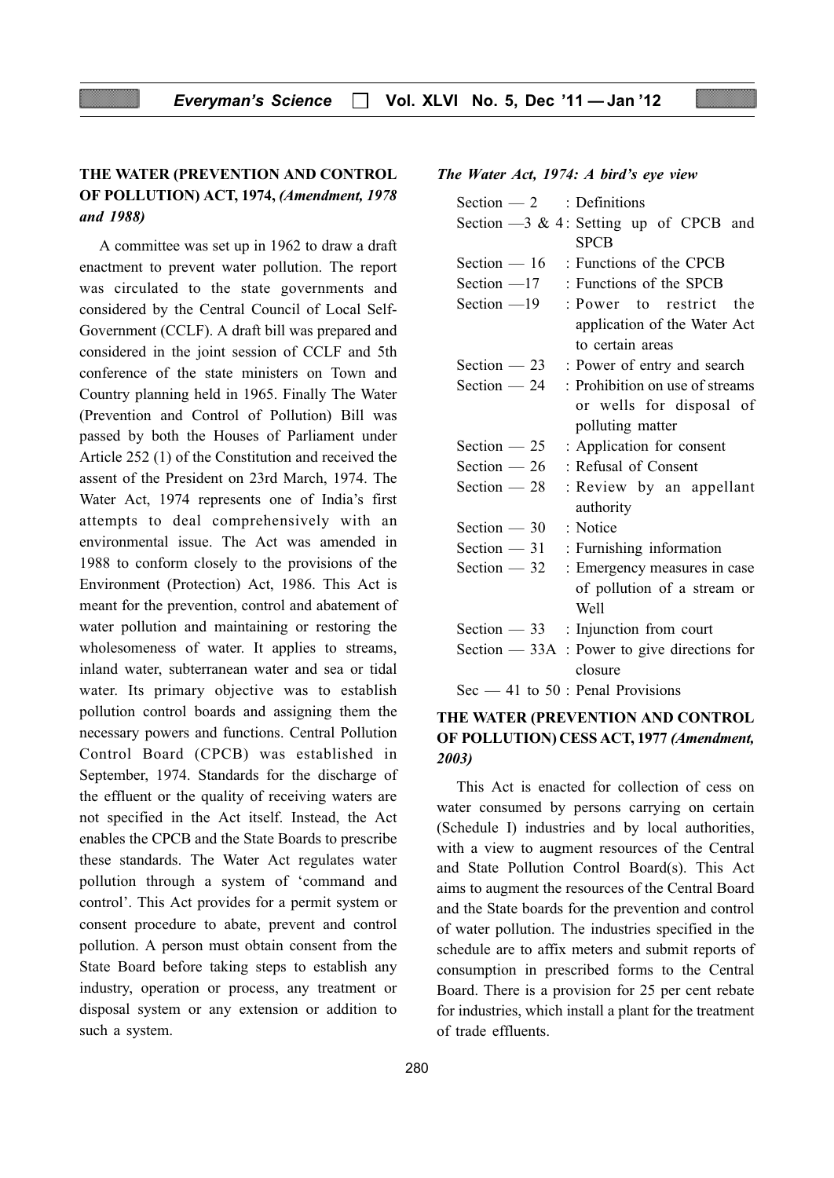## THE WATER (PREVENTION AND CONTROL OF POLLUTION) ACT, 1974, *(Amendment, 1978 and 1988)*

A committee was set up in 1962 to draw a draft enactment to prevent water pollution. The report was circulated to the state governments and considered by the Central Council of Local Self-Government (CCLF). A draft bill was prepared and considered in the joint session of CCLF and 5th conference of the state ministers on Town and Country planning held in 1965. Finally The Water (Prevention and Control of Pollution) Bill was passed by both the Houses of Parliament under Article 252 (1) of the Constitution and received the assent of the President on 23rd March, 1974. The Water Act, 1974 represents one of India's first attempts to deal comprehensively with an environmental issue. The Act was amended in 1988 to conform closely to the provisions of the Environment (Protection) Act, 1986. This Act is meant for the prevention, control and abatement of water pollution and maintaining or restoring the wholesomeness of water. It applies to streams, inland water, subterranean water and sea or tidal water. Its primary objective was to establish pollution control boards and assigning them the necessary powers and functions. Central Pollution Control Board (CPCB) was established in September, 1974. Standards for the discharge of the effluent or the quality of receiving waters are not specified in the Act itself. Instead, the Act enables the CPCB and the State Boards to prescribe these standards. The Water Act regulates water pollution through a system of 'command and control'. This Act provides for a permit system or consent procedure to abate, prevent and control pollution. A person must obtain consent from the State Board before taking steps to establish any industry, operation or process, any treatment or disposal system or any extension or addition to such a system.

***The Water Act, 1974: A bird's eye view***

| Section | Description |
|---|---|
| Section — 2 | Definitions |
| Section —3 & 4 | Setting up of CPCB and SPCB |
| Section — 16 | Functions of the CPCB |
| Section —17 | Functions of the SPCB |
| Section —19 | Power to restrict the application of the Water Act to certain areas |
| Section — 23 | Power of entry and search |
| Section — 24 | Prohibition on use of streams or wells for disposal of polluting matter |
| Section — 25 | Application for consent |
| Section — 26 | Refusal of Consent |
| Section — 28 | Review by an appellant authority |
| Section — 30 | Notice |
| Section — 31 | Furnishing information |
| Section — 32 | Emergency measures in case of pollution of a stream or Well |
| Section — 33 | Injunction from court |
| Section — 33A | Power to give directions for closure |
| Sec — 41 to 50 | Penal Provisions |

## THE WATER (PREVENTION AND CONTROL OF POLLUTION) CESS ACT, 1977 *(Amendment, 2003)*

This Act is enacted for collection of cess on water consumed by persons carrying on certain (Schedule I) industries and by local authorities, with a view to augment resources of the Central and State Pollution Control Board(s). This Act aims to augment the resources of the Central Board and the State boards for the prevention and control of water pollution. The industries specified in the schedule are to affix meters and submit reports of consumption in prescribed forms to the Central Board. There is a provision for 25 per cent rebate for industries, which install a plant for the treatment of trade effluents.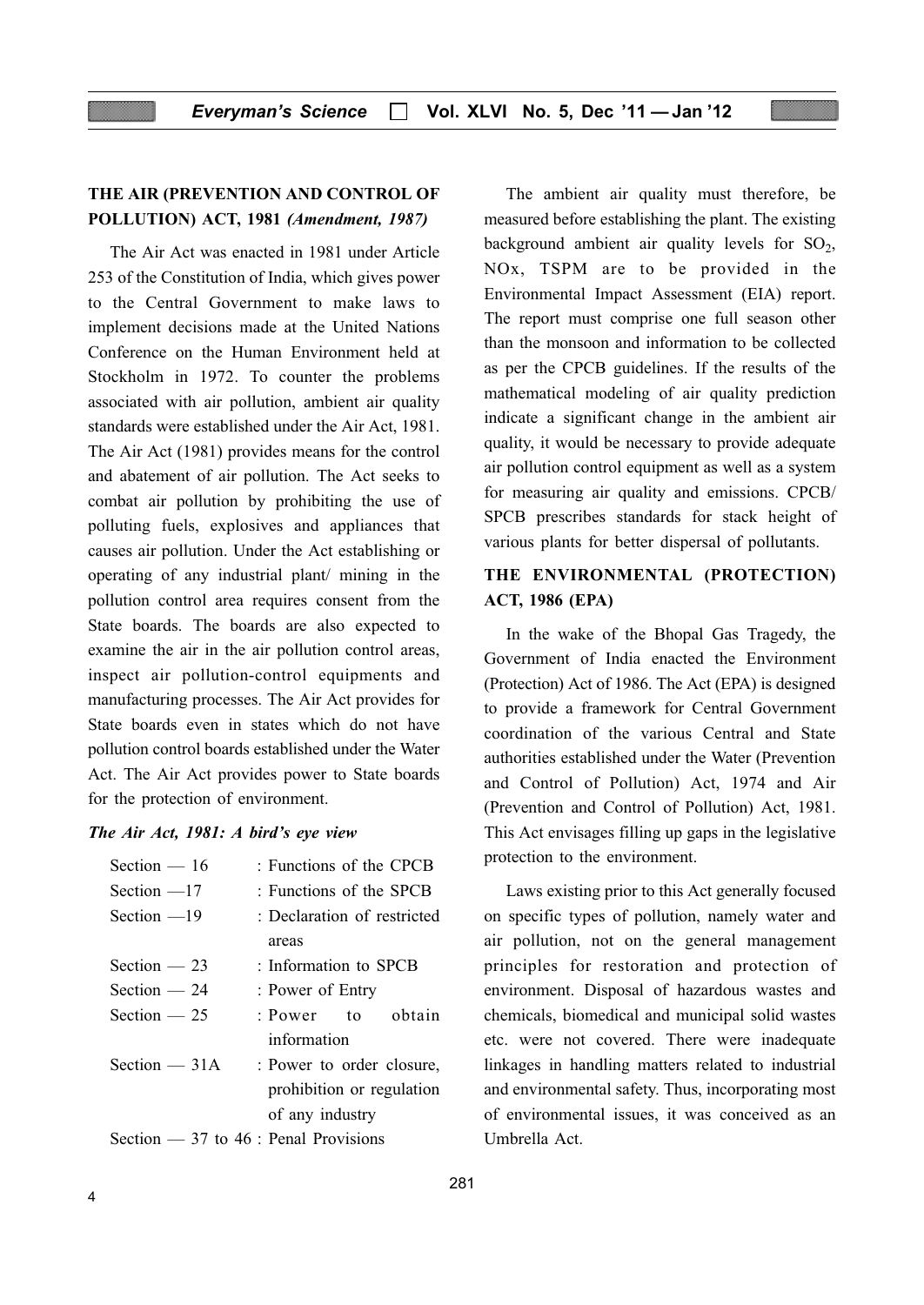## THE AIR (PREVENTION AND CONTROL OF POLLUTION) ACT, 1981 *(Amendment, 1987)*

The Air Act was enacted in 1981 under Article 253 of the Constitution of India, which gives power to the Central Government to make laws to implement decisions made at the United Nations Conference on the Human Environment held at Stockholm in 1972. To counter the problems associated with air pollution, ambient air quality standards were established under the Air Act, 1981. The Air Act (1981) provides means for the control and abatement of air pollution. The Act seeks to combat air pollution by prohibiting the use of polluting fuels, explosives and appliances that causes air pollution. Under the Act establishing or operating of any industrial plant/ mining in the pollution control area requires consent from the State boards. The boards are also expected to examine the air in the air pollution control areas, inspect air pollution-control equipments and manufacturing processes. The Air Act provides for State boards even in states which do not have pollution control boards established under the Water Act. The Air Act provides power to State boards for the protection of environment.

### *The Air Act, 1981: A bird's eye view*

| | |
|---|---|
| Section — 16 | : Functions of the CPCB |
| Section —17 | : Functions of the SPCB |
| Section —19 | : Declaration of restricted areas |
| Section — 23 | : Information to SPCB |
| Section — 24 | : Power of Entry |
| Section — 25 | : Power to obtain information |
| Section — 31A | : Power to order closure, prohibition or regulation of any industry |
| Section — 37 to 46 | : Penal Provisions |

The ambient air quality must therefore, be measured before establishing the plant. The existing background ambient air quality levels for $SO_2$, NOx, TSPM are to be provided in the Environmental Impact Assessment (EIA) report. The report must comprise one full season other than the monsoon and information to be collected as per the CPCB guidelines. If the results of the mathematical modeling of air quality prediction indicate a significant change in the ambient air quality, it would be necessary to provide adequate air pollution control equipment as well as a system for measuring air quality and emissions. CPCB/ SPCB prescribes standards for stack height of various plants for better dispersal of pollutants.

## THE ENVIRONMENTAL (PROTECTION) ACT, 1986 (EPA)

In the wake of the Bhopal Gas Tragedy, the Government of India enacted the Environment (Protection) Act of 1986. The Act (EPA) is designed to provide a framework for Central Government coordination of the various Central and State authorities established under the Water (Prevention and Control of Pollution) Act, 1974 and Air (Prevention and Control of Pollution) Act, 1981. This Act envisages filling up gaps in the legislative protection to the environment.

Laws existing prior to this Act generally focused on specific types of pollution, namely water and air pollution, not on the general management principles for restoration and protection of environment. Disposal of hazardous wastes and chemicals, biomedical and municipal solid wastes etc. were not covered. There were inadequate linkages in handling matters related to industrial and environmental safety. Thus, incorporating most of environmental issues, it was conceived as an Umbrella Act.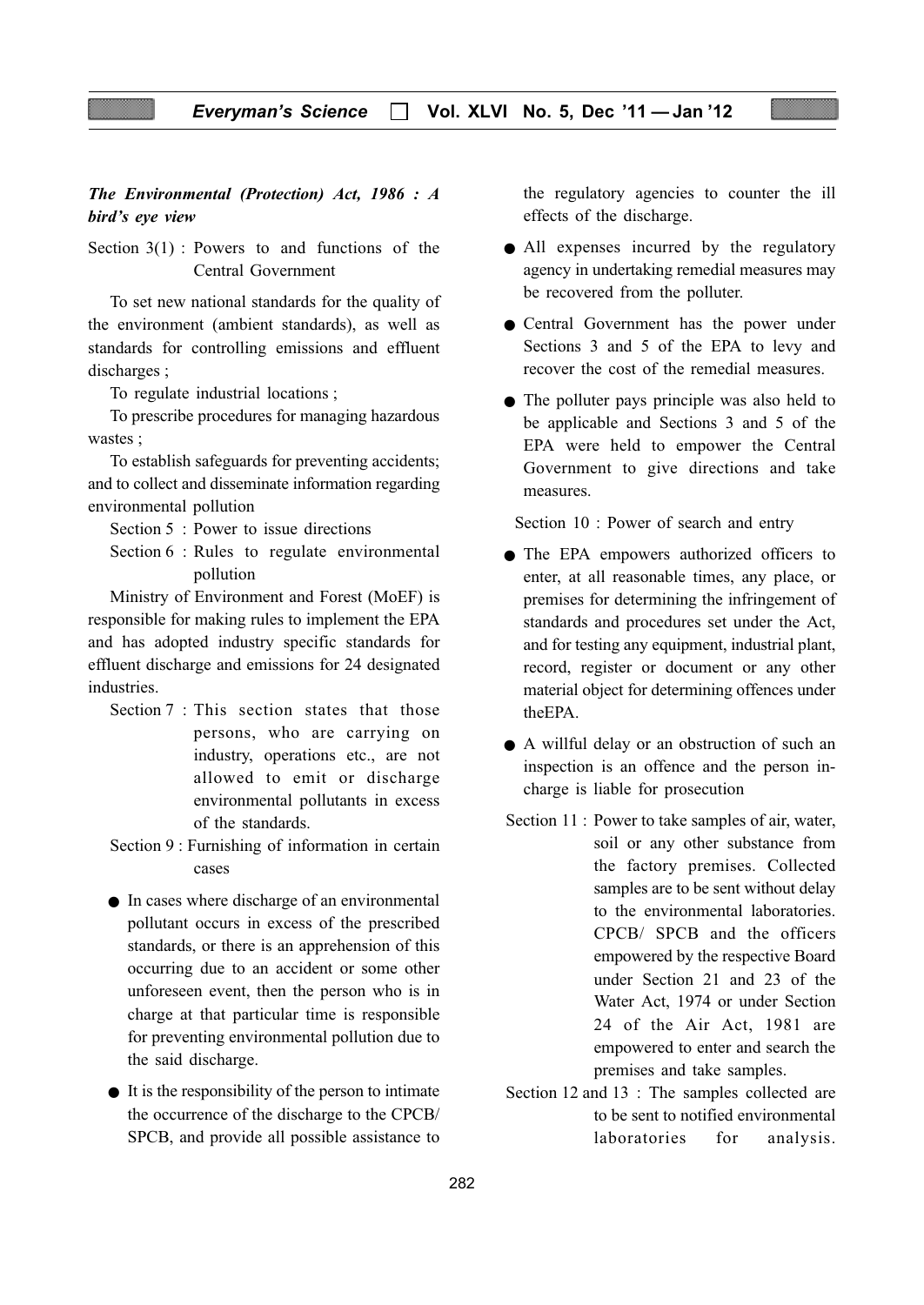***The Environmental (Protection) Act, 1986 : A bird's eye view***

Section 3(1) : Powers to and functions of the Central Government

To set new national standards for the quality of the environment (ambient standards), as well as standards for controlling emissions and effluent discharges ;

To regulate industrial locations ;

To prescribe procedures for managing hazardous wastes ;

To establish safeguards for preventing accidents; and to collect and disseminate information regarding environmental pollution

Section 5 : Power to issue directions

Section 6 : Rules to regulate environmental pollution

Ministry of Environment and Forest (MoEF) is responsible for making rules to implement the EPA and has adopted industry specific standards for effluent discharge and emissions for 24 designated industries.

Section 7 : This section states that those persons, who are carrying on industry, operations etc., are not allowed to emit or discharge environmental pollutants in excess of the standards.

Section 9 : Furnishing of information in certain cases

- In cases where discharge of an environmental pollutant occurs in excess of the prescribed standards, or there is an apprehension of this occurring due to an accident or some other unforeseen event, then the person who is in charge at that particular time is responsible for preventing environmental pollution due to the said discharge.
- It is the responsibility of the person to intimate the occurrence of the discharge to the CPCB/ SPCB, and provide all possible assistance to the regulatory agencies to counter the ill effects of the discharge.
- All expenses incurred by the regulatory agency in undertaking remedial measures may be recovered from the polluter.
- Central Government has the power under Sections 3 and 5 of the EPA to levy and recover the cost of the remedial measures.
- The polluter pays principle was also held to be applicable and Sections 3 and 5 of the EPA were held to empower the Central Government to give directions and take measures.

Section 10 : Power of search and entry

- The EPA empowers authorized officers to enter, at all reasonable times, any place, or premises for determining the infringement of standards and procedures set under the Act, and for testing any equipment, industrial plant, record, register or document or any other material object for determining offences under theEPA.
- A willful delay or an obstruction of such an inspection is an offence and the person in-charge is liable for prosecution

Section 11 : Power to take samples of air, water, soil or any other substance from the factory premises. Collected samples are to be sent without delay to the environmental laboratories. CPCB/ SPCB and the officers empowered by the respective Board under Section 21 and 23 of the Water Act, 1974 or under Section 24 of the Air Act, 1981 are empowered to enter and search the premises and take samples.

Section 12 and 13 : The samples collected are to be sent to notified environmental laboratories for analysis.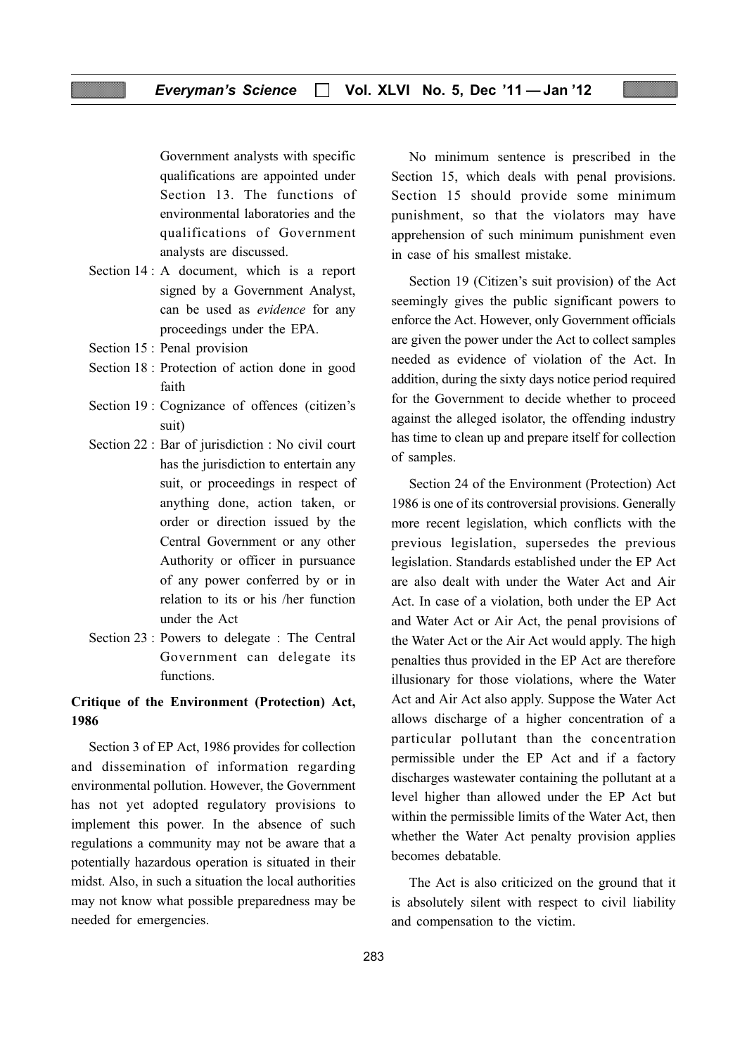Government analysts with specific qualifications are appointed under Section 13. The functions of environmental laboratories and the qualifications of Government analysts are discussed.

Section 14 : A document, which is a report signed by a Government Analyst, can be used as *evidence* for any proceedings under the EPA.

Section 15 : Penal provision

Section 18 : Protection of action done in good faith

Section 19 : Cognizance of offences (citizen's suit)

Section 22 : Bar of jurisdiction : No civil court has the jurisdiction to entertain any suit, or proceedings in respect of anything done, action taken, or order or direction issued by the Central Government or any other Authority or officer in pursuance of any power conferred by or in relation to its or his /her function under the Act

Section 23 : Powers to delegate : The Central Government can delegate its functions.

**Critique of the Environment (Protection) Act, 1986**

Section 3 of EP Act, 1986 provides for collection and dissemination of information regarding environmental pollution. However, the Government has not yet adopted regulatory provisions to implement this power. In the absence of such regulations a community may not be aware that a potentially hazardous operation is situated in their midst. Also, in such a situation the local authorities may not know what possible preparedness may be needed for emergencies.

No minimum sentence is prescribed in the Section 15, which deals with penal provisions. Section 15 should provide some minimum punishment, so that the violators may have apprehension of such minimum punishment even in case of his smallest mistake.

Section 19 (Citizen's suit provision) of the Act seemingly gives the public significant powers to enforce the Act. However, only Government officials are given the power under the Act to collect samples needed as evidence of violation of the Act. In addition, during the sixty days notice period required for the Government to decide whether to proceed against the alleged isolator, the offending industry has time to clean up and prepare itself for collection of samples.

Section 24 of the Environment (Protection) Act 1986 is one of its controversial provisions. Generally more recent legislation, which conflicts with the previous legislation, supersedes the previous legislation. Standards established under the EP Act are also dealt with under the Water Act and Air Act. In case of a violation, both under the EP Act and Water Act or Air Act, the penal provisions of the Water Act or the Air Act would apply. The high penalties thus provided in the EP Act are therefore illusionary for those violations, where the Water Act and Air Act also apply. Suppose the Water Act allows discharge of a higher concentration of a particular pollutant than the concentration permissible under the EP Act and if a factory discharges wastewater containing the pollutant at a level higher than allowed under the EP Act but within the permissible limits of the Water Act, then whether the Water Act penalty provision applies becomes debatable.

The Act is also criticized on the ground that it is absolutely silent with respect to civil liability and compensation to the victim.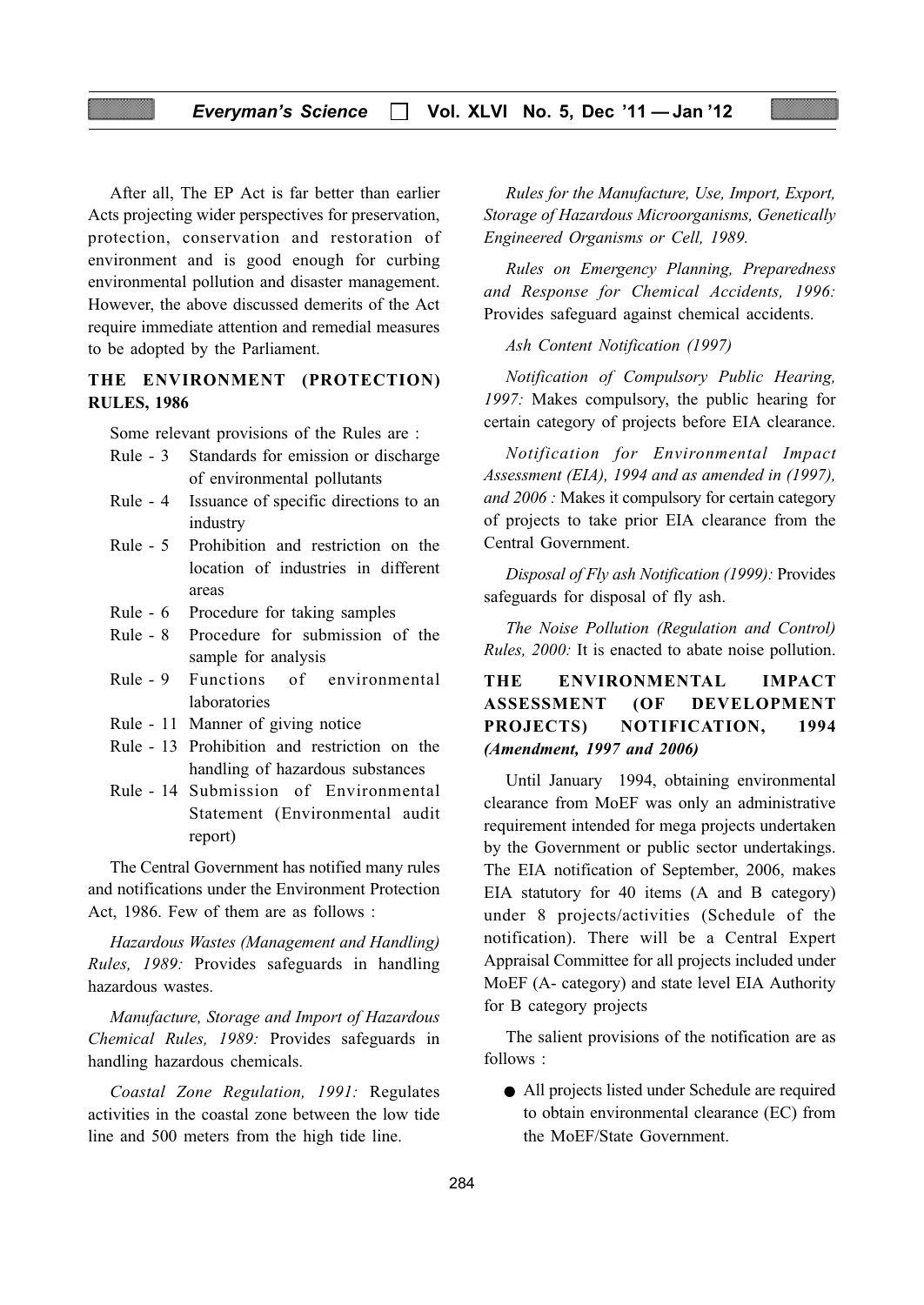After all, The EP Act is far better than earlier Acts projecting wider perspectives for preservation, protection, conservation and restoration of environment and is good enough for curbing environmental pollution and disaster management. However, the above discussed demerits of the Act require immediate attention and remedial measures to be adopted by the Parliament.

## THE ENVIRONMENT (PROTECTION) RULES, 1986

Some relevant provisions of the Rules are :

- Rule - 3 Standards for emission or discharge of environmental pollutants
- Rule - 4 Issuance of specific directions to an industry
- Rule - 5 Prohibition and restriction on the location of industries in different areas
- Rule - 6 Procedure for taking samples
- Rule - 8 Procedure for submission of the sample for analysis
- Rule - 9 Functions of environmental laboratories
- Rule - 11 Manner of giving notice
- Rule - 13 Prohibition and restriction on the handling of hazardous substances
- Rule - 14 Submission of Environmental Statement (Environmental audit report)

The Central Government has notified many rules and notifications under the Environment Protection Act, 1986. Few of them are as follows :

*Hazardous Wastes (Management and Handling) Rules, 1989:* Provides safeguards in handling hazardous wastes.

*Manufacture, Storage and Import of Hazardous Chemical Rules, 1989:* Provides safeguards in handling hazardous chemicals.

*Coastal Zone Regulation, 1991:* Regulates activities in the coastal zone between the low tide line and 500 meters from the high tide line.

*Rules for the Manufacture, Use, Import, Export, Storage of Hazardous Microorganisms, Genetically Engineered Organisms or Cell, 1989.*

*Rules on Emergency Planning, Preparedness and Response for Chemical Accidents, 1996:* Provides safeguard against chemical accidents.

*Ash Content Notification (1997)*

*Notification of Compulsory Public Hearing, 1997:* Makes compulsory, the public hearing for certain category of projects before EIA clearance.

*Notification for Environmental Impact Assessment (EIA), 1994 and as amended in (1997), and 2006 :* Makes it compulsory for certain category of projects to take prior EIA clearance from the Central Government.

*Disposal of Fly ash Notification (1999):* Provides safeguards for disposal of fly ash.

*The Noise Pollution (Regulation and Control) Rules, 2000:* It is enacted to abate noise pollution.

## THE ENVIRONMENTAL IMPACT ASSESSMENT (OF DEVELOPMENT PROJECTS) NOTIFICATION, 1994 *(Amendment, 1997 and 2006)*

Until January 1994, obtaining environmental clearance from MoEF was only an administrative requirement intended for mega projects undertaken by the Government or public sector undertakings. The EIA notification of September, 2006, makes EIA statutory for 40 items (A and B category) under 8 projects/activities (Schedule of the notification). There will be a Central Expert Appraisal Committee for all projects included under MoEF (A- category) and state level EIA Authority for B category projects

The salient provisions of the notification are as follows :

- All projects listed under Schedule are required to obtain environmental clearance (EC) from the MoEF/State Government.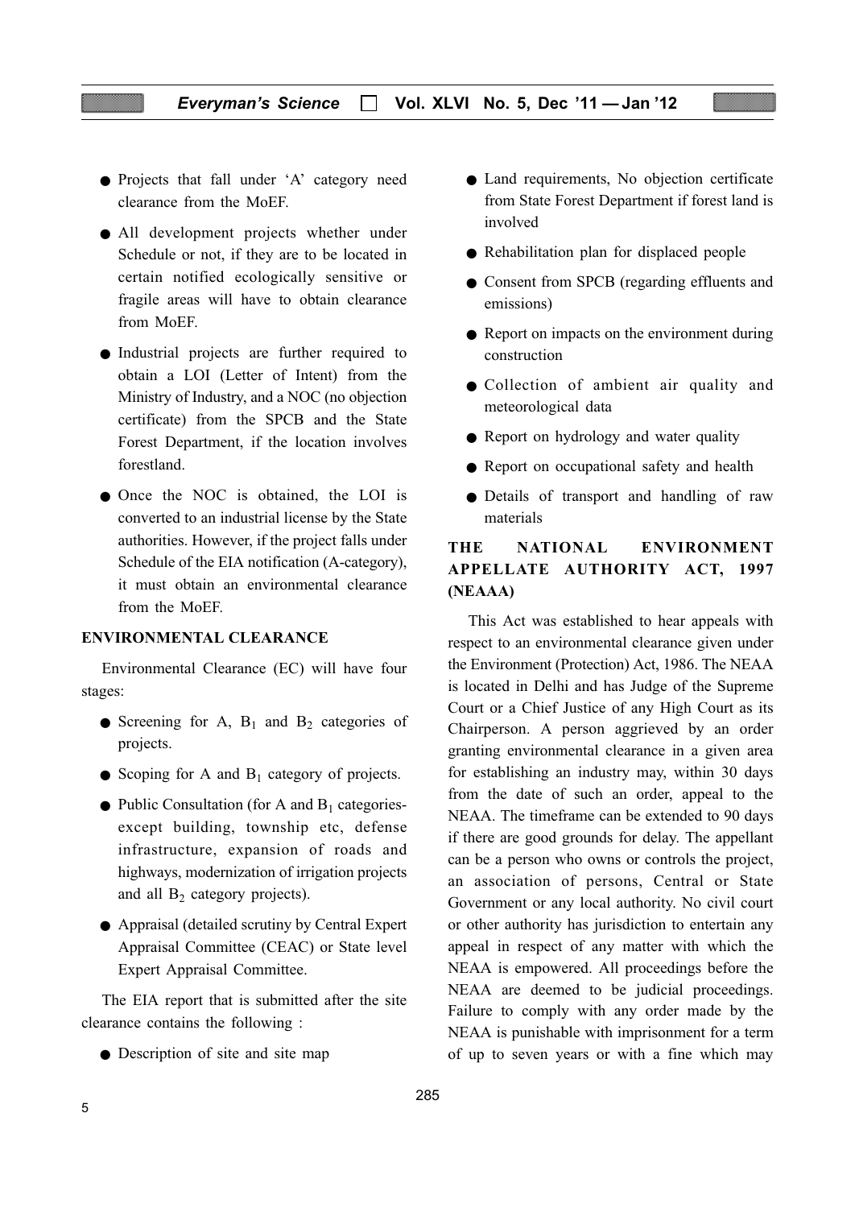- Projects that fall under 'A' category need clearance from the MoEF.
- All development projects whether under Schedule or not, if they are to be located in certain notified ecologically sensitive or fragile areas will have to obtain clearance from MoEF.
- Industrial projects are further required to obtain a LOI (Letter of Intent) from the Ministry of Industry, and a NOC (no objection certificate) from the SPCB and the State Forest Department, if the location involves forestland.
- Once the NOC is obtained, the LOI is converted to an industrial license by the State authorities. However, if the project falls under Schedule of the EIA notification (A-category), it must obtain an environmental clearance from the MoEF.

## ENVIRONMENTAL CLEARANCE

Environmental Clearance (EC) will have four stages:

- Screening for A, $B_1$ and $B_2$ categories of projects.
- Scoping for A and $B_1$ category of projects.
- Public Consultation (for A and $B_1$ categories-except building, township etc, defense infrastructure, expansion of roads and highways, modernization of irrigation projects and all $B_2$ category projects).
- Appraisal (detailed scrutiny by Central Expert Appraisal Committee (CEAC) or State level Expert Appraisal Committee.

The EIA report that is submitted after the site clearance contains the following :

- Description of site and site map
- Land requirements, No objection certificate from State Forest Department if forest land is involved
- Rehabilitation plan for displaced people
- Consent from SPCB (regarding effluents and emissions)
- Report on impacts on the environment during construction
- Collection of ambient air quality and meteorological data
- Report on hydrology and water quality
- Report on occupational safety and health
- Details of transport and handling of raw materials

## THE NATIONAL ENVIRONMENT APPELLATE AUTHORITY ACT, 1997 (NEAAA)

This Act was established to hear appeals with respect to an environmental clearance given under the Environment (Protection) Act, 1986. The NEAA is located in Delhi and has Judge of the Supreme Court or a Chief Justice of any High Court as its Chairperson. A person aggrieved by an order granting environmental clearance in a given area for establishing an industry may, within 30 days from the date of such an order, appeal to the NEAA. The timeframe can be extended to 90 days if there are good grounds for delay. The appellant can be a person who owns or controls the project, an association of persons, Central or State Government or any local authority. No civil court or other authority has jurisdiction to entertain any appeal in respect of any matter with which the NEAA is empowered. All proceedings before the NEAA are deemed to be judicial proceedings. Failure to comply with any order made by the NEAA is punishable with imprisonment for a term of up to seven years or with a fine which may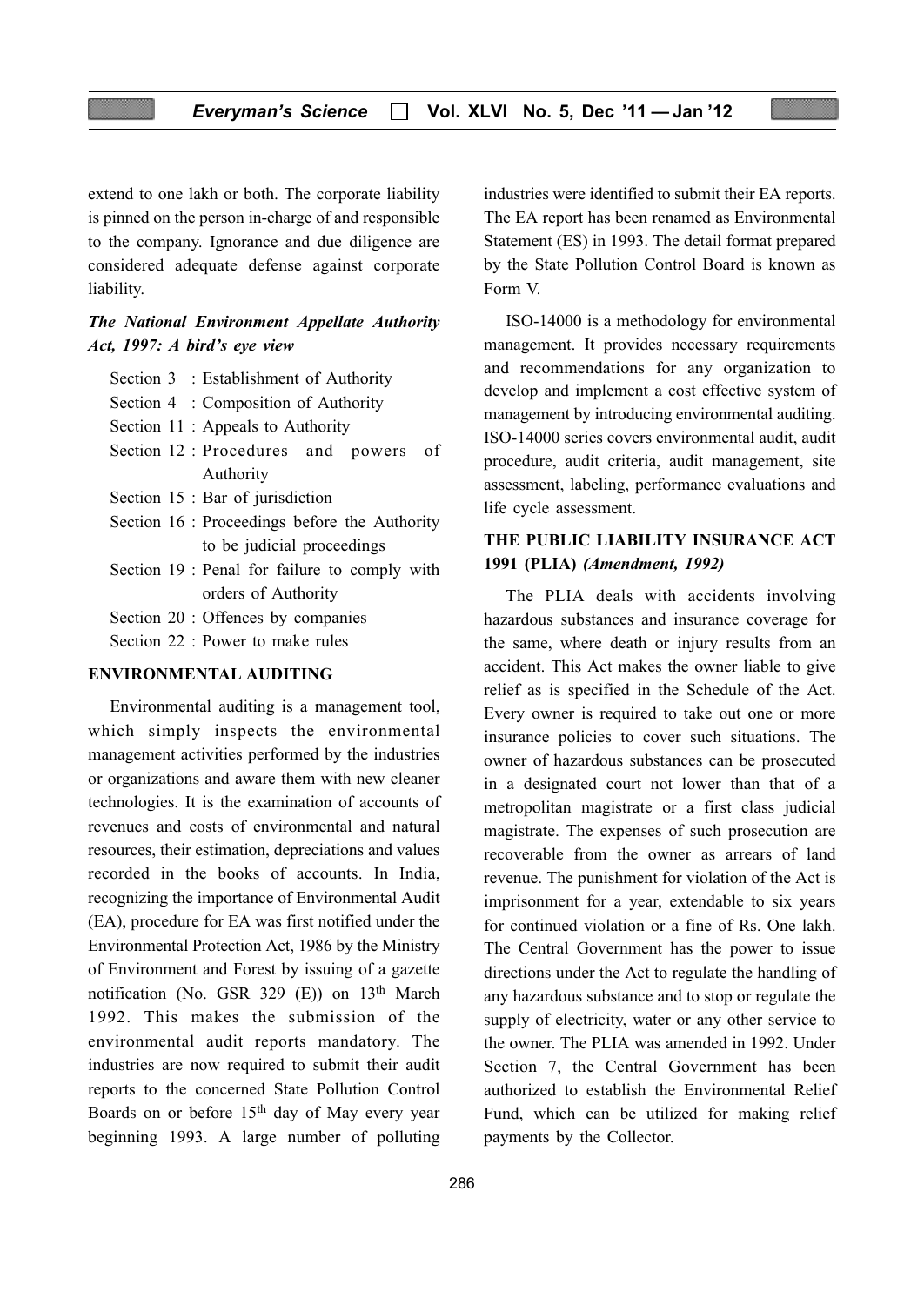extend to one lakh or both. The corporate liability is pinned on the person in-charge of and responsible to the company. Ignorance and due diligence are considered adequate defense against corporate liability.

### *The National Environment Appellate Authority Act, 1997: A bird's eye view*

- Section 3 : Establishment of Authority
- Section 4 : Composition of Authority
- Section 11 : Appeals to Authority
- Section 12 : Procedures and powers of Authority
- Section 15 : Bar of jurisdiction
- Section 16 : Proceedings before the Authority to be judicial proceedings
- Section 19 : Penal for failure to comply with orders of Authority
- Section 20 : Offences by companies
- Section 22 : Power to make rules

## ENVIRONMENTAL AUDITING

Environmental auditing is a management tool, which simply inspects the environmental management activities performed by the industries or organizations and aware them with new cleaner technologies. It is the examination of accounts of revenues and costs of environmental and natural resources, their estimation, depreciations and values recorded in the books of accounts. In India, recognizing the importance of Environmental Audit (EA), procedure for EA was first notified under the Environmental Protection Act, 1986 by the Ministry of Environment and Forest by issuing of a gazette notification (No. GSR 329 (E)) on 13th March 1992. This makes the submission of the environmental audit reports mandatory. The industries are now required to submit their audit reports to the concerned State Pollution Control Boards on or before 15th day of May every year beginning 1993. A large number of polluting industries were identified to submit their EA reports. The EA report has been renamed as Environmental Statement (ES) in 1993. The detail format prepared by the State Pollution Control Board is known as Form V.

ISO-14000 is a methodology for environmental management. It provides necessary requirements and recommendations for any organization to develop and implement a cost effective system of management by introducing environmental auditing. ISO-14000 series covers environmental audit, audit procedure, audit criteria, audit management, site assessment, labeling, performance evaluations and life cycle assessment.

## THE PUBLIC LIABILITY INSURANCE ACT 1991 (PLIA) *(Amendment, 1992)*

The PLIA deals with accidents involving hazardous substances and insurance coverage for the same, where death or injury results from an accident. This Act makes the owner liable to give relief as is specified in the Schedule of the Act. Every owner is required to take out one or more insurance policies to cover such situations. The owner of hazardous substances can be prosecuted in a designated court not lower than that of a metropolitan magistrate or a first class judicial magistrate. The expenses of such prosecution are recoverable from the owner as arrears of land revenue. The punishment for violation of the Act is imprisonment for a year, extendable to six years for continued violation or a fine of Rs. One lakh. The Central Government has the power to issue directions under the Act to regulate the handling of any hazardous substance and to stop or regulate the supply of electricity, water or any other service to the owner. The PLIA was amended in 1992. Under Section 7, the Central Government has been authorized to establish the Environmental Relief Fund, which can be utilized for making relief payments by the Collector.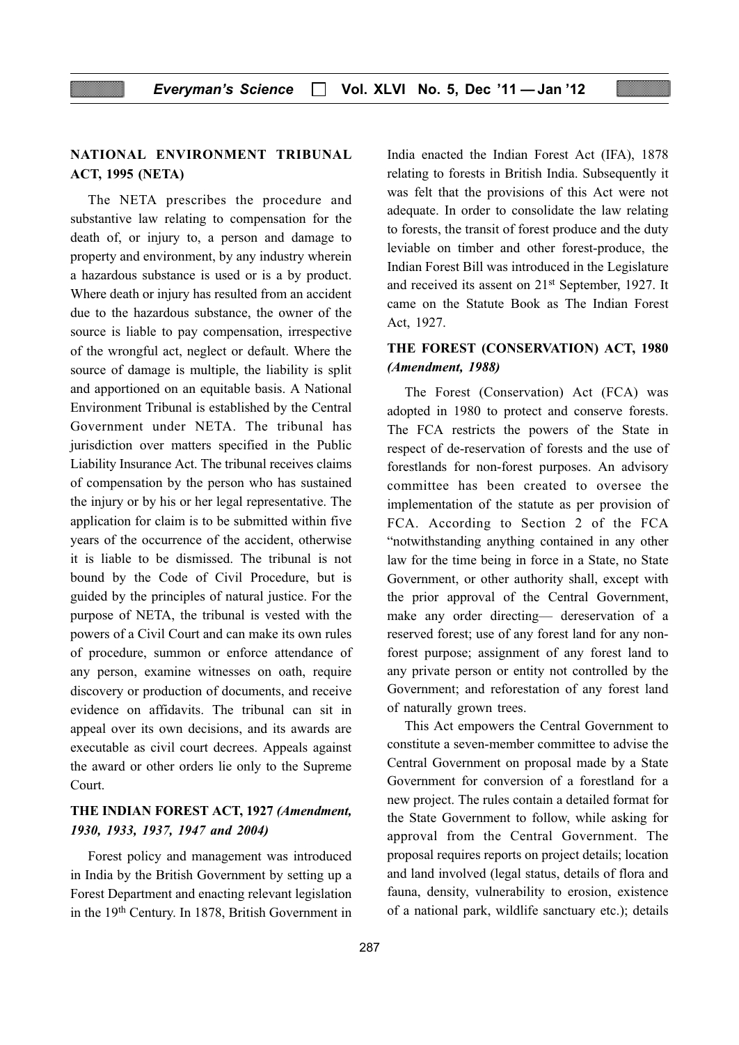## NATIONAL ENVIRONMENT TRIBUNAL ACT, 1995 (NETA)

The NETA prescribes the procedure and substantive law relating to compensation for the death of, or injury to, a person and damage to property and environment, by any industry wherein a hazardous substance is used or is a by product. Where death or injury has resulted from an accident due to the hazardous substance, the owner of the source is liable to pay compensation, irrespective of the wrongful act, neglect or default. Where the source of damage is multiple, the liability is split and apportioned on an equitable basis. A National Environment Tribunal is established by the Central Government under NETA. The tribunal has jurisdiction over matters specified in the Public Liability Insurance Act. The tribunal receives claims of compensation by the person who has sustained the injury or by his or her legal representative. The application for claim is to be submitted within five years of the occurrence of the accident, otherwise it is liable to be dismissed. The tribunal is not bound by the Code of Civil Procedure, but is guided by the principles of natural justice. For the purpose of NETA, the tribunal is vested with the powers of a Civil Court and can make its own rules of procedure, summon or enforce attendance of any person, examine witnesses on oath, require discovery or production of documents, and receive evidence on affidavits. The tribunal can sit in appeal over its own decisions, and its awards are executable as civil court decrees. Appeals against the award or other orders lie only to the Supreme Court.

## THE INDIAN FOREST ACT, 1927 *(Amendment, 1930, 1933, 1937, 1947 and 2004)*

Forest policy and management was introduced in India by the British Government by setting up a Forest Department and enacting relevant legislation in the 19th Century. In 1878, British Government in India enacted the Indian Forest Act (IFA), 1878 relating to forests in British India. Subsequently it was felt that the provisions of this Act were not adequate. In order to consolidate the law relating to forests, the transit of forest produce and the duty leviable on timber and other forest-produce, the Indian Forest Bill was introduced in the Legislature and received its assent on 21st September, 1927. It came on the Statute Book as The Indian Forest Act, 1927.

## THE FOREST (CONSERVATION) ACT, 1980 *(Amendment, 1988)*

The Forest (Conservation) Act (FCA) was adopted in 1980 to protect and conserve forests. The FCA restricts the powers of the State in respect of de-reservation of forests and the use of forestlands for non-forest purposes. An advisory committee has been created to oversee the implementation of the statute as per provision of FCA. According to Section 2 of the FCA "notwithstanding anything contained in any other law for the time being in force in a State, no State Government, or other authority shall, except with the prior approval of the Central Government, make any order directing— dereservation of a reserved forest; use of any forest land for any non-forest purpose; assignment of any forest land to any private person or entity not controlled by the Government; and reforestation of any forest land of naturally grown trees.

This Act empowers the Central Government to constitute a seven-member committee to advise the Central Government on proposal made by a State Government for conversion of a forestland for a new project. The rules contain a detailed format for the State Government to follow, while asking for approval from the Central Government. The proposal requires reports on project details; location and land involved (legal status, details of flora and fauna, density, vulnerability to erosion, existence of a national park, wildlife sanctuary etc.); details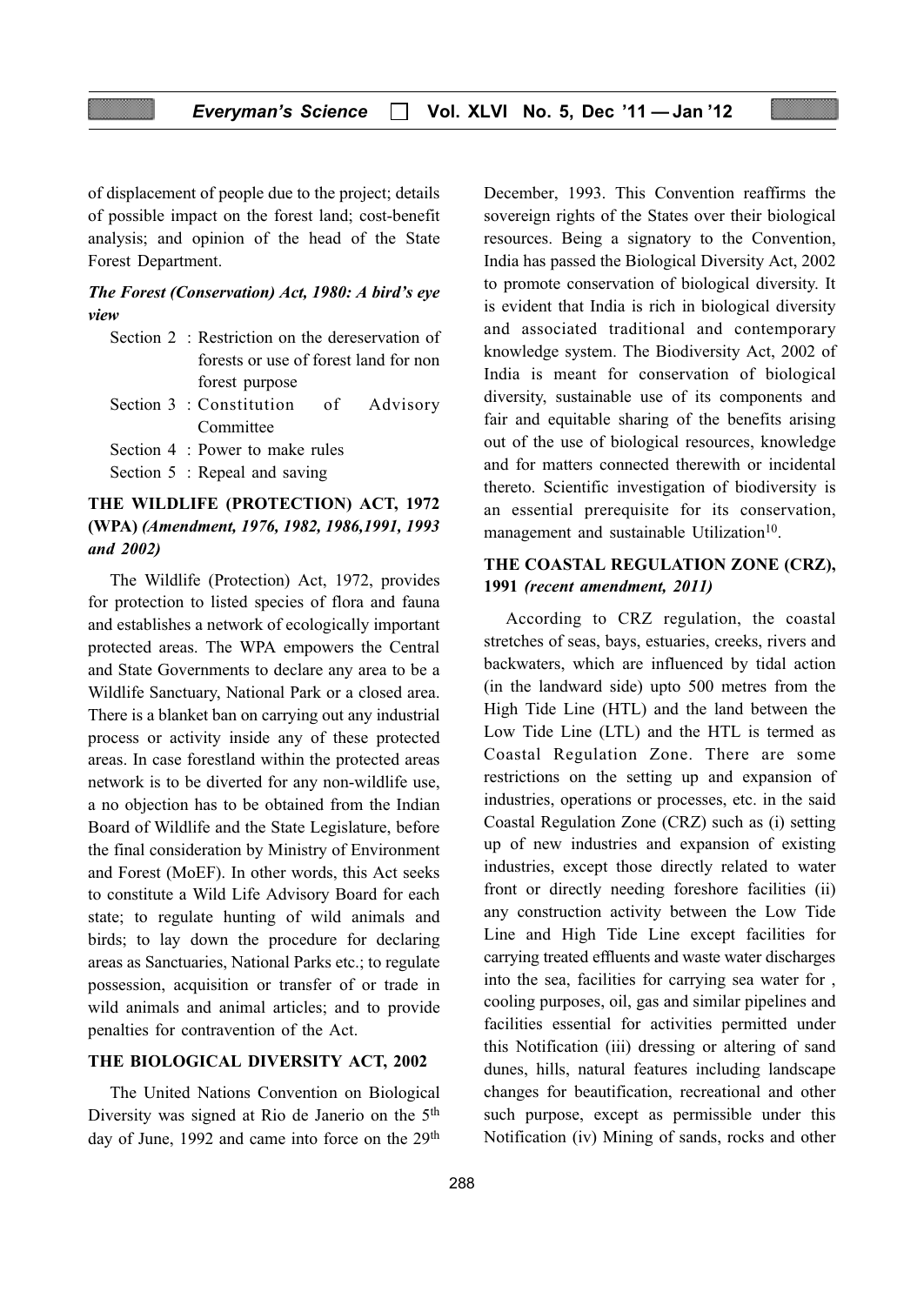of displacement of people due to the project; details of possible impact on the forest land; cost-benefit analysis; and opinion of the head of the State Forest Department.

***The Forest (Conservation) Act, 1980: A bird's eye view***

Section 2 : Restriction on the dereservation of forests or use of forest land for non forest purpose

Section 3 : Constitution of Advisory Committee

Section 4 : Power to make rules

Section 5 : Repeal and saving

## THE WILDLIFE (PROTECTION) ACT, 1972 (WPA) *(Amendment, 1976, 1982, 1986,1991, 1993 and 2002)*

The Wildlife (Protection) Act, 1972, provides for protection to listed species of flora and fauna and establishes a network of ecologically important protected areas. The WPA empowers the Central and State Governments to declare any area to be a Wildlife Sanctuary, National Park or a closed area. There is a blanket ban on carrying out any industrial process or activity inside any of these protected areas. In case forestland within the protected areas network is to be diverted for any non-wildlife use, a no objection has to be obtained from the Indian Board of Wildlife and the State Legislature, before the final consideration by Ministry of Environment and Forest (MoEF). In other words, this Act seeks to constitute a Wild Life Advisory Board for each state; to regulate hunting of wild animals and birds; to lay down the procedure for declaring areas as Sanctuaries, National Parks etc.; to regulate possession, acquisition or transfer of or trade in wild animals and animal articles; and to provide penalties for contravention of the Act.

## THE BIOLOGICAL DIVERSITY ACT, 2002

The United Nations Convention on Biological Diversity was signed at Rio de Janerio on the 5th day of June, 1992 and came into force on the 29th December, 1993. This Convention reaffirms the sovereign rights of the States over their biological resources. Being a signatory to the Convention, India has passed the Biological Diversity Act, 2002 to promote conservation of biological diversity. It is evident that India is rich in biological diversity and associated traditional and contemporary knowledge system. The Biodiversity Act, 2002 of India is meant for conservation of biological diversity, sustainable use of its components and fair and equitable sharing of the benefits arising out of the use of biological resources, knowledge and for matters connected therewith or incidental thereto. Scientific investigation of biodiversity is an essential prerequisite for its conservation, management and sustainable Utilization[10].

## THE COASTAL REGULATION ZONE (CRZ), 1991 *(recent amendment, 2011)*

According to CRZ regulation, the coastal stretches of seas, bays, estuaries, creeks, rivers and backwaters, which are influenced by tidal action (in the landward side) upto 500 metres from the High Tide Line (HTL) and the land between the Low Tide Line (LTL) and the HTL is termed as Coastal Regulation Zone. There are some restrictions on the setting up and expansion of industries, operations or processes, etc. in the said Coastal Regulation Zone (CRZ) such as (i) setting up of new industries and expansion of existing industries, except those directly related to water front or directly needing foreshore facilities (ii) any construction activity between the Low Tide Line and High Tide Line except facilities for carrying treated effluents and waste water discharges into the sea, facilities for carrying sea water for , cooling purposes, oil, gas and similar pipelines and facilities essential for activities permitted under this Notification (iii) dressing or altering of sand dunes, hills, natural features including landscape changes for beautification, recreational and other such purpose, except as permissible under this Notification (iv) Mining of sands, rocks and other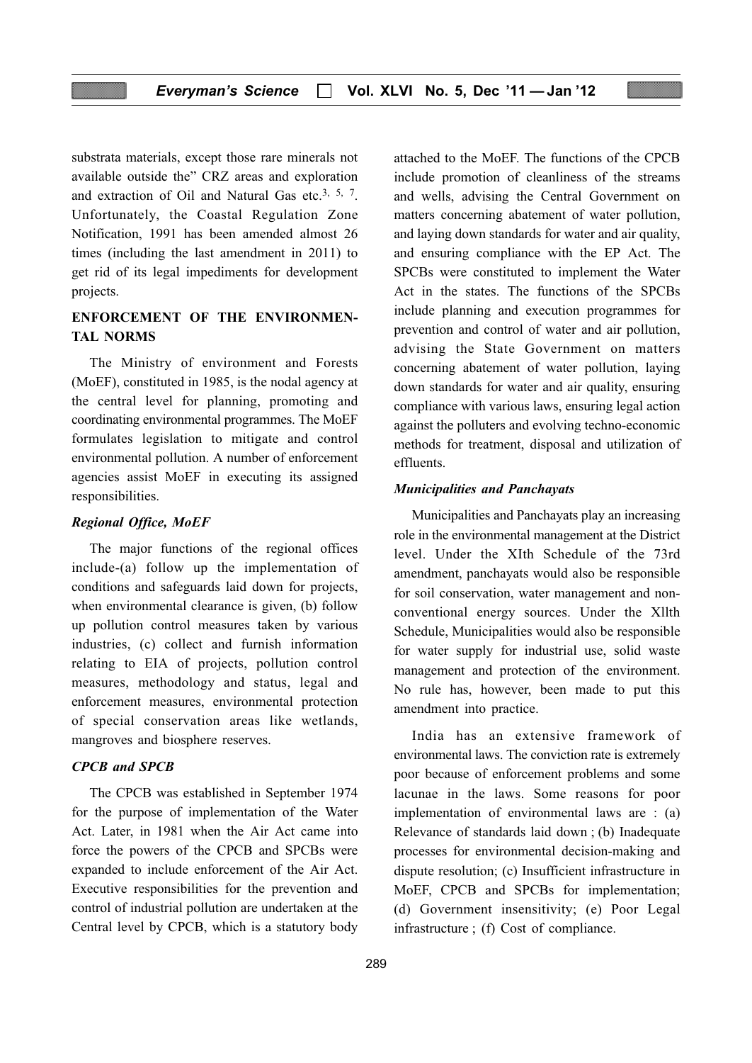substrata materials, except those rare minerals not available outside the" CRZ areas and exploration and extraction of Oil and Natural Gas etc.[3, 5, 7]. Unfortunately, the Coastal Regulation Zone Notification, 1991 has been amended almost 26 times (including the last amendment in 2011) to get rid of its legal impediments for development projects.

## ENFORCEMENT OF THE ENVIRONMENTAL NORMS

The Ministry of environment and Forests (MoEF), constituted in 1985, is the nodal agency at the central level for planning, promoting and coordinating environmental programmes. The MoEF formulates legislation to mitigate and control environmental pollution. A number of enforcement agencies assist MoEF in executing its assigned responsibilities.

### *Regional Office, MoEF*

The major functions of the regional offices include-(a) follow up the implementation of conditions and safeguards laid down for projects, when environmental clearance is given, (b) follow up pollution control measures taken by various industries, (c) collect and furnish information relating to EIA of projects, pollution control measures, methodology and status, legal and enforcement measures, environmental protection of special conservation areas like wetlands, mangroves and biosphere reserves.

### *CPCB and SPCB*

The CPCB was established in September 1974 for the purpose of implementation of the Water Act. Later, in 1981 when the Air Act came into force the powers of the CPCB and SPCBs were expanded to include enforcement of the Air Act. Executive responsibilities for the prevention and control of industrial pollution are undertaken at the Central level by CPCB, which is a statutory body attached to the MoEF. The functions of the CPCB include promotion of cleanliness of the streams and wells, advising the Central Government on matters concerning abatement of water pollution, and laying down standards for water and air quality, and ensuring compliance with the EP Act. The SPCBs were constituted to implement the Water Act in the states. The functions of the SPCBs include planning and execution programmes for prevention and control of water and air pollution, advising the State Government on matters concerning abatement of water pollution, laying down standards for water and air quality, ensuring compliance with various laws, ensuring legal action against the polluters and evolving techno-economic methods for treatment, disposal and utilization of effluents.

### *Municipalities and Panchayats*

Municipalities and Panchayats play an increasing role in the environmental management at the District level. Under the XIth Schedule of the 73rd amendment, panchayats would also be responsible for soil conservation, water management and non-conventional energy sources. Under the Xllth Schedule, Municipalities would also be responsible for water supply for industrial use, solid waste management and protection of the environment. No rule has, however, been made to put this amendment into practice.

India has an extensive framework of environmental laws. The conviction rate is extremely poor because of enforcement problems and some lacunae in the laws. Some reasons for poor implementation of environmental laws are : (a) Relevance of standards laid down ; (b) Inadequate processes for environmental decision-making and dispute resolution; (c) Insufficient infrastructure in MoEF, CPCB and SPCBs for implementation; (d) Government insensitivity; (e) Poor Legal infrastructure ; (f) Cost of compliance.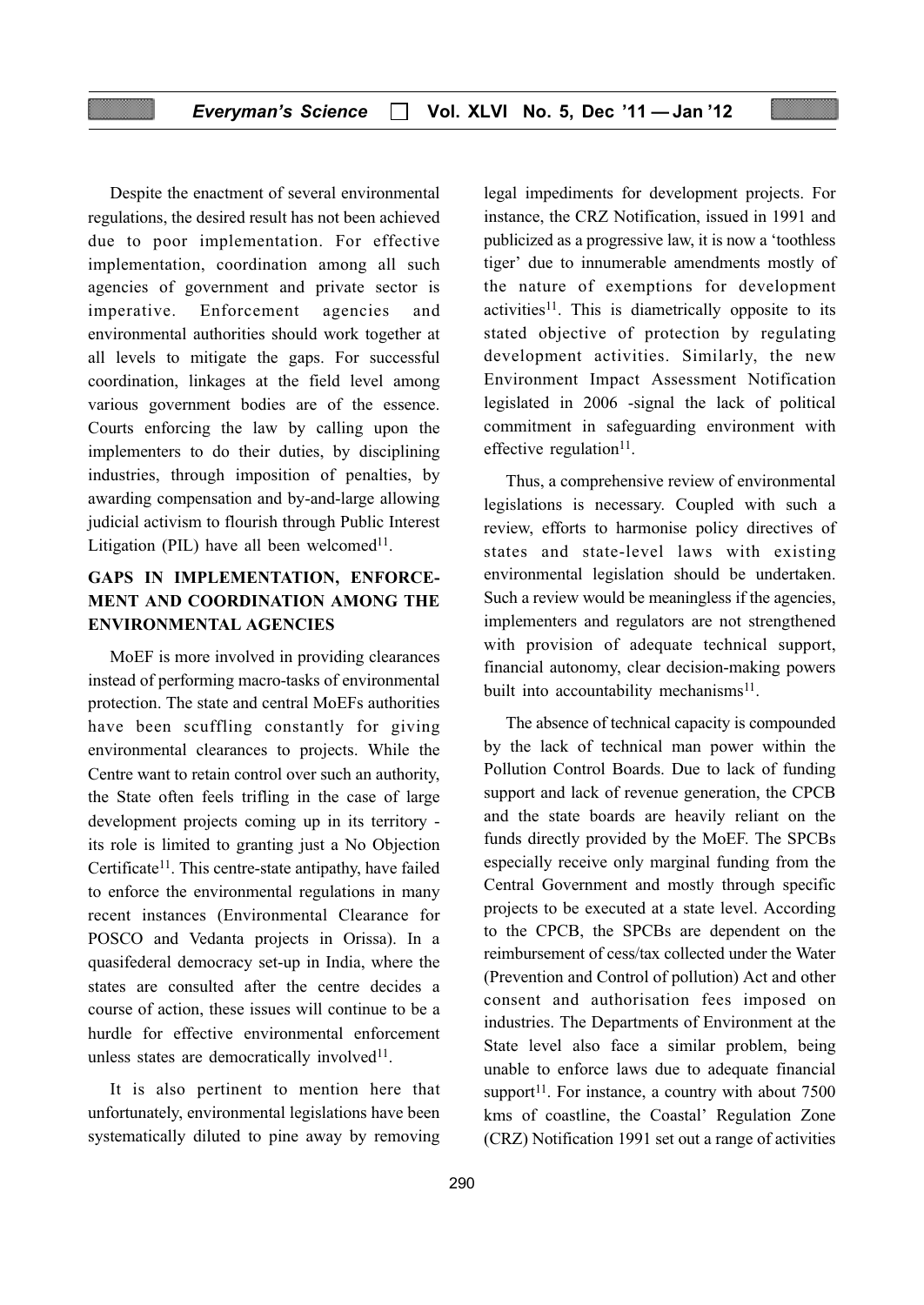Despite the enactment of several environmental regulations, the desired result has not been achieved due to poor implementation. For effective implementation, coordination among all such agencies of government and private sector is imperative. Enforcement agencies and environmental authorities should work together at all levels to mitigate the gaps. For successful coordination, linkages at the field level among various government bodies are of the essence. Courts enforcing the law by calling upon the implementers to do their duties, by disciplining industries, through imposition of penalties, by awarding compensation and by-and-large allowing judicial activism to flourish through Public Interest Litigation (PIL) have all been welcomed[11].

## GAPS IN IMPLEMENTATION, ENFORCEMENT AND COORDINATION AMONG THE ENVIRONMENTAL AGENCIES

MoEF is more involved in providing clearances instead of performing macro-tasks of environmental protection. The state and central MoEFs authorities have been scuffling constantly for giving environmental clearances to projects. While the Centre want to retain control over such an authority, the State often feels trifling in the case of large development projects coming up in its territory - its role is limited to granting just a No Objection Certificate[11]. This centre-state antipathy, have failed to enforce the environmental regulations in many recent instances (Environmental Clearance for POSCO and Vedanta projects in Orissa). In a quasifederal democracy set-up in India, where the states are consulted after the centre decides a course of action, these issues will continue to be a hurdle for effective environmental enforcement unless states are democratically involved[11].

It is also pertinent to mention here that unfortunately, environmental legislations have been systematically diluted to pine away by removing legal impediments for development projects. For instance, the CRZ Notification, issued in 1991 and publicized as a progressive law, it is now a 'toothless tiger' due to innumerable amendments mostly of the nature of exemptions for development activities[11]. This is diametrically opposite to its stated objective of protection by regulating development activities. Similarly, the new Environment Impact Assessment Notification legislated in 2006 -signal the lack of political commitment in safeguarding environment with effective regulation[11].

Thus, a comprehensive review of environmental legislations is necessary. Coupled with such a review, efforts to harmonise policy directives of states and state-level laws with existing environmental legislation should be undertaken. Such a review would be meaningless if the agencies, implementers and regulators are not strengthened with provision of adequate technical support, financial autonomy, clear decision-making powers built into accountability mechanisms[11].

The absence of technical capacity is compounded by the lack of technical man power within the Pollution Control Boards. Due to lack of funding support and lack of revenue generation, the CPCB and the state boards are heavily reliant on the funds directly provided by the MoEF. The SPCBs especially receive only marginal funding from the Central Government and mostly through specific projects to be executed at a state level. According to the CPCB, the SPCBs are dependent on the reimbursement of cess/tax collected under the Water (Prevention and Control of pollution) Act and other consent and authorisation fees imposed on industries. The Departments of Environment at the State level also face a similar problem, being unable to enforce laws due to adequate financial support[11]. For instance, a country with about 7500 kms of coastline, the Coastal' Regulation Zone (CRZ) Notification 1991 set out a range of activities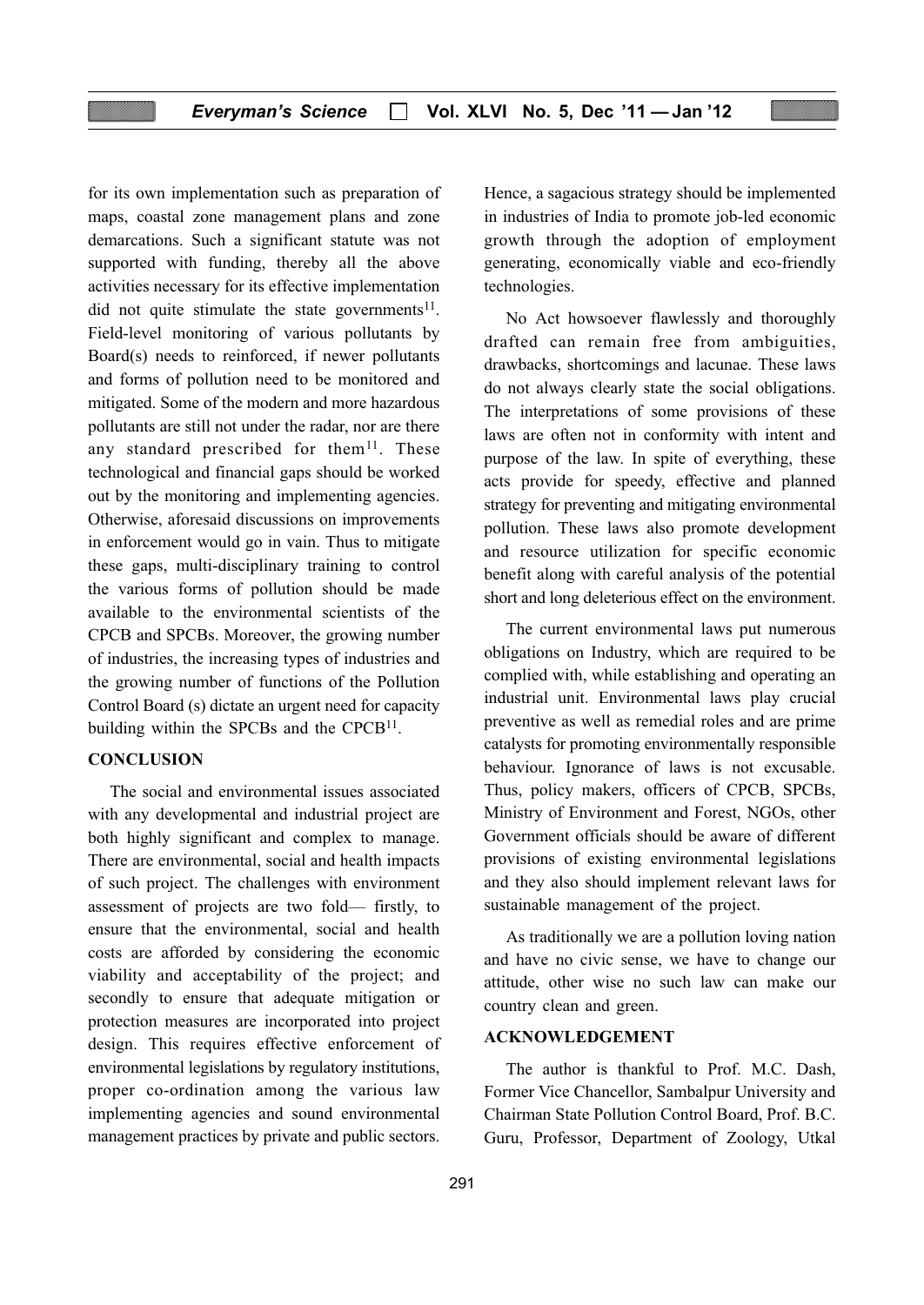for its own implementation such as preparation of maps, coastal zone management plans and zone demarcations. Such a significant statute was not supported with funding, thereby all the above activities necessary for its effective implementation did not quite stimulate the state governments[11]. Field-level monitoring of various pollutants by Board(s) needs to reinforced, if newer pollutants and forms of pollution need to be monitored and mitigated. Some of the modern and more hazardous pollutants are still not under the radar, nor are there any standard prescribed for them[11]. These technological and financial gaps should be worked out by the monitoring and implementing agencies. Otherwise, aforesaid discussions on improvements in enforcement would go in vain. Thus to mitigate these gaps, multi-disciplinary training to control the various forms of pollution should be made available to the environmental scientists of the CPCB and SPCBs. Moreover, the growing number of industries, the increasing types of industries and the growing number of functions of the Pollution Control Board (s) dictate an urgent need for capacity building within the SPCBs and the CPCB[11].

## CONCLUSION

The social and environmental issues associated with any developmental and industrial project are both highly significant and complex to manage. There are environmental, social and health impacts of such project. The challenges with environment assessment of projects are two fold— firstly, to ensure that the environmental, social and health costs are afforded by considering the economic viability and acceptability of the project; and secondly to ensure that adequate mitigation or protection measures are incorporated into project design. This requires effective enforcement of environmental legislations by regulatory institutions, proper co-ordination among the various law implementing agencies and sound environmental management practices by private and public sectors. Hence, a sagacious strategy should be implemented in industries of India to promote job-led economic growth through the adoption of employment generating, economically viable and eco-friendly technologies.

No Act howsoever flawlessly and thoroughly drafted can remain free from ambiguities, drawbacks, shortcomings and lacunae. These laws do not always clearly state the social obligations. The interpretations of some provisions of these laws are often not in conformity with intent and purpose of the law. In spite of everything, these acts provide for speedy, effective and planned strategy for preventing and mitigating environmental pollution. These laws also promote development and resource utilization for specific economic benefit along with careful analysis of the potential short and long deleterious effect on the environment.

The current environmental laws put numerous obligations on Industry, which are required to be complied with, while establishing and operating an industrial unit. Environmental laws play crucial preventive as well as remedial roles and are prime catalysts for promoting environmentally responsible behaviour. Ignorance of laws is not excusable. Thus, policy makers, officers of CPCB, SPCBs, Ministry of Environment and Forest, NGOs, other Government officials should be aware of different provisions of existing environmental legislations and they also should implement relevant laws for sustainable management of the project.

As traditionally we are a pollution loving nation and have no civic sense, we have to change our attitude, other wise no such law can make our country clean and green.

## ACKNOWLEDGEMENT

The author is thankful to Prof. M.C. Dash, Former Vice Chancellor, Sambalpur University and Chairman State Pollution Control Board, Prof. B.C. Guru, Professor, Department of Zoology, Utkal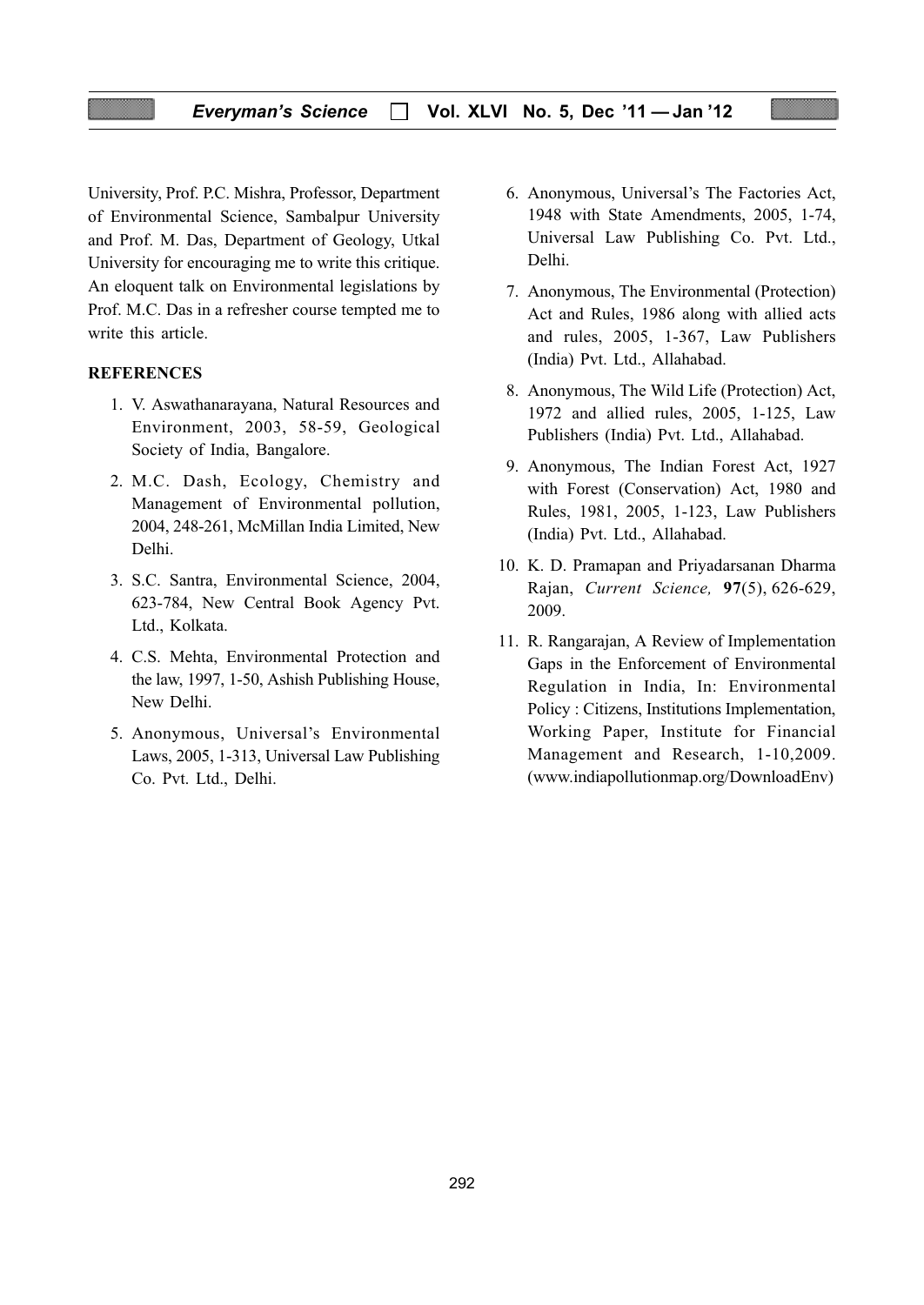University, Prof. P.C. Mishra, Professor, Department of Environmental Science, Sambalpur University and Prof. M. Das, Department of Geology, Utkal University for encouraging me to write this critique. An eloquent talk on Environmental legislations by Prof. M.C. Das in a refresher course tempted me to write this article.

## REFERENCES

1. V. Aswathanarayana, Natural Resources and Environment, 2003, 58-59, Geological Society of India, Bangalore.
2. M.C. Dash, Ecology, Chemistry and Management of Environmental pollution, 2004, 248-261, McMillan India Limited, New Delhi.
3. S.C. Santra, Environmental Science, 2004, 623-784, New Central Book Agency Pvt. Ltd., Kolkata.
4. C.S. Mehta, Environmental Protection and the law, 1997, 1-50, Ashish Publishing House, New Delhi.
5. Anonymous, Universal's Environmental Laws, 2005, 1-313, Universal Law Publishing Co. Pvt. Ltd., Delhi.
6. Anonymous, Universal's The Factories Act, 1948 with State Amendments, 2005, 1-74, Universal Law Publishing Co. Pvt. Ltd., Delhi.
7. Anonymous, The Environmental (Protection) Act and Rules, 1986 along with allied acts and rules, 2005, 1-367, Law Publishers (India) Pvt. Ltd., Allahabad.
8. Anonymous, The Wild Life (Protection) Act, 1972 and allied rules, 2005, 1-125, Law Publishers (India) Pvt. Ltd., Allahabad.
9. Anonymous, The Indian Forest Act, 1927 with Forest (Conservation) Act, 1980 and Rules, 1981, 2005, 1-123, Law Publishers (India) Pvt. Ltd., Allahabad.
10. K. D. Pramapan and Priyadarsanan Dharma Rajan, *Current Science,* **97**(5), 626-629, 2009.
11. R. Rangarajan, A Review of Implementation Gaps in the Enforcement of Environmental Regulation in India, In: Environmental Policy : Citizens, Institutions Implementation, Working Paper, Institute for Financial Management and Research, 1-10,2009. (www.indiapollutionmap.org/DownloadEnv)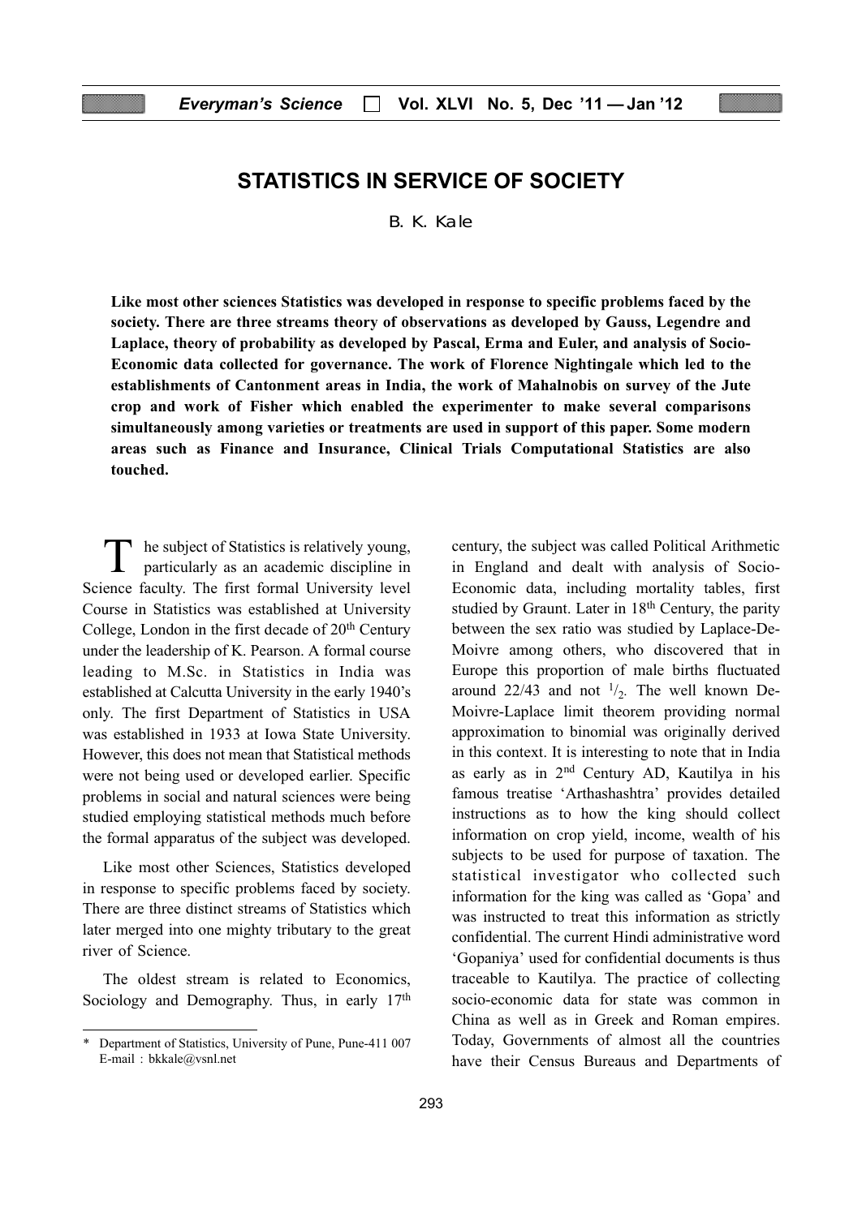# STATISTICS IN SERVICE OF SOCIETY

B. K. Kale

**Like most other sciences Statistics was developed in response to specific problems faced by the society. There are three streams theory of observations as developed by Gauss, Legendre and Laplace, theory of probability as developed by Pascal, Erma and Euler, and analysis of Socio-Economic data collected for governance. The work of Florence Nightingale which led to the establishments of Cantonment areas in India, the work of Mahalnobis on survey of the Jute crop and work of Fisher which enabled the experimenter to make several comparisons simultaneously among varieties or treatments are used in support of this paper. Some modern areas such as Finance and Insurance, Clinical Trials Computational Statistics are also touched.**

The subject of Statistics is relatively young, particularly as an academic discipline in Science faculty. The first formal University level Course in Statistics was established at University College, London in the first decade of 20th Century under the leadership of K. Pearson. A formal course leading to M.Sc. in Statistics in India was established at Calcutta University in the early 1940's only. The first Department of Statistics in USA was established in 1933 at Iowa State University. However, this does not mean that Statistical methods were not being used or developed earlier. Specific problems in social and natural sciences were being studied employing statistical methods much before the formal apparatus of the subject was developed.

Like most other Sciences, Statistics developed in response to specific problems faced by society. There are three distinct streams of Statistics which later merged into one mighty tributary to the great river of Science.

The oldest stream is related to Economics, Sociology and Demography. Thus, in early 17th century, the subject was called Political Arithmetic in England and dealt with analysis of Socio-Economic data, including mortality tables, first studied by Graunt. Later in 18th Century, the parity between the sex ratio was studied by Laplace-De-Moivre among others, who discovered that in Europe this proportion of male births fluctuated around 22/43 and not $^1/_2$. The well known De-Moivre-Laplace limit theorem providing normal approximation to binomial was originally derived in this context. It is interesting to note that in India as early as in 2nd Century AD, Kautilya in his famous treatise 'Arthashashtra' provides detailed instructions as to how the king should collect information on crop yield, income, wealth of his subjects to be used for purpose of taxation. The statistical investigator who collected such information for the king was called as 'Gopa' and was instructed to treat this information as strictly confidential. The current Hindi administrative word 'Gopaniya' used for confidential documents is thus traceable to Kautilya. The practice of collecting socio-economic data for state was common in China as well as in Greek and Roman empires. Today, Governments of almost all the countries have their Census Bureaus and Departments of

---

\* Department of Statistics, University of Pune, Pune-411 007
E-mail : bkkale@vsnl.net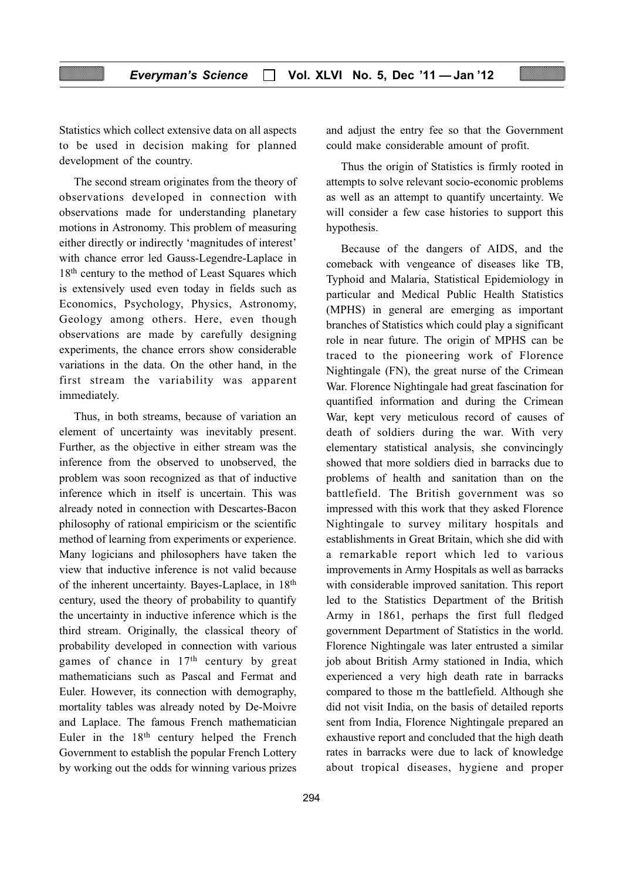Statistics which collect extensive data on all aspects to be used in decision making for planned development of the country.

The second stream originates from the theory of observations developed in connection with observations made for understanding planetary motions in Astronomy. This problem of measuring either directly or indirectly 'magnitudes of interest' with chance error led Gauss-Legendre-Laplace in 18th century to the method of Least Squares which is extensively used even today in fields such as Economics, Psychology, Physics, Astronomy, Geology among others. Here, even though observations are made by carefully designing experiments, the chance errors show considerable variations in the data. On the other hand, in the first stream the variability was apparent immediately.

Thus, in both streams, because of variation an element of uncertainty was inevitably present. Further, as the objective in either stream was the inference from the observed to unobserved, the problem was soon recognized as that of inductive inference which in itself is uncertain. This was already noted in connection with Descartes-Bacon philosophy of rational empiricism or the scientific method of learning from experiments or experience. Many logicians and philosophers have taken the view that inductive inference is not valid because of the inherent uncertainty. Bayes-Laplace, in 18th century, used the theory of probability to quantify the uncertainty in inductive inference which is the third stream. Originally, the classical theory of probability developed in connection with various games of chance in 17th century by great mathematicians such as Pascal and Fermat and Euler. However, its connection with demography, mortality tables was already noted by De-Moivre and Laplace. The famous French mathematician Euler in the 18th century helped the French Government to establish the popular French Lottery by working out the odds for winning various prizes and adjust the entry fee so that the Government could make considerable amount of profit.

Thus the origin of Statistics is firmly rooted in attempts to solve relevant socio-economic problems as well as an attempt to quantify uncertainty. We will consider a few case histories to support this hypothesis.

Because of the dangers of AIDS, and the comeback with vengeance of diseases like TB, Typhoid and Malaria, Statistical Epidemiology in particular and Medical Public Health Statistics (MPHS) in general are emerging as important branches of Statistics which could play a significant role in near future. The origin of MPHS can be traced to the pioneering work of Florence Nightingale (FN), the great nurse of the Crimean War. Florence Nightingale had great fascination for quantified information and during the Crimean War, kept very meticulous record of causes of death of soldiers during the war. With very elementary statistical analysis, she convincingly showed that more soldiers died in barracks due to problems of health and sanitation than on the battlefield. The British government was so impressed with this work that they asked Florence Nightingale to survey military hospitals and establishments in Great Britain, which she did with a remarkable report which led to various improvements in Army Hospitals as well as barracks with considerable improved sanitation. This report led to the Statistics Department of the British Army in 1861, perhaps the first full fledged government Department of Statistics in the world. Florence Nightingale was later entrusted a similar job about British Army stationed in India, which experienced a very high death rate in barracks compared to those m the battlefield. Although she did not visit India, on the basis of detailed reports sent from India, Florence Nightingale prepared an exhaustive report and concluded that the high death rates in barracks were due to lack of knowledge about tropical diseases, hygiene and proper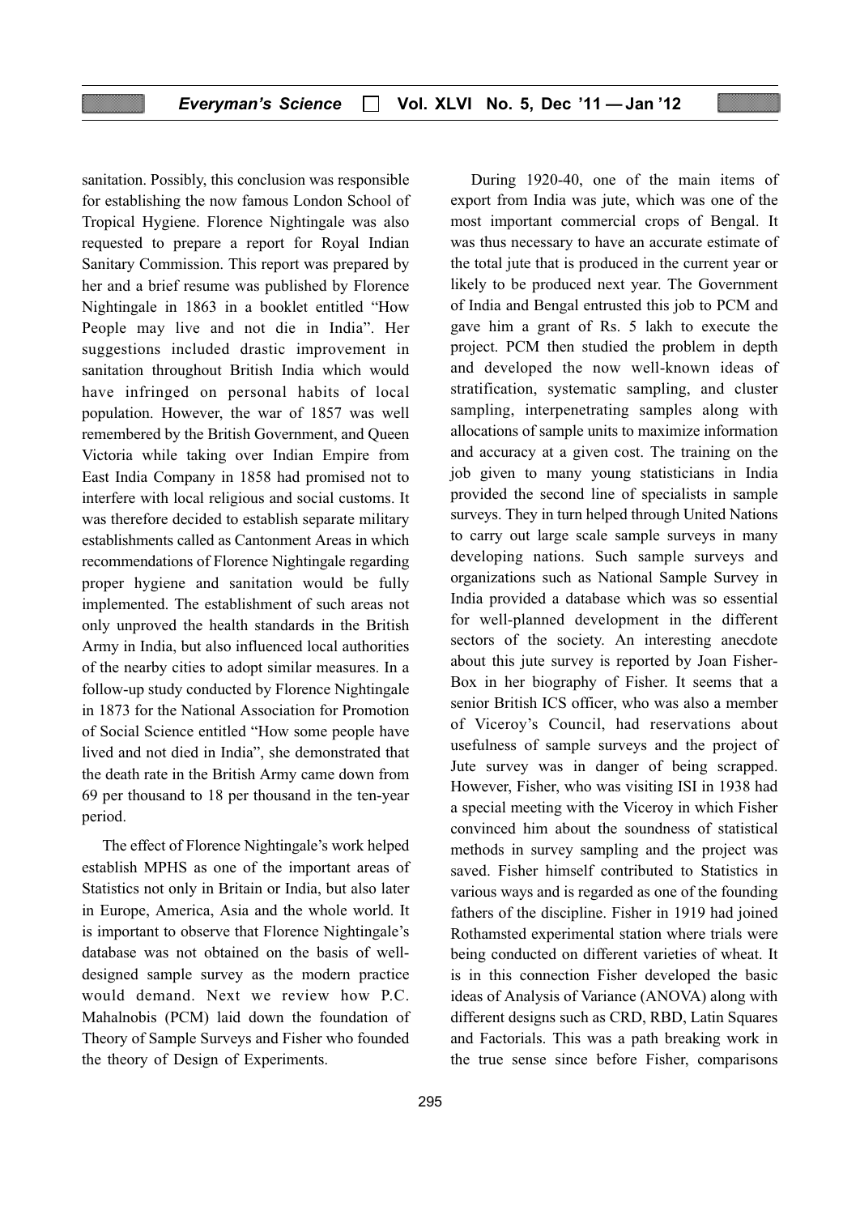sanitation. Possibly, this conclusion was responsible for establishing the now famous London School of Tropical Hygiene. Florence Nightingale was also requested to prepare a report for Royal Indian Sanitary Commission. This report was prepared by her and a brief resume was published by Florence Nightingale in 1863 in a booklet entitled "How People may live and not die in India". Her suggestions included drastic improvement in sanitation throughout British India which would have infringed on personal habits of local population. However, the war of 1857 was well remembered by the British Government, and Queen Victoria while taking over Indian Empire from East India Company in 1858 had promised not to interfere with local religious and social customs. It was therefore decided to establish separate military establishments called as Cantonment Areas in which recommendations of Florence Nightingale regarding proper hygiene and sanitation would be fully implemented. The establishment of such areas not only unproved the health standards in the British Army in India, but also influenced local authorities of the nearby cities to adopt similar measures. In a follow-up study conducted by Florence Nightingale in 1873 for the National Association for Promotion of Social Science entitled "How some people have lived and not died in India", she demonstrated that the death rate in the British Army came down from 69 per thousand to 18 per thousand in the ten-year period.

The effect of Florence Nightingale's work helped establish MPHS as one of the important areas of Statistics not only in Britain or India, but also later in Europe, America, Asia and the whole world. It is important to observe that Florence Nightingale's database was not obtained on the basis of well-designed sample survey as the modern practice would demand. Next we review how P.C. Mahalnobis (PCM) laid down the foundation of Theory of Sample Surveys and Fisher who founded the theory of Design of Experiments.

During 1920-40, one of the main items of export from India was jute, which was one of the most important commercial crops of Bengal. It was thus necessary to have an accurate estimate of the total jute that is produced in the current year or likely to be produced next year. The Government of India and Bengal entrusted this job to PCM and gave him a grant of Rs. 5 lakh to execute the project. PCM then studied the problem in depth and developed the now well-known ideas of stratification, systematic sampling, and cluster sampling, interpenetrating samples along with allocations of sample units to maximize information and accuracy at a given cost. The training on the job given to many young statisticians in India provided the second line of specialists in sample surveys. They in turn helped through United Nations to carry out large scale sample surveys in many developing nations. Such sample surveys and organizations such as National Sample Survey in India provided a database which was so essential for well-planned development in the different sectors of the society. An interesting anecdote about this jute survey is reported by Joan Fisher-Box in her biography of Fisher. It seems that a senior British ICS officer, who was also a member of Viceroy's Council, had reservations about usefulness of sample surveys and the project of Jute survey was in danger of being scrapped. However, Fisher, who was visiting ISI in 1938 had a special meeting with the Viceroy in which Fisher convinced him about the soundness of statistical methods in survey sampling and the project was saved. Fisher himself contributed to Statistics in various ways and is regarded as one of the founding fathers of the discipline. Fisher in 1919 had joined Rothamsted experimental station where trials were being conducted on different varieties of wheat. It is in this connection Fisher developed the basic ideas of Analysis of Variance (ANOVA) along with different designs such as CRD, RBD, Latin Squares and Factorials. This was a path breaking work in the true sense since before Fisher, comparisons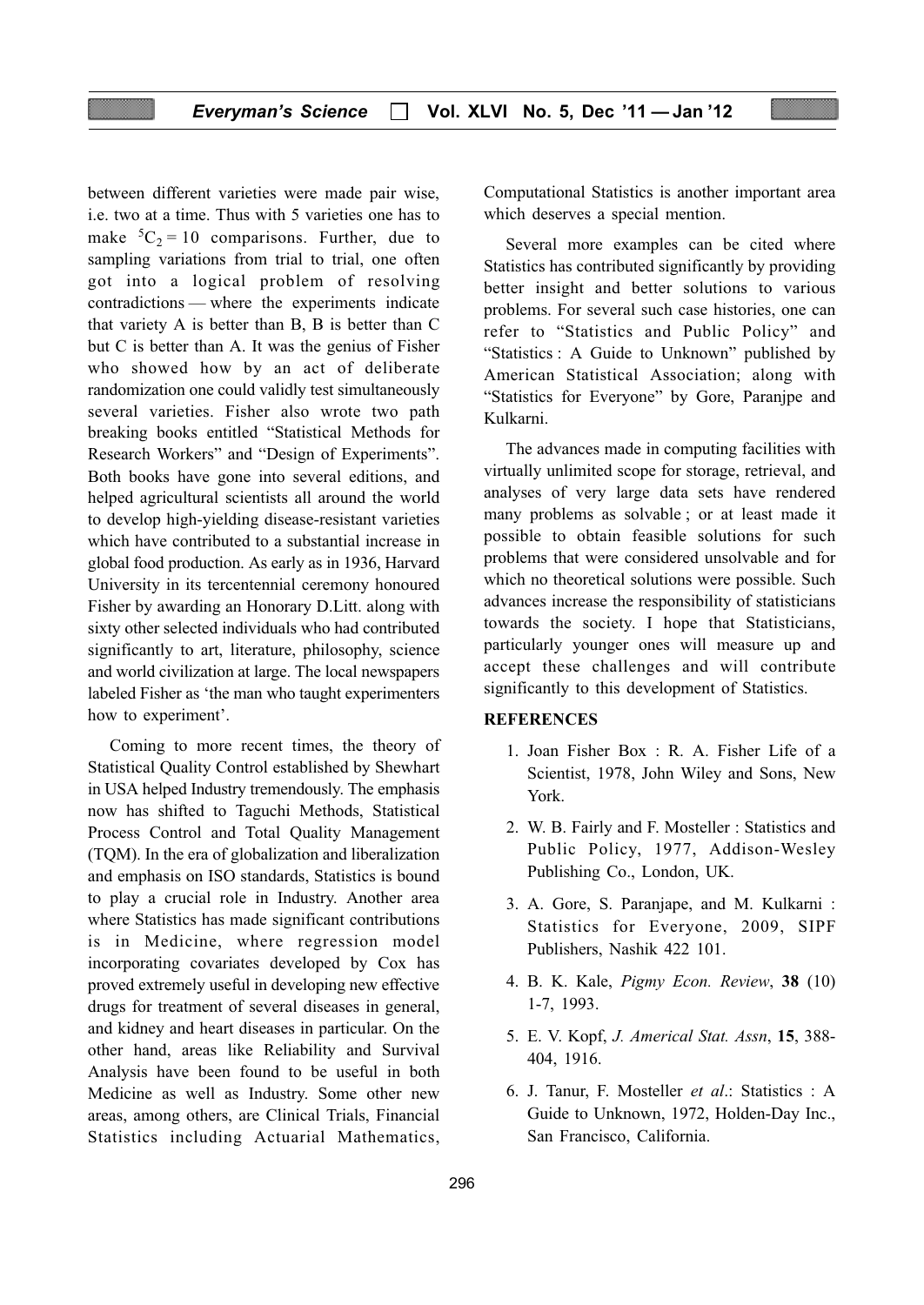between different varieties were made pair wise, i.e. two at a time. Thus with 5 varieties one has to make $^5C_2 = 10$ comparisons. Further, due to sampling variations from trial to trial, one often got into a logical problem of resolving contradictions — where the experiments indicate that variety A is better than B, B is better than C but C is better than A. It was the genius of Fisher who showed how by an act of deliberate randomization one could validly test simultaneously several varieties. Fisher also wrote two path breaking books entitled "Statistical Methods for Research Workers" and "Design of Experiments". Both books have gone into several editions, and helped agricultural scientists all around the world to develop high-yielding disease-resistant varieties which have contributed to a substantial increase in global food production. As early as in 1936, Harvard University in its tercentennial ceremony honoured Fisher by awarding an Honorary D.Litt. along with sixty other selected individuals who had contributed significantly to art, literature, philosophy, science and world civilization at large. The local newspapers labeled Fisher as 'the man who taught experimenters how to experiment'.

Coming to more recent times, the theory of Statistical Quality Control established by Shewhart in USA helped Industry tremendously. The emphasis now has shifted to Taguchi Methods, Statistical Process Control and Total Quality Management (TQM). In the era of globalization and liberalization and emphasis on ISO standards, Statistics is bound to play a crucial role in Industry. Another area where Statistics has made significant contributions is in Medicine, where regression model incorporating covariates developed by Cox has proved extremely useful in developing new effective drugs for treatment of several diseases in general, and kidney and heart diseases in particular. On the other hand, areas like Reliability and Survival Analysis have been found to be useful in both Medicine as well as Industry. Some other new areas, among others, are Clinical Trials, Financial Statistics including Actuarial Mathematics, Computational Statistics is another important area which deserves a special mention.

Several more examples can be cited where Statistics has contributed significantly by providing better insight and better solutions to various problems. For several such case histories, one can refer to "Statistics and Public Policy" and "Statistics : A Guide to Unknown" published by American Statistical Association; along with "Statistics for Everyone" by Gore, Paranjpe and Kulkarni.

The advances made in computing facilities with virtually unlimited scope for storage, retrieval, and analyses of very large data sets have rendered many problems as solvable ; or at least made it possible to obtain feasible solutions for such problems that were considered unsolvable and for which no theoretical solutions were possible. Such advances increase the responsibility of statisticians towards the society. I hope that Statisticians, particularly younger ones will measure up and accept these challenges and will contribute significantly to this development of Statistics.

## REFERENCES

1. Joan Fisher Box : R. A. Fisher Life of a Scientist, 1978, John Wiley and Sons, New York.
2. W. B. Fairly and F. Mosteller : Statistics and Public Policy, 1977, Addison-Wesley Publishing Co., London, UK.
3. A. Gore, S. Paranjape, and M. Kulkarni : Statistics for Everyone, 2009, SIPF Publishers, Nashik 422 101.
4. B. K. Kale, *Pigmy Econ. Review*, **38** (10) 1-7, 1993.
5. E. V. Kopf, *J. Americal Stat. Assn*, **15**, 388-404, 1916.
6. J. Tanur, F. Mosteller *et al*.: Statistics : A Guide to Unknown, 1972, Holden-Day Inc., San Francisco, California.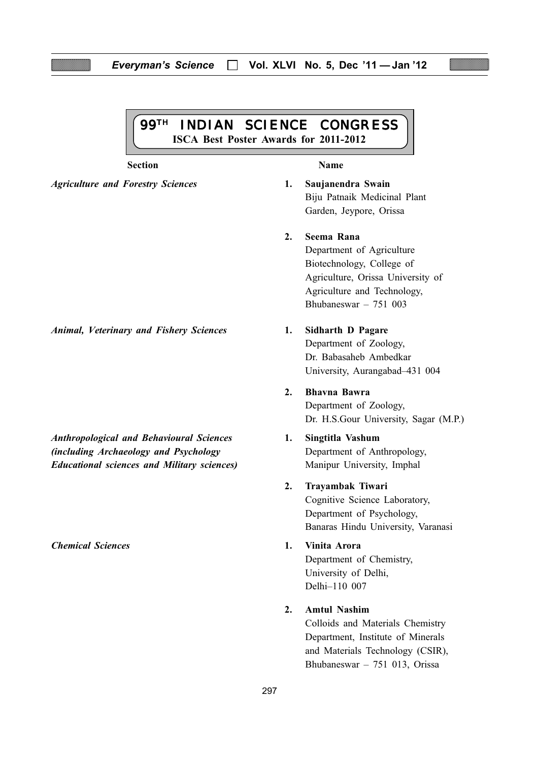# 99TH INDIAN SCIENCE CONGRESS

## ISCA Best Poster Awards for 2011-2012

| Section | Name |
|---|---|
| *Agriculture and Forestry Sciences* | 1. **Saujanendra Swain** Biju Patnaik Medicinal Plant Garden, Jeypore, Orissa |
| | 2. **Seema Rana** Department of Agriculture Biotechnology, College of Agriculture, Orissa University of Agriculture and Technology, Bhubaneswar – 751 003 |
| *Animal, Veterinary and Fishery Sciences* | 1. **Sidharth D Pagare** Department of Zoology, Dr. Babasaheb Ambedkar University, Aurangabad–431 004 |
| | 2. **Bhavna Bawra** Department of Zoology, Dr. H.S.Gour University, Sagar (M.P.) |
| *Anthropological and Behavioural Sciences (including Archaeology and Psychology Educational sciences and Military sciences)* | 1. **Singtitla Vashum** Department of Anthropology, Manipur University, Imphal |
| | 2. **Trayambak Tiwari** Cognitive Science Laboratory, Department of Psychology, Banaras Hindu University, Varanasi |
| *Chemical Sciences* | 1. **Vinita Arora** Department of Chemistry, University of Delhi, Delhi–110 007 |
| | 2. **Amtul Nashim** Colloids and Materials Chemistry Department, Institute of Minerals and Materials Technology (CSIR), Bhubaneswar – 751 013, Orissa |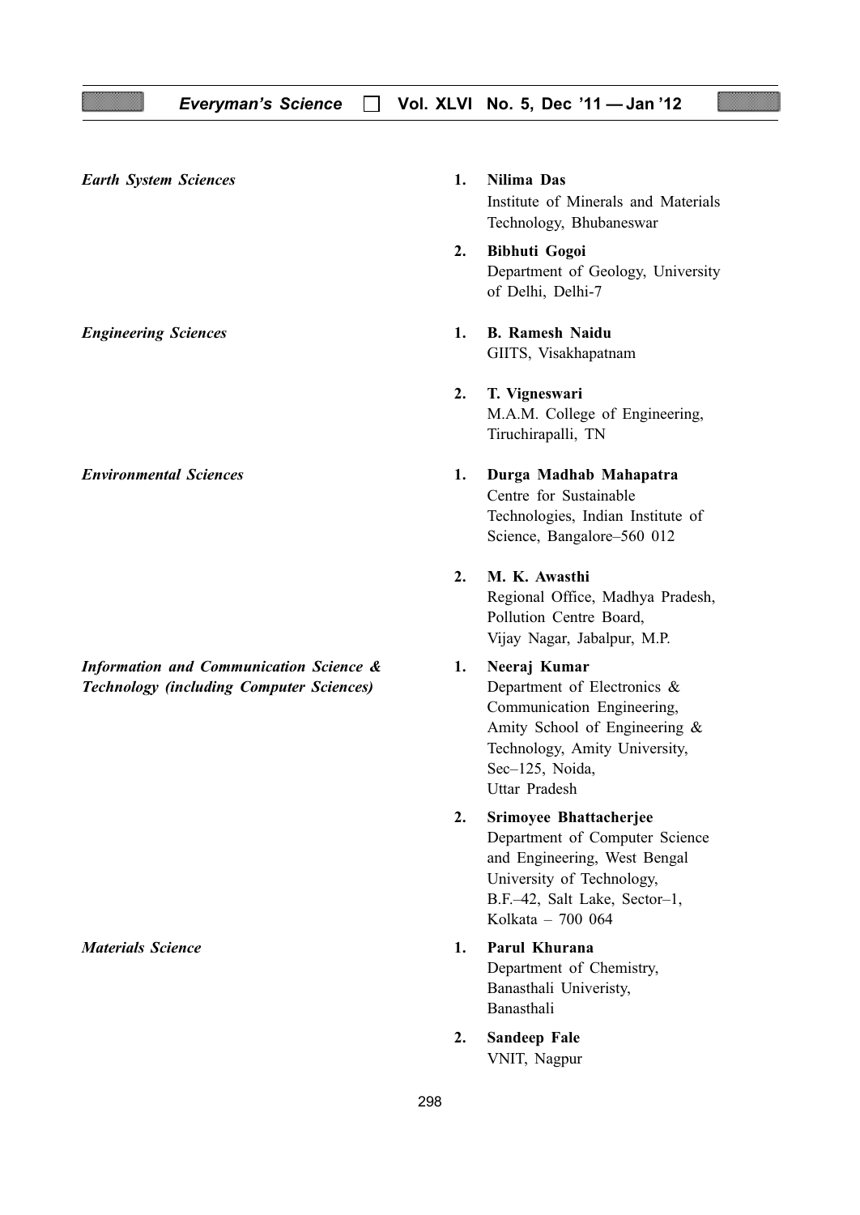*Earth System Sciences*

1. **Nilima Das**
   Institute of Minerals and Materials Technology, Bhubaneswar

2. **Bibhuti Gogoi**
   Department of Geology, University of Delhi, Delhi-7

*Engineering Sciences*

1. **B. Ramesh Naidu**
   GIITS, Visakhapatnam

2. **T. Vigneswari**
   M.A.M. College of Engineering, Tiruchirapalli, TN

*Environmental Sciences*

1. **Durga Madhab Mahapatra**
   Centre for Sustainable Technologies, Indian Institute of Science, Bangalore–560 012

2. **M. K. Awasthi**
   Regional Office, Madhya Pradesh, Pollution Centre Board, Vijay Nagar, Jabalpur, M.P.

*Information and Communication Science & Technology (including Computer Sciences)*

1. **Neeraj Kumar**
   Department of Electronics & Communication Engineering, Amity School of Engineering & Technology, Amity University, Sec–125, Noida, Uttar Pradesh

2. **Srimoyee Bhattacherjee**
   Department of Computer Science and Engineering, West Bengal University of Technology, B.F.–42, Salt Lake, Sector–1, Kolkata – 700 064

*Materials Science*

1. **Parul Khurana**
   Department of Chemistry, Banasthali Univeristy, Banasthali

2. **Sandeep Fale**
   VNIT, Nagpur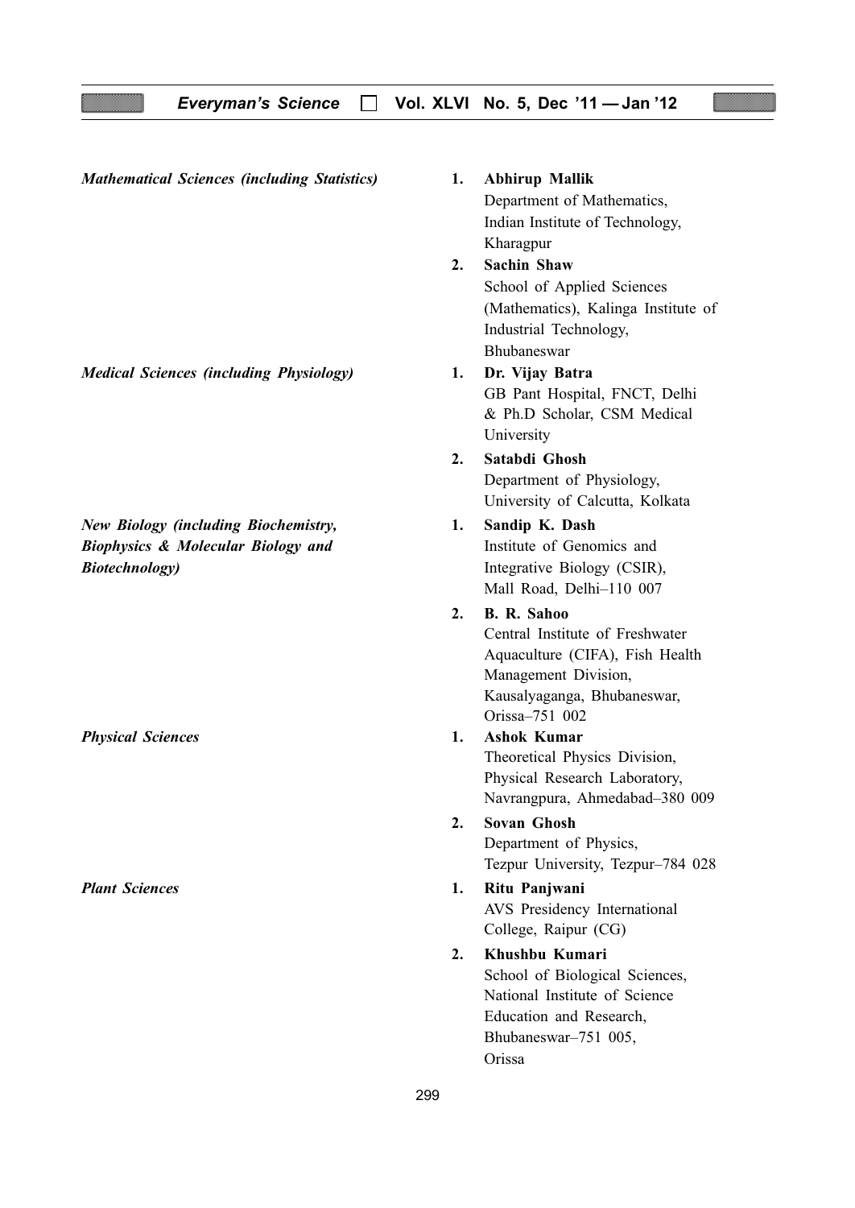*Mathematical Sciences (including Statistics)*

1. **Abhirup Mallik**
   Department of Mathematics,
   Indian Institute of Technology,
   Kharagpur

2. **Sachin Shaw**
   School of Applied Sciences
   (Mathematics), Kalinga Institute of
   Industrial Technology,
   Bhubaneswar

*Medical Sciences (including Physiology)*

1. **Dr. Vijay Batra**
   GB Pant Hospital, FNCT, Delhi
   & Ph.D Scholar, CSM Medical
   University

2. **Satabdi Ghosh**
   Department of Physiology,
   University of Calcutta, Kolkata

*New Biology (including Biochemistry, Biophysics & Molecular Biology and Biotechnology)*

1. **Sandip K. Dash**
   Institute of Genomics and
   Integrative Biology (CSIR),
   Mall Road, Delhi–110 007

2. **B. R. Sahoo**
   Central Institute of Freshwater
   Aquaculture (CIFA), Fish Health
   Management Division,
   Kausalyaganga, Bhubaneswar,
   Orissa–751 002

*Physical Sciences*

1. **Ashok Kumar**
   Theoretical Physics Division,
   Physical Research Laboratory,
   Navrangpura, Ahmedabad–380 009

2. **Sovan Ghosh**
   Department of Physics,
   Tezpur University, Tezpur–784 028

*Plant Sciences*

1. **Ritu Panjwani**
   AVS Presidency International
   College, Raipur (CG)

2. **Khushbu Kumari**
   School of Biological Sciences,
   National Institute of Science
   Education and Research,
   Bhubaneswar–751 005,
   Orissa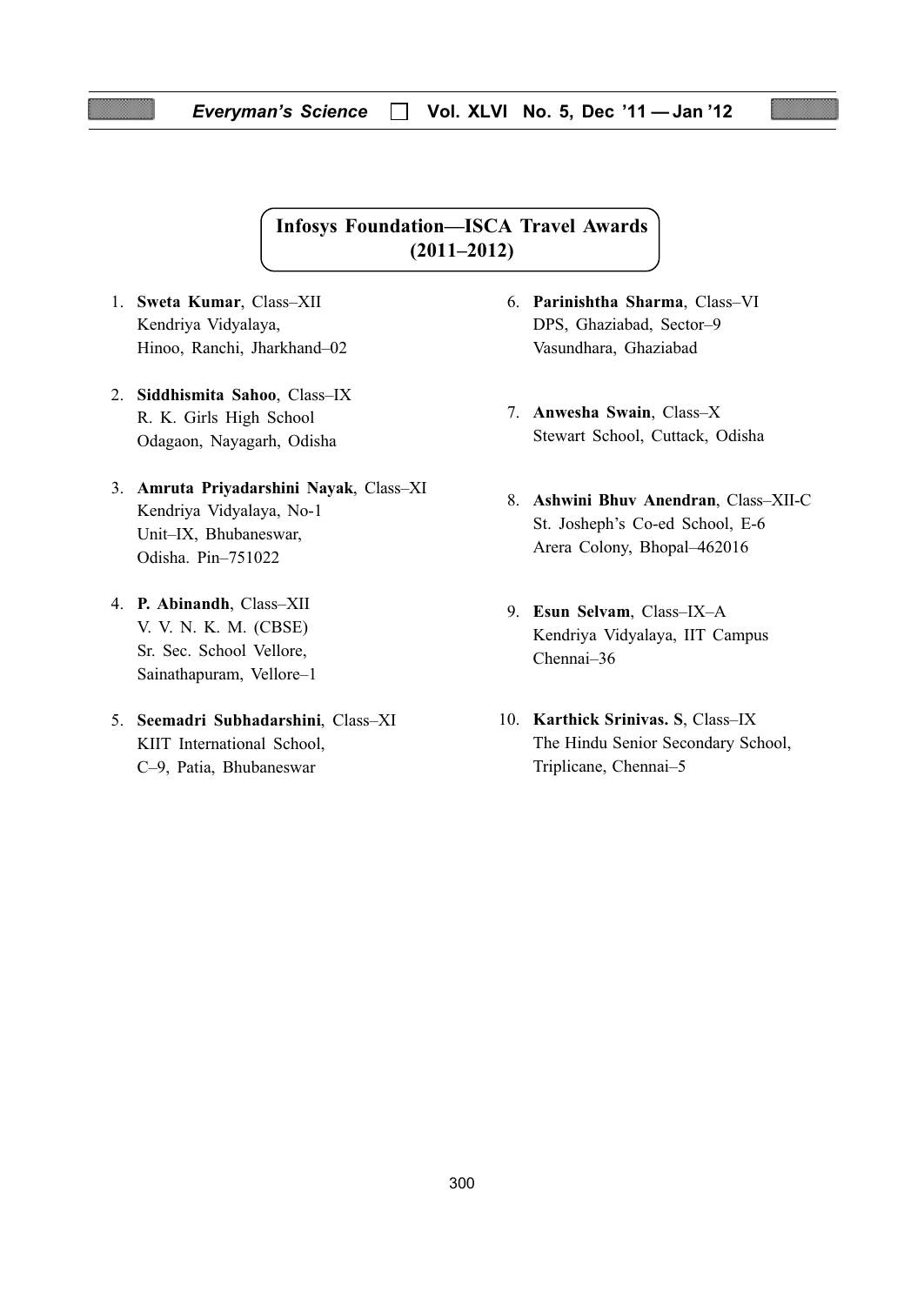## Infosys Foundation—ISCA Travel Awards (2011–2012)

1. **Sweta Kumar**, Class–XII
   Kendriya Vidyalaya,
   Hinoo, Ranchi, Jharkhand–02

2. **Siddhismita Sahoo**, Class–IX
   R. K. Girls High School
   Odagaon, Nayagarh, Odisha

3. **Amruta Priyadarshini Nayak**, Class–XI
   Kendriya Vidyalaya, No-1
   Unit–IX, Bhubaneswar,
   Odisha. Pin–751022

4. **P. Abinandh**, Class–XII
   V. V. N. K. M. (CBSE)
   Sr. Sec. School Vellore,
   Sainathapuram, Vellore–1

5. **Seemadri Subhadarshini**, Class–XI
   KIIT International School,
   C–9, Patia, Bhubaneswar

6. **Parinishtha Sharma**, Class–VI
   DPS, Ghaziabad, Sector–9
   Vasundhara, Ghaziabad

7. **Anwesha Swain**, Class–X
   Stewart School, Cuttack, Odisha

8. **Ashwini Bhuv Anendran**, Class–XII-C
   St. Josheph's Co-ed School, E-6
   Arera Colony, Bhopal–462016

9. **Esun Selvam**, Class–IX–A
   Kendriya Vidyalaya, IIT Campus
   Chennai–36

10. **Karthick Srinivas. S**, Class–IX
    The Hindu Senior Secondary School,
    Triplicane, Chennai–5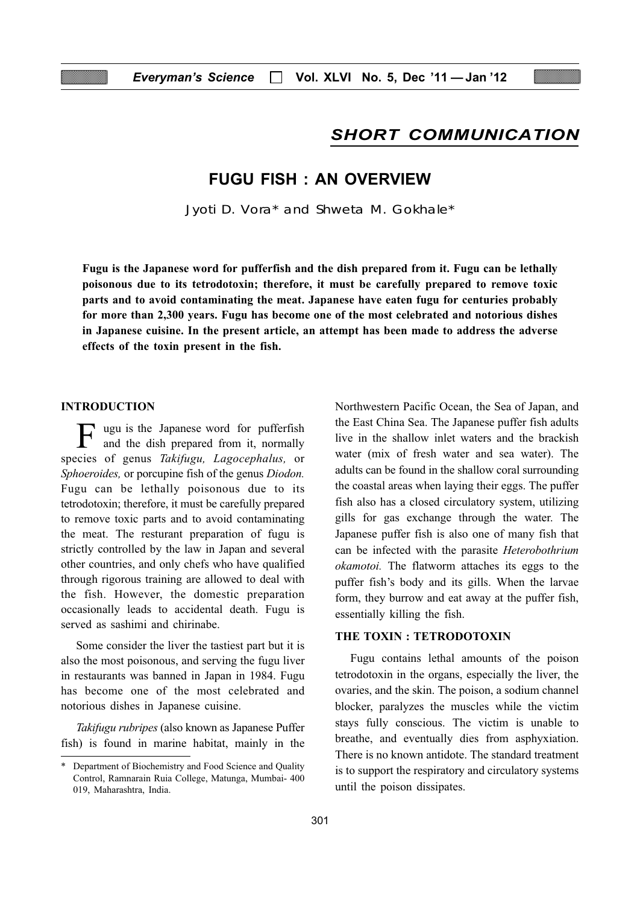## SHORT COMMUNICATION

# FUGU FISH : AN OVERVIEW

Jyoti D. Vora* and Shweta M. Gokhale*

**Fugu is the Japanese word for pufferfish and the dish prepared from it. Fugu can be lethally poisonous due to its tetrodotoxin; therefore, it must be carefully prepared to remove toxic parts and to avoid contaminating the meat. Japanese have eaten fugu for centuries probably for more than 2,300 years. Fugu has become one of the most celebrated and notorious dishes in Japanese cuisine. In the present article, an attempt has been made to address the adverse effects of the toxin present in the fish.**

### INTRODUCTION

Fugu is the Japanese word for pufferfish and the dish prepared from it, normally species of genus *Takifugu, Lagocephalus,* or *Sphoeroides,* or porcupine fish of the genus *Diodon.* Fugu can be lethally poisonous due to its tetrodotoxin; therefore, it must be carefully prepared to remove toxic parts and to avoid contaminating the meat. The resturant preparation of fugu is strictly controlled by the law in Japan and several other countries, and only chefs who have qualified through rigorous training are allowed to deal with the fish. However, the domestic preparation occasionally leads to accidental death. Fugu is served as sashimi and chirinabe.

Some consider the liver the tastiest part but it is also the most poisonous, and serving the fugu liver in restaurants was banned in Japan in 1984. Fugu has become one of the most celebrated and notorious dishes in Japanese cuisine.

*Takifugu rubripes* (also known as Japanese Puffer fish) is found in marine habitat, mainly in the Northwestern Pacific Ocean, the Sea of Japan, and the East China Sea. The Japanese puffer fish adults live in the shallow inlet waters and the brackish water (mix of fresh water and sea water). The adults can be found in the shallow coral surrounding the coastal areas when laying their eggs. The puffer fish also has a closed circulatory system, utilizing gills for gas exchange through the water. The Japanese puffer fish is also one of many fish that can be infected with the parasite *Heterobothrium okamotoi.* The flatworm attaches its eggs to the puffer fish's body and its gills. When the larvae form, they burrow and eat away at the puffer fish, essentially killing the fish.

### THE TOXIN : TETRODOTOXIN

Fugu contains lethal amounts of the poison tetrodotoxin in the organs, especially the liver, the ovaries, and the skin. The poison, a sodium channel blocker, paralyzes the muscles while the victim stays fully conscious. The victim is unable to breathe, and eventually dies from asphyxiation. There is no known antidote. The standard treatment is to support the respiratory and circulatory systems until the poison dissipates.

\* Department of Biochemistry and Food Science and Quality Control, Ramnarain Ruia College, Matunga, Mumbai- 400 019, Maharashtra, India.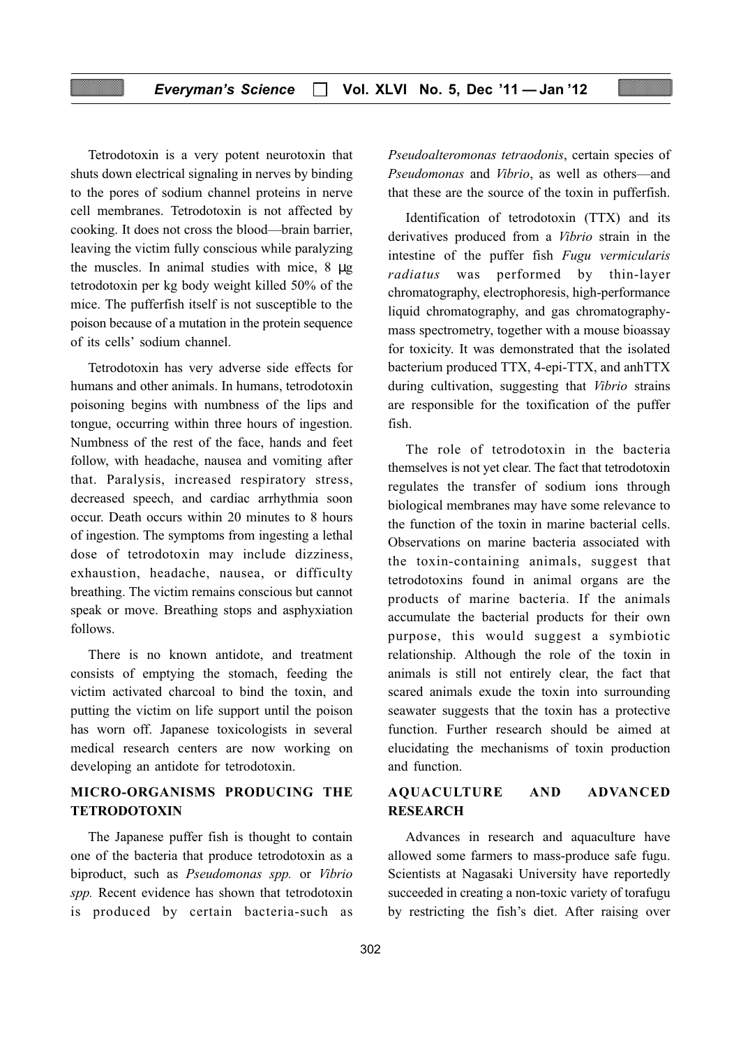Tetrodotoxin is a very potent neurotoxin that shuts down electrical signaling in nerves by binding to the pores of sodium channel proteins in nerve cell membranes. Tetrodotoxin is not affected by cooking. It does not cross the blood—brain barrier, leaving the victim fully conscious while paralyzing the muscles. In animal studies with mice, 8 μg tetrodotoxin per kg body weight killed 50% of the mice. The pufferfish itself is not susceptible to the poison because of a mutation in the protein sequence of its cells' sodium channel.

Tetrodotoxin has very adverse side effects for humans and other animals. In humans, tetrodotoxin poisoning begins with numbness of the lips and tongue, occurring within three hours of ingestion. Numbness of the rest of the face, hands and feet follow, with headache, nausea and vomiting after that. Paralysis, increased respiratory stress, decreased speech, and cardiac arrhythmia soon occur. Death occurs within 20 minutes to 8 hours of ingestion. The symptoms from ingesting a lethal dose of tetrodotoxin may include dizziness, exhaustion, headache, nausea, or difficulty breathing. The victim remains conscious but cannot speak or move. Breathing stops and asphyxiation follows.

There is no known antidote, and treatment consists of emptying the stomach, feeding the victim activated charcoal to bind the toxin, and putting the victim on life support until the poison has worn off. Japanese toxicologists in several medical research centers are now working on developing an antidote for tetrodotoxin.

## MICRO-ORGANISMS PRODUCING THE TETRODOTOXIN

The Japanese puffer fish is thought to contain one of the bacteria that produce tetrodotoxin as a biproduct, such as *Pseudomonas spp.* or *Vibrio spp.* Recent evidence has shown that tetrodotoxin is produced by certain bacteria-such as *Pseudoalteromonas tetraodonis*, certain species of *Pseudomonas* and *Vibrio*, as well as others—and that these are the source of the toxin in pufferfish.

Identification of tetrodotoxin (TTX) and its derivatives produced from a *Vibrio* strain in the intestine of the puffer fish *Fugu vermicularis radiatus* was performed by thin-layer chromatography, electrophoresis, high-performance liquid chromatography, and gas chromatography-mass spectrometry, together with a mouse bioassay for toxicity. It was demonstrated that the isolated bacterium produced TTX, 4-epi-TTX, and anhTTX during cultivation, suggesting that *Vibrio* strains are responsible for the toxification of the puffer fish.

The role of tetrodotoxin in the bacteria themselves is not yet clear. The fact that tetrodotoxin regulates the transfer of sodium ions through biological membranes may have some relevance to the function of the toxin in marine bacterial cells. Observations on marine bacteria associated with the toxin-containing animals, suggest that tetrodotoxins found in animal organs are the products of marine bacteria. If the animals accumulate the bacterial products for their own purpose, this would suggest a symbiotic relationship. Although the role of the toxin in animals is still not entirely clear, the fact that scared animals exude the toxin into surrounding seawater suggests that the toxin has a protective function. Further research should be aimed at elucidating the mechanisms of toxin production and function.

## AQUACULTURE AND ADVANCED RESEARCH

Advances in research and aquaculture have allowed some farmers to mass-produce safe fugu. Scientists at Nagasaki University have reportedly succeeded in creating a non-toxic variety of torafugu by restricting the fish's diet. After raising over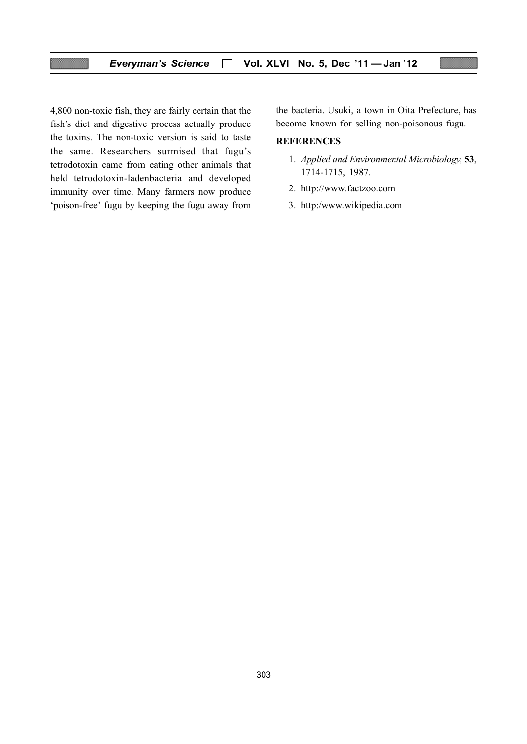4,800 non-toxic fish, they are fairly certain that the fish's diet and digestive process actually produce the toxins. The non-toxic version is said to taste the same. Researchers surmised that fugu's tetrodotoxin came from eating other animals that held tetrodotoxin-ladenbacteria and developed immunity over time. Many farmers now produce 'poison-free' fugu by keeping the fugu away from the bacteria. Usuki, a town in Oita Prefecture, has become known for selling non-poisonous fugu.

**REFERENCES**

1. *Applied and Environmental Microbiology,* **53**, 1714-1715, 1987.
2. http://www.factzoo.com
3. http:/www.wikipedia.com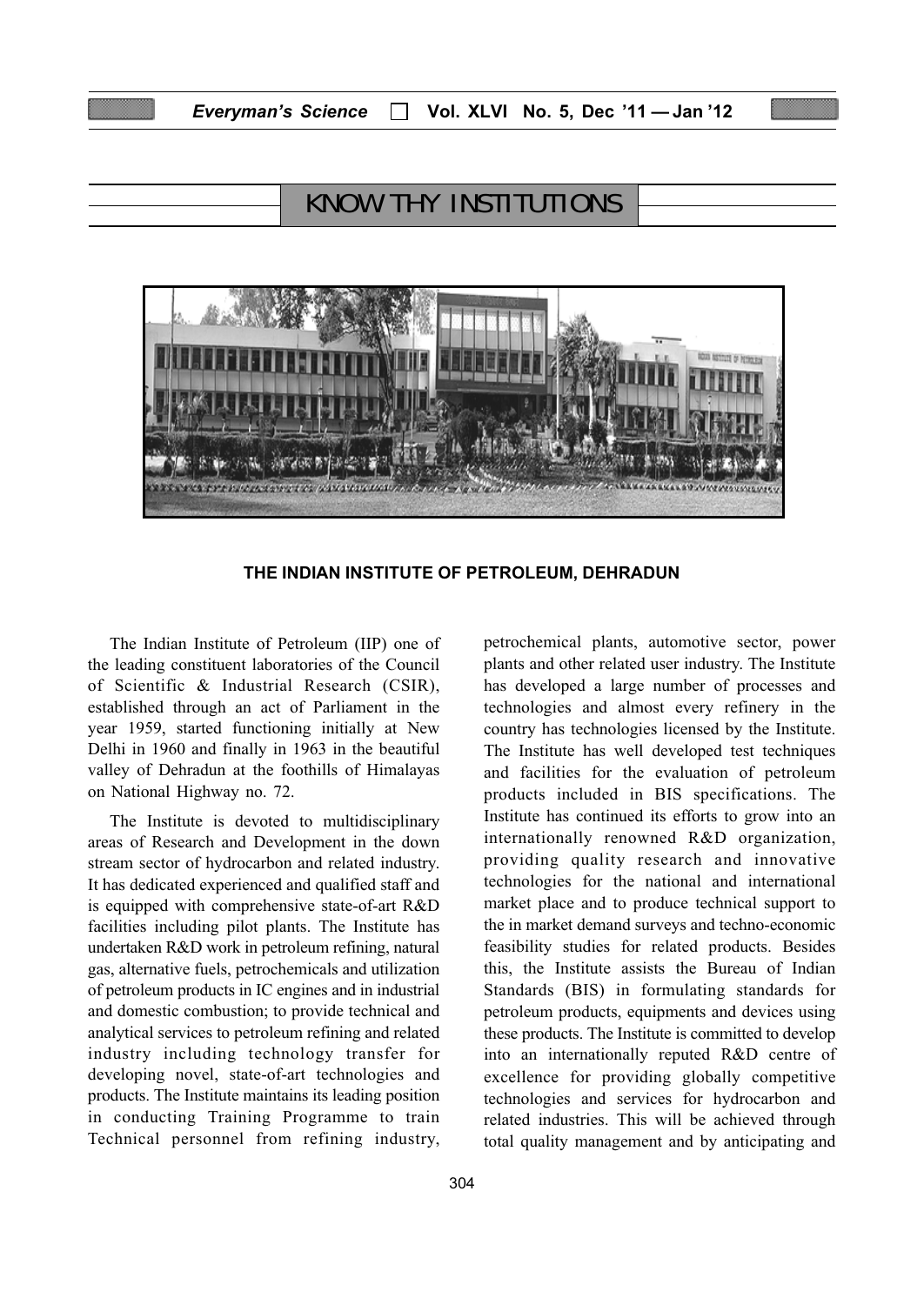## KNOW THY INSTITUTIONS

### THE INDIAN INSTITUTE OF PETROLEUM, DEHRADUN

The Indian Institute of Petroleum (IIP) one of the leading constituent laboratories of the Council of Scientific & Industrial Research (CSIR), established through an act of Parliament in the year 1959, started functioning initially at New Delhi in 1960 and finally in 1963 in the beautiful valley of Dehradun at the foothills of Himalayas on National Highway no. 72.

The Institute is devoted to multidisciplinary areas of Research and Development in the down stream sector of hydrocarbon and related industry. It has dedicated experienced and qualified staff and is equipped with comprehensive state-of-art R&D facilities including pilot plants. The Institute has undertaken R&D work in petroleum refining, natural gas, alternative fuels, petrochemicals and utilization of petroleum products in IC engines and in industrial and domestic combustion; to provide technical and analytical services to petroleum refining and related industry including technology transfer for developing novel, state-of-art technologies and products. The Institute maintains its leading position in conducting Training Programme to train Technical personnel from refining industry, petrochemical plants, automotive sector, power plants and other related user industry. The Institute has developed a large number of processes and technologies and almost every refinery in the country has technologies licensed by the Institute. The Institute has well developed test techniques and facilities for the evaluation of petroleum products included in BIS specifications. The Institute has continued its efforts to grow into an internationally renowned R&D organization, providing quality research and innovative technologies for the national and international market place and to produce technical support to the in market demand surveys and techno-economic feasibility studies for related products. Besides this, the Institute assists the Bureau of Indian Standards (BIS) in formulating standards for petroleum products, equipments and devices using these products. The Institute is committed to develop into an internationally reputed R&D centre of excellence for providing globally competitive technologies and services for hydrocarbon and related industries. This will be achieved through total quality management and by anticipating and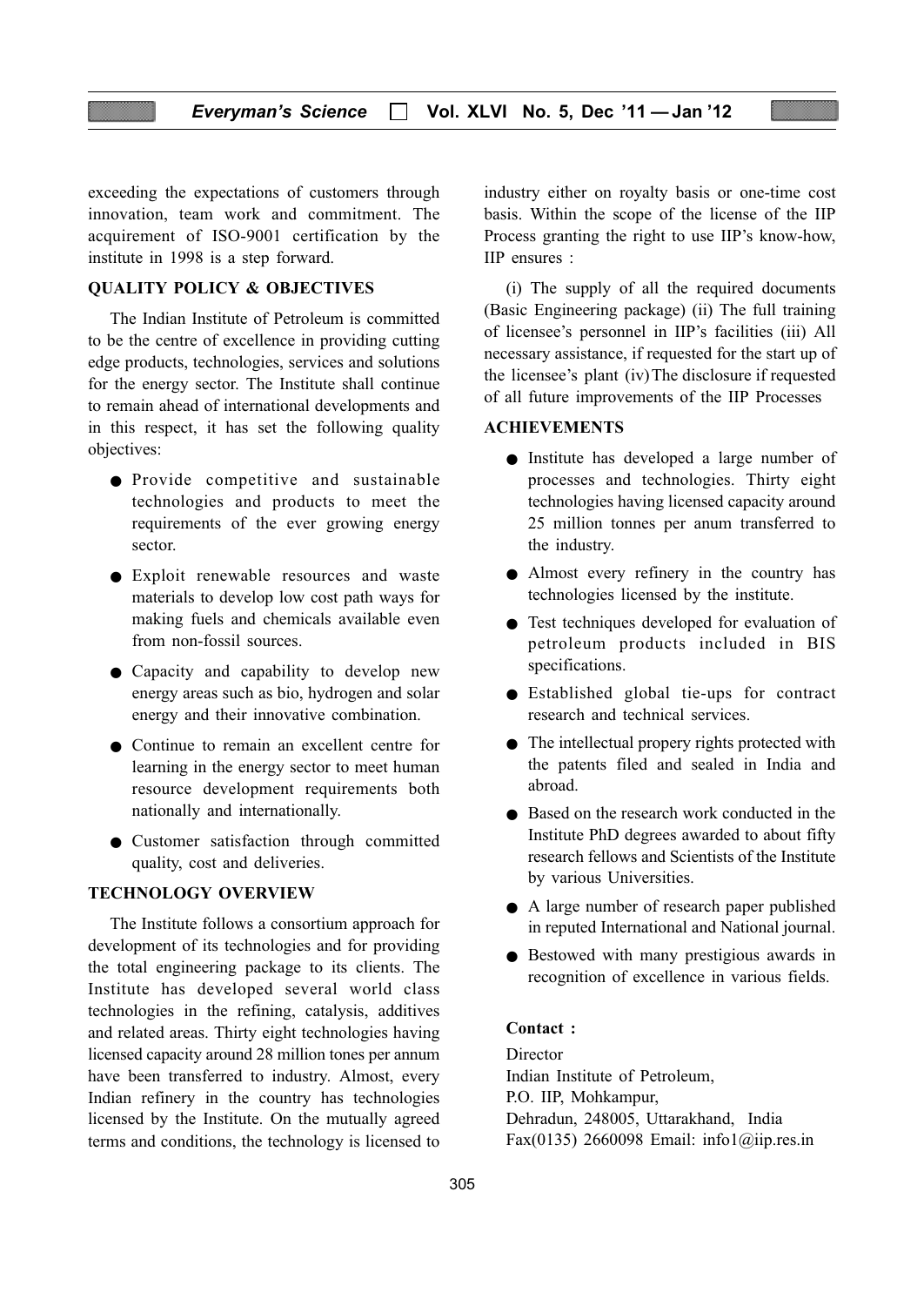exceeding the expectations of customers through innovation, team work and commitment. The acquirement of ISO-9001 certification by the institute in 1998 is a step forward.

## QUALITY POLICY & OBJECTIVES

The Indian Institute of Petroleum is committed to be the centre of excellence in providing cutting edge products, technologies, services and solutions for the energy sector. The Institute shall continue to remain ahead of international developments and in this respect, it has set the following quality objectives:

- Provide competitive and sustainable technologies and products to meet the requirements of the ever growing energy sector.
- Exploit renewable resources and waste materials to develop low cost path ways for making fuels and chemicals available even from non-fossil sources.
- Capacity and capability to develop new energy areas such as bio, hydrogen and solar energy and their innovative combination.
- Continue to remain an excellent centre for learning in the energy sector to meet human resource development requirements both nationally and internationally.
- Customer satisfaction through committed quality, cost and deliveries.

## TECHNOLOGY OVERVIEW

The Institute follows a consortium approach for development of its technologies and for providing the total engineering package to its clients. The Institute has developed several world class technologies in the refining, catalysis, additives and related areas. Thirty eight technologies having licensed capacity around 28 million tones per annum have been transferred to industry. Almost, every Indian refinery in the country has technologies licensed by the Institute. On the mutually agreed terms and conditions, the technology is licensed to industry either on royalty basis or one-time cost basis. Within the scope of the license of the IIP Process granting the right to use IIP's know-how, IIP ensures :

(i) The supply of all the required documents (Basic Engineering package) (ii) The full training of licensee's personnel in IIP's facilities (iii) All necessary assistance, if requested for the start up of the licensee's plant (iv) The disclosure if requested of all future improvements of the IIP Processes

## ACHIEVEMENTS

- Institute has developed a large number of processes and technologies. Thirty eight technologies having licensed capacity around 25 million tonnes per anum transferred to the industry.
- Almost every refinery in the country has technologies licensed by the institute.
- Test techniques developed for evaluation of petroleum products included in BIS specifications.
- Established global tie-ups for contract research and technical services.
- The intellectual propery rights protected with the patents filed and sealed in India and abroad.
- Based on the research work conducted in the Institute PhD degrees awarded to about fifty research fellows and Scientists of the Institute by various Universities.
- A large number of research paper published in reputed International and National journal.
- Bestowed with many prestigious awards in recognition of excellence in various fields.

**Contact :**

Director
Indian Institute of Petroleum,
P.O. IIP, Mohkampur,
Dehradun, 248005, Uttarakhand, India
Fax(0135) 2660098 Email: info1@iip.res.in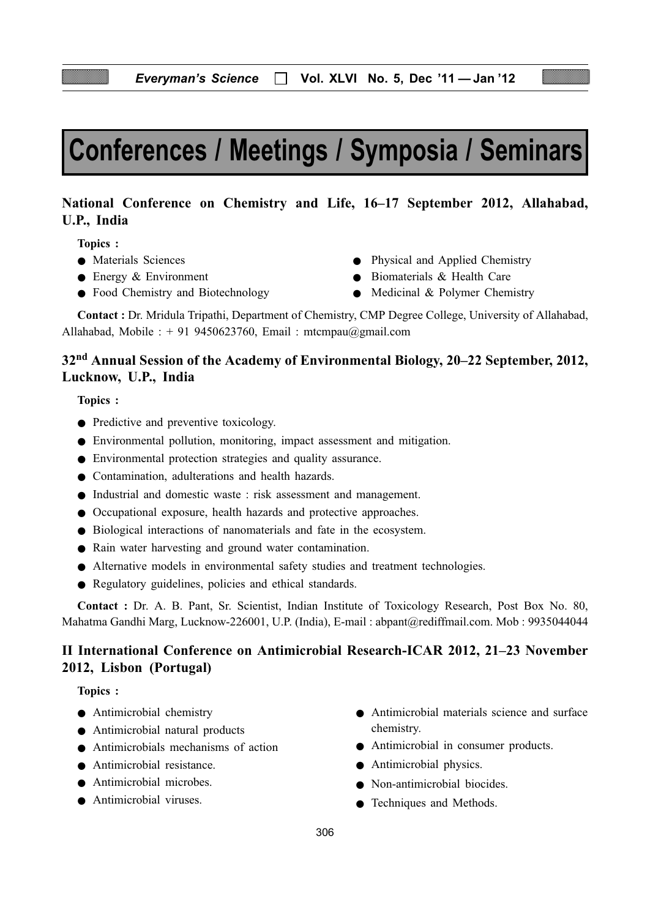# Conferences / Meetings / Symposia / Seminars

## National Conference on Chemistry and Life, 16–17 September 2012, Allahabad, U.P., India

**Topics :**

- Materials Sciences
- Energy & Environment
- Food Chemistry and Biotechnology
- Physical and Applied Chemistry
- Biomaterials & Health Care
- Medicinal & Polymer Chemistry

**Contact :** Dr. Mridula Tripathi, Department of Chemistry, CMP Degree College, University of Allahabad, Allahabad, Mobile : + 91 9450623760, Email : mtcmpau@gmail.com

## 32nd Annual Session of the Academy of Environmental Biology, 20–22 September, 2012, Lucknow, U.P., India

**Topics :**

- Predictive and preventive toxicology.
- Environmental pollution, monitoring, impact assessment and mitigation.
- Environmental protection strategies and quality assurance.
- Contamination, adulterations and health hazards.
- Industrial and domestic waste : risk assessment and management.
- Occupational exposure, health hazards and protective approaches.
- Biological interactions of nanomaterials and fate in the ecosystem.
- Rain water harvesting and ground water contamination.
- Alternative models in environmental safety studies and treatment technologies.
- Regulatory guidelines, policies and ethical standards.

**Contact :** Dr. A. B. Pant, Sr. Scientist, Indian Institute of Toxicology Research, Post Box No. 80, Mahatma Gandhi Marg, Lucknow-226001, U.P. (India), E-mail : abpant@rediffmail.com. Mob : 9935044044

## II International Conference on Antimicrobial Research-ICAR 2012, 21–23 November 2012, Lisbon (Portugal)

**Topics :**

- Antimicrobial chemistry
- Antimicrobial natural products
- Antimicrobials mechanisms of action
- Antimicrobial resistance.
- Antimicrobial microbes.
- Antimicrobial viruses.
- Antimicrobial materials science and surface chemistry.
- Antimicrobial in consumer products.
- Antimicrobial physics.
- Non-antimicrobial biocides.
- Techniques and Methods.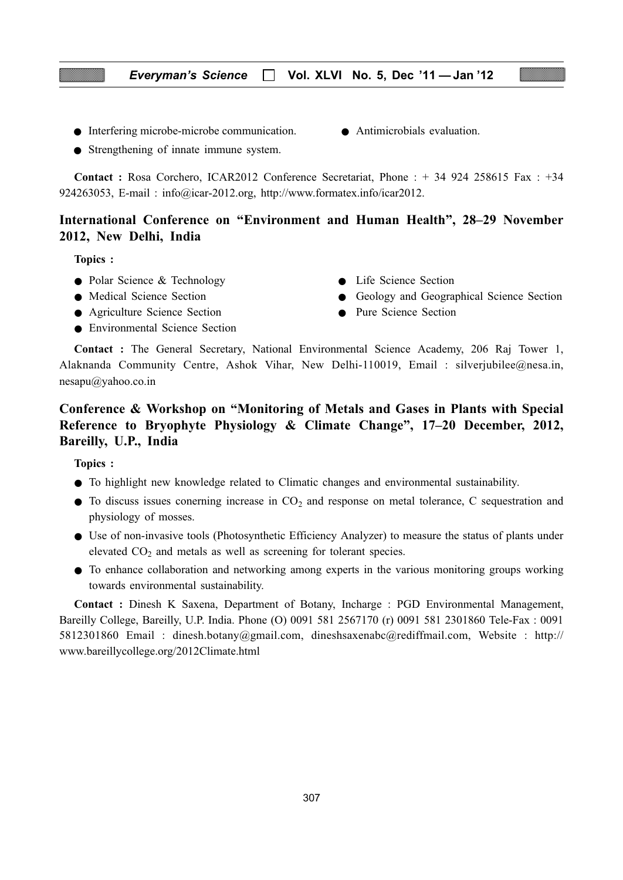- Interfering microbe-microbe communication.
- Antimicrobials evaluation.
- Strengthening of innate immune system.

**Contact :** Rosa Corchero, ICAR2012 Conference Secretariat, Phone : + 34 924 258615 Fax : +34 924263053, E-mail : info@icar-2012.org, http://www.formatex.info/icar2012.

## International Conference on "Environment and Human Health", 28–29 November 2012, New Delhi, India

**Topics :**

- Polar Science & Technology
- Life Science Section
- Medical Science Section
- Geology and Geographical Science Section
- Agriculture Science Section
- Pure Science Section
- Environmental Science Section

**Contact :** The General Secretary, National Environmental Science Academy, 206 Raj Tower 1, Alaknanda Community Centre, Ashok Vihar, New Delhi-110019, Email : silverjubilee@nesa.in, nesapu@yahoo.co.in

## Conference & Workshop on "Monitoring of Metals and Gases in Plants with Special Reference to Bryophyte Physiology & Climate Change", 17–20 December, 2012, Bareilly, U.P., India

**Topics :**

- To highlight new knowledge related to Climatic changes and environmental sustainability.
- To discuss issues conerning increase in $CO_2$ and response on metal tolerance, C sequestration and physiology of mosses.
- Use of non-invasive tools (Photosynthetic Efficiency Analyzer) to measure the status of plants under elevated $CO_2$ and metals as well as screening for tolerant species.
- To enhance collaboration and networking among experts in the various monitoring groups working towards environmental sustainability.

**Contact :** Dinesh K Saxena, Department of Botany, Incharge : PGD Environmental Management, Bareilly College, Bareilly, U.P. India. Phone (O) 0091 581 2567170 (r) 0091 581 2301860 Tele-Fax : 0091 5812301860 Email : dinesh.botany@gmail.com, dineshsaxenabc@rediffmail.com, Website : http://www.bareillycollege.org/2012Climate.html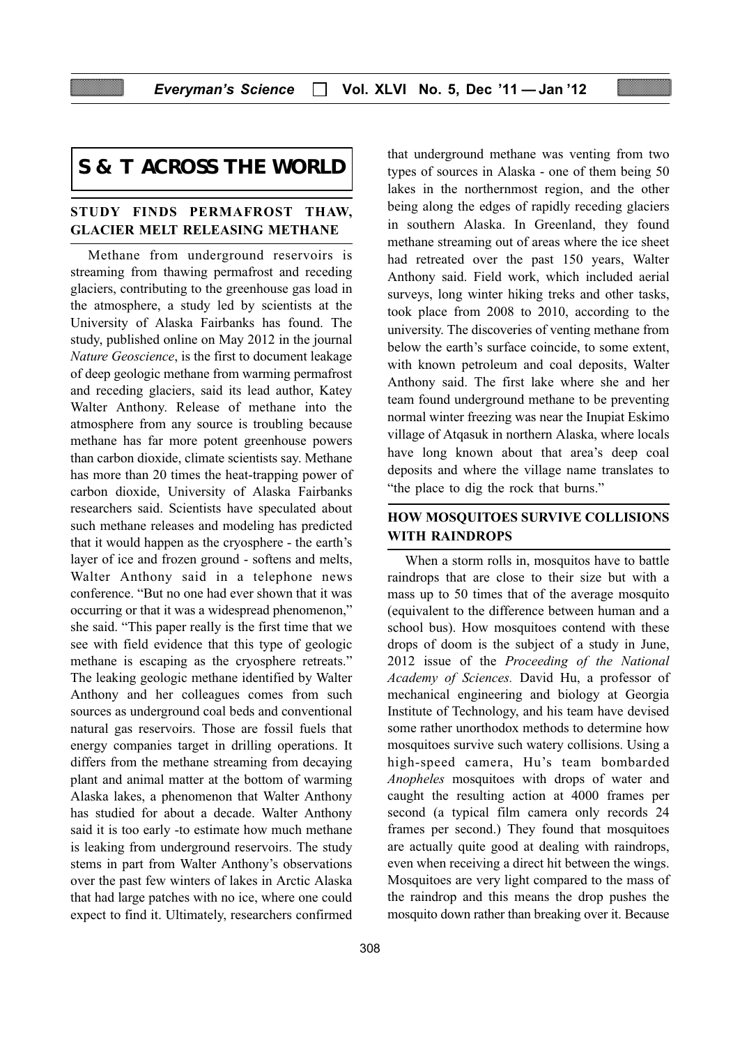# S & T ACROSS THE WORLD

## STUDY FINDS PERMAFROST THAW, GLACIER MELT RELEASING METHANE

Methane from underground reservoirs is streaming from thawing permafrost and receding glaciers, contributing to the greenhouse gas load in the atmosphere, a study led by scientists at the University of Alaska Fairbanks has found. The study, published online on May 2012 in the journal *Nature Geoscience*, is the first to document leakage of deep geologic methane from warming permafrost and receding glaciers, said its lead author, Katey Walter Anthony. Release of methane into the atmosphere from any source is troubling because methane has far more potent greenhouse powers than carbon dioxide, climate scientists say. Methane has more than 20 times the heat-trapping power of carbon dioxide, University of Alaska Fairbanks researchers said. Scientists have speculated about such methane releases and modeling has predicted that it would happen as the cryosphere - the earth's layer of ice and frozen ground - softens and melts, Walter Anthony said in a telephone news conference. "But no one had ever shown that it was occurring or that it was a widespread phenomenon," she said. "This paper really is the first time that we see with field evidence that this type of geologic methane is escaping as the cryosphere retreats." The leaking geologic methane identified by Walter Anthony and her colleagues comes from such sources as underground coal beds and conventional natural gas reservoirs. Those are fossil fuels that energy companies target in drilling operations. It differs from the methane streaming from decaying plant and animal matter at the bottom of warming Alaska lakes, a phenomenon that Walter Anthony has studied for about a decade. Walter Anthony said it is too early -to estimate how much methane is leaking from underground reservoirs. The study stems in part from Walter Anthony's observations over the past few winters of lakes in Arctic Alaska that had large patches with no ice, where one could expect to find it. Ultimately, researchers confirmed that underground methane was venting from two types of sources in Alaska - one of them being 50 lakes in the northernmost region, and the other being along the edges of rapidly receding glaciers in southern Alaska. In Greenland, they found methane streaming out of areas where the ice sheet had retreated over the past 150 years, Walter Anthony said. Field work, which included aerial surveys, long winter hiking treks and other tasks, took place from 2008 to 2010, according to the university. The discoveries of venting methane from below the earth's surface coincide, to some extent, with known petroleum and coal deposits, Walter Anthony said. The first lake where she and her team found underground methane to be preventing normal winter freezing was near the Inupiat Eskimo village of Atqasuk in northern Alaska, where locals have long known about that area's deep coal deposits and where the village name translates to "the place to dig the rock that burns."

## HOW MOSQUITOES SURVIVE COLLISIONS WITH RAINDROPS

When a storm rolls in, mosquitos have to battle raindrops that are close to their size but with a mass up to 50 times that of the average mosquito (equivalent to the difference between human and a school bus). How mosquitoes contend with these drops of doom is the subject of a study in June, 2012 issue of the *Proceeding of the National Academy of Sciences.* David Hu, a professor of mechanical engineering and biology at Georgia Institute of Technology, and his team have devised some rather unorthodox methods to determine how mosquitoes survive such watery collisions. Using a high-speed camera, Hu's team bombarded *Anopheles* mosquitoes with drops of water and caught the resulting action at 4000 frames per second (a typical film camera only records 24 frames per second.) They found that mosquitoes are actually quite good at dealing with raindrops, even when receiving a direct hit between the wings. Mosquitoes are very light compared to the mass of the raindrop and this means the drop pushes the mosquito down rather than breaking over it. Because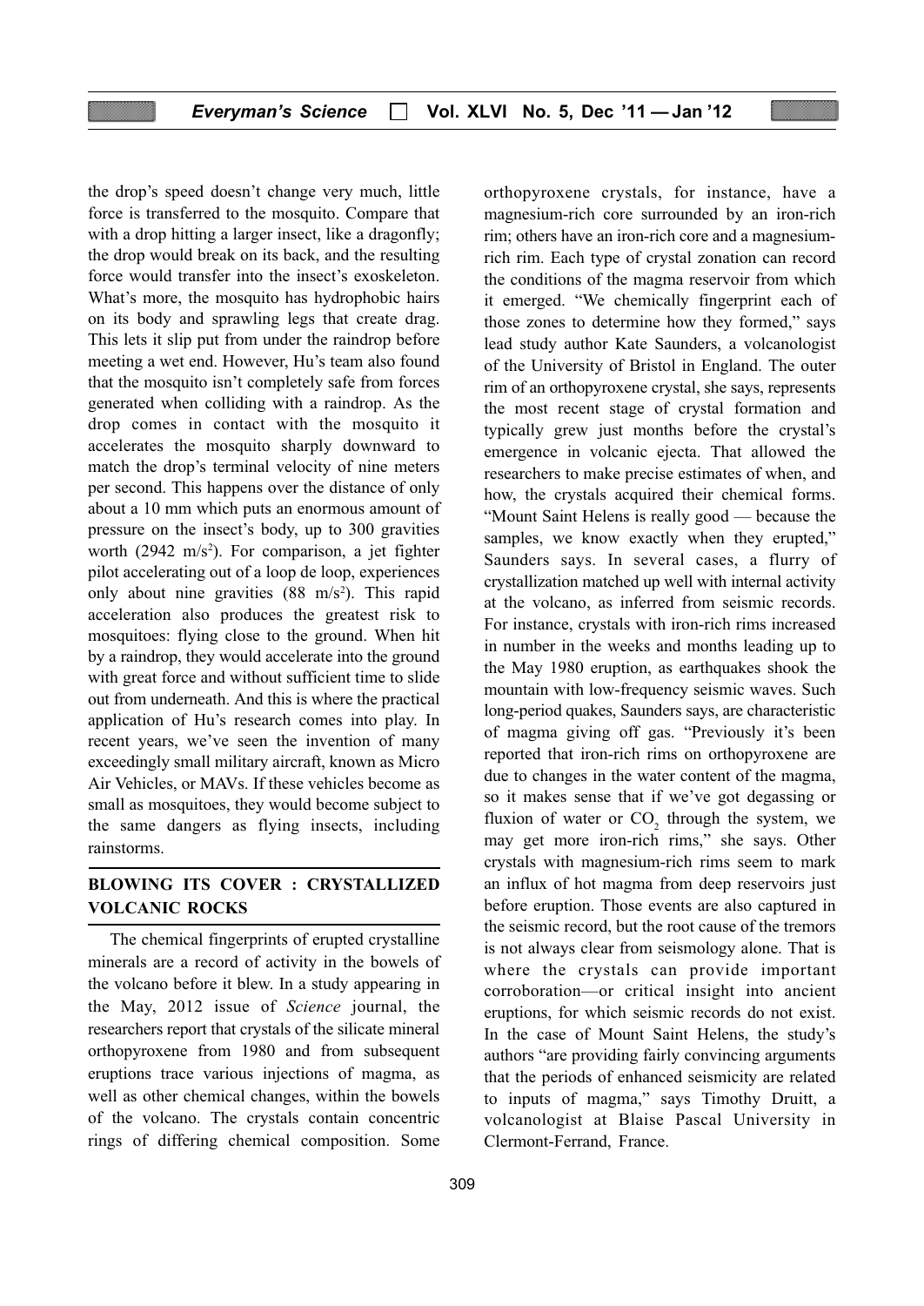the drop's speed doesn't change very much, little force is transferred to the mosquito. Compare that with a drop hitting a larger insect, like a dragonfly; the drop would break on its back, and the resulting force would transfer into the insect's exoskeleton. What's more, the mosquito has hydrophobic hairs on its body and sprawling legs that create drag. This lets it slip put from under the raindrop before meeting a wet end. However, Hu's team also found that the mosquito isn't completely safe from forces generated when colliding with a raindrop. As the drop comes in contact with the mosquito it accelerates the mosquito sharply downward to match the drop's terminal velocity of nine meters per second. This happens over the distance of only about a 10 mm which puts an enormous amount of pressure on the insect's body, up to 300 gravities worth (2942 $m/s^2$). For comparison, a jet fighter pilot accelerating out of a loop de loop, experiences only about nine gravities (88 $m/s^2$). This rapid acceleration also produces the greatest risk to mosquitoes: flying close to the ground. When hit by a raindrop, they would accelerate into the ground with great force and without sufficient time to slide out from underneath. And this is where the practical application of Hu's research comes into play. In recent years, we've seen the invention of many exceedingly small military aircraft, known as Micro Air Vehicles, or MAVs. If these vehicles become as small as mosquitoes, they would become subject to the same dangers as flying insects, including rainstorms.

## BLOWING ITS COVER : CRYSTALLIZED VOLCANIC ROCKS

The chemical fingerprints of erupted crystalline minerals are a record of activity in the bowels of the volcano before it blew. In a study appearing in the May, 2012 issue of *Science* journal, the researchers report that crystals of the silicate mineral orthopyroxene from 1980 and from subsequent eruptions trace various injections of magma, as well as other chemical changes, within the bowels of the volcano. The crystals contain concentric rings of differing chemical composition. Some orthopyroxene crystals, for instance, have a magnesium-rich core surrounded by an iron-rich rim; others have an iron-rich core and a magnesium-rich rim. Each type of crystal zonation can record the conditions of the magma reservoir from which it emerged. "We chemically fingerprint each of those zones to determine how they formed," says lead study author Kate Saunders, a volcanologist of the University of Bristol in England. The outer rim of an orthopyroxene crystal, she says, represents the most recent stage of crystal formation and typically grew just months before the crystal's emergence in volcanic ejecta. That allowed the researchers to make precise estimates of when, and how, the crystals acquired their chemical forms. "Mount Saint Helens is really good — because the samples, we know exactly when they erupted," Saunders says. In several cases, a flurry of crystallization matched up well with internal activity at the volcano, as inferred from seismic records. For instance, crystals with iron-rich rims increased in number in the weeks and months leading up to the May 1980 eruption, as earthquakes shook the mountain with low-frequency seismic waves. Such long-period quakes, Saunders says, are characteristic of magma giving off gas. "Previously it's been reported that iron-rich rims on orthopyroxene are due to changes in the water content of the magma, so it makes sense that if we've got degassing or fluxion of water or $CO_2$ through the system, we may get more iron-rich rims," she says. Other crystals with magnesium-rich rims seem to mark an influx of hot magma from deep reservoirs just before eruption. Those events are also captured in the seismic record, but the root cause of the tremors is not always clear from seismology alone. That is where the crystals can provide important corroboration—or critical insight into ancient eruptions, for which seismic records do not exist. In the case of Mount Saint Helens, the study's authors "are providing fairly convincing arguments that the periods of enhanced seismicity are related to inputs of magma," says Timothy Druitt, a volcanologist at Blaise Pascal University in Clermont-Ferrand, France.